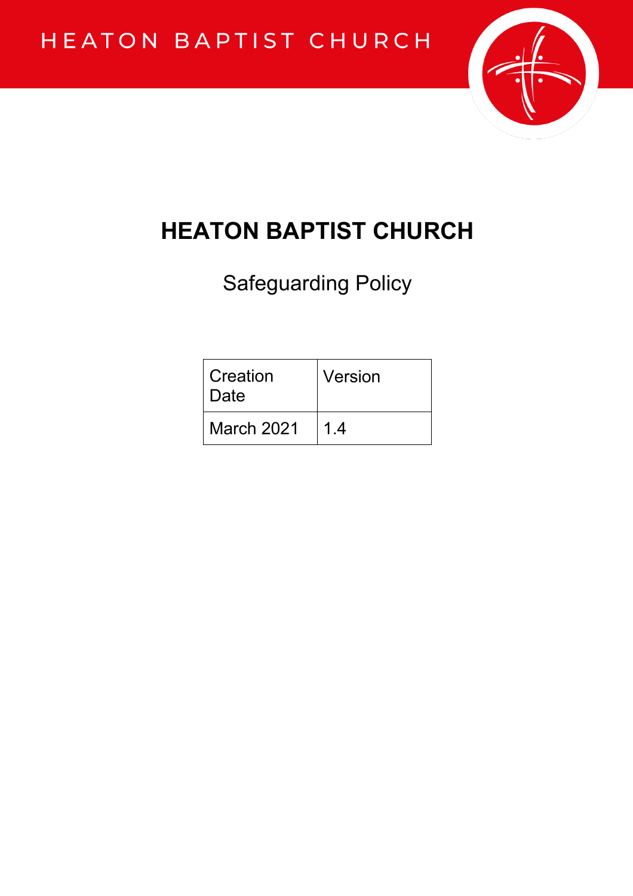HEATON BAPTIST CHURCH

# HEATON BAPTIST CHURCH

Safeguarding Policy

| Creation Date | Version |
| --- | --- |
| March 2021 | 1.4 |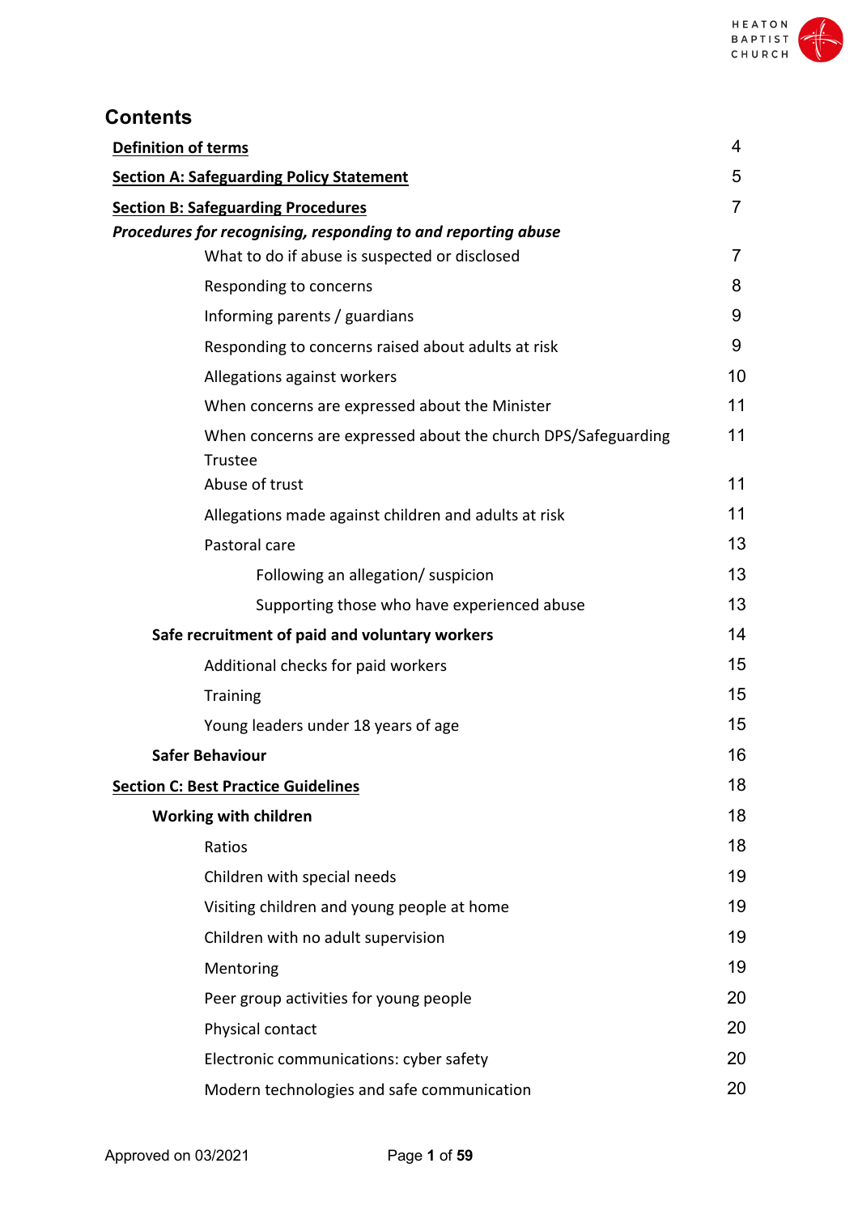## Contents

| | |
|---|---|
| **Definition of terms** | 4 |
| **Section A: Safeguarding Policy Statement** | 5 |
| **Section B: Safeguarding Procedures** | 7 |
| ***Procedures for recognising, responding to and reporting abuse*** | |
| What to do if abuse is suspected or disclosed | 7 |
| Responding to concerns | 8 |
| Informing parents / guardians | 9 |
| Responding to concerns raised about adults at risk | 9 |
| Allegations against workers | 10 |
| When concerns are expressed about the Minister | 11 |
| When concerns are expressed about the church DPS/Safeguarding Trustee | 11 |
| Abuse of trust | 11 |
| Allegations made against children and adults at risk | 11 |
| Pastoral care | 13 |
| Following an allegation/ suspicion | 13 |
| Supporting those who have experienced abuse | 13 |
| **Safe recruitment of paid and voluntary workers** | 14 |
| Additional checks for paid workers | 15 |
| Training | 15 |
| Young leaders under 18 years of age | 15 |
| **Safer Behaviour** | 16 |
| **Section C: Best Practice Guidelines** | 18 |
| **Working with children** | 18 |
| Ratios | 18 |
| Children with special needs | 19 |
| Visiting children and young people at home | 19 |
| Children with no adult supervision | 19 |
| Mentoring | 19 |
| Peer group activities for young people | 20 |
| Physical contact | 20 |
| Electronic communications: cyber safety | 20 |
| Modern technologies and safe communication | 20 |

Approved on 03/2021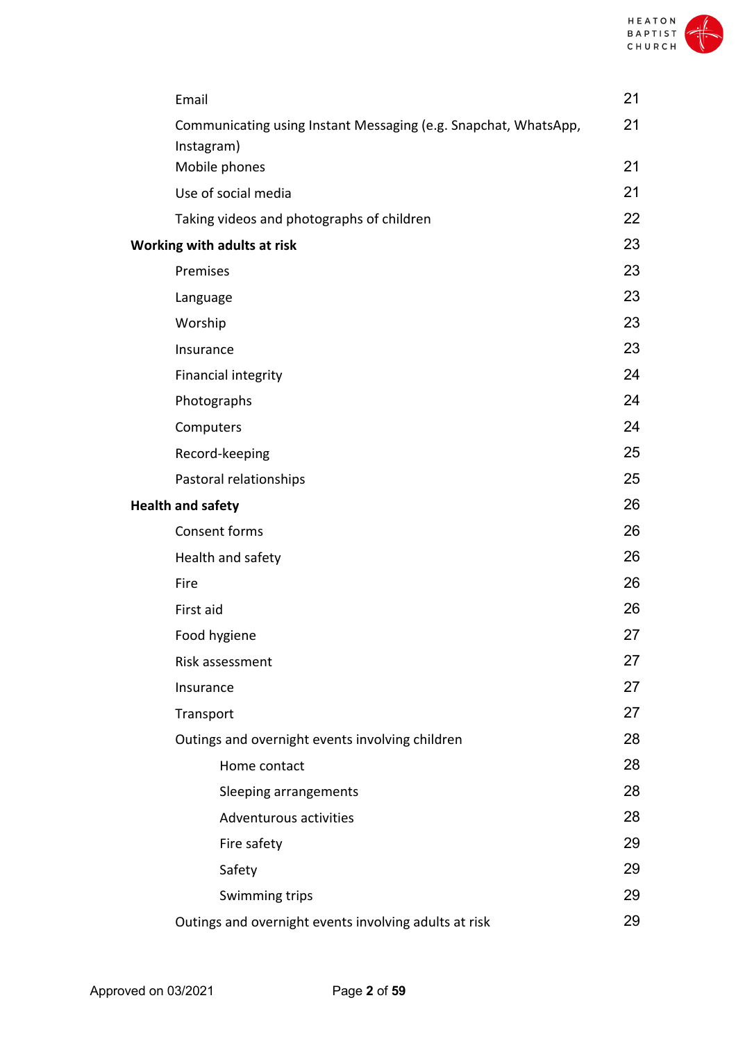| | |
|---|---|
| Email | 21 |
| Communicating using Instant Messaging (e.g. Snapchat, WhatsApp, Instagram) | 21 |
| Mobile phones | 21 |
| Use of social media | 21 |
| Taking videos and photographs of children | 22 |
| **Working with adults at risk** | 23 |
| Premises | 23 |
| Language | 23 |
| Worship | 23 |
| Insurance | 23 |
| Financial integrity | 24 |
| Photographs | 24 |
| Computers | 24 |
| Record-keeping | 25 |
| Pastoral relationships | 25 |
| **Health and safety** | 26 |
| Consent forms | 26 |
| Health and safety | 26 |
| Fire | 26 |
| First aid | 26 |
| Food hygiene | 27 |
| Risk assessment | 27 |
| Insurance | 27 |
| Transport | 27 |
| Outings and overnight events involving children | 28 |
| Home contact | 28 |
| Sleeping arrangements | 28 |
| Adventurous activities | 28 |
| Fire safety | 29 |
| Safety | 29 |
| Swimming trips | 29 |
| Outings and overnight events involving adults at risk | 29 |

Approved on 03/2021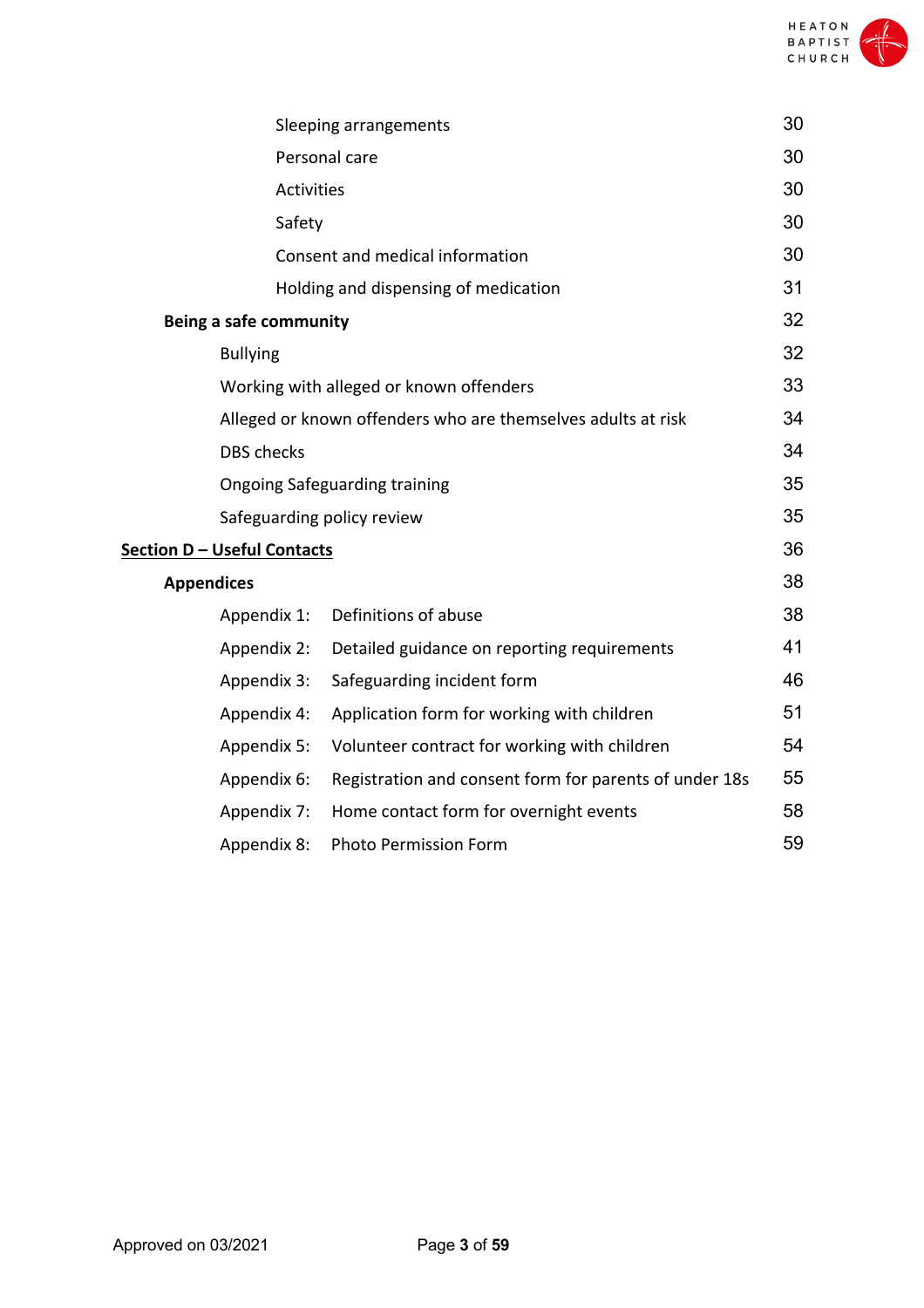| | |
|---|---|
| Sleeping arrangements | 30 |
| Personal care | 30 |
| Activities | 30 |
| Safety | 30 |
| Consent and medical information | 30 |
| Holding and dispensing of medication | 31 |
| **Being a safe community** | 32 |
| Bullying | 32 |
| Working with alleged or known offenders | 33 |
| Alleged or known offenders who are themselves adults at risk | 34 |
| DBS checks | 34 |
| Ongoing Safeguarding training | 35 |
| Safeguarding policy review | 35 |
| **Section D – Useful Contacts** | 36 |
| **Appendices** | 38 |
| Appendix 1: Definitions of abuse | 38 |
| Appendix 2: Detailed guidance on reporting requirements | 41 |
| Appendix 3: Safeguarding incident form | 46 |
| Appendix 4: Application form for working with children | 51 |
| Appendix 5: Volunteer contract for working with children | 54 |
| Appendix 6: Registration and consent form for parents of under 18s | 55 |
| Appendix 7: Home contact form for overnight events | 58 |
| Appendix 8: Photo Permission Form | 59 |

Approved on 03/2021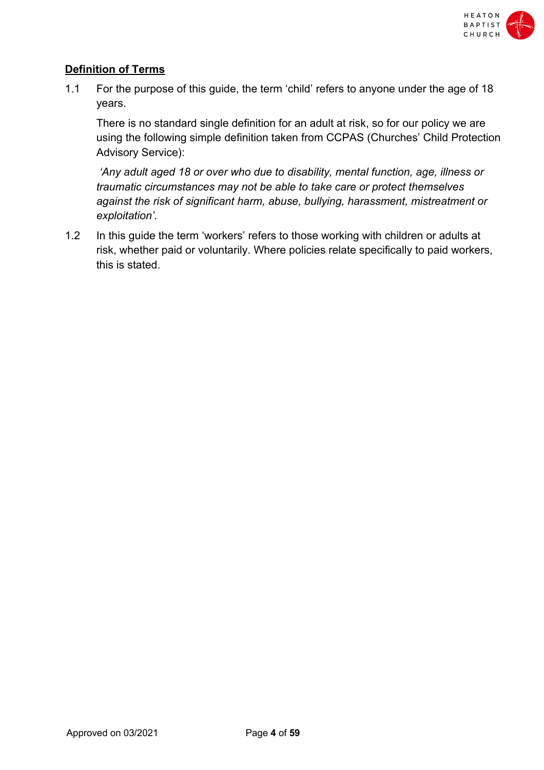## Definition of Terms

1.1 For the purpose of this guide, the term 'child' refers to anyone under the age of 18 years.

There is no standard single definition for an adult at risk, so for our policy we are using the following simple definition taken from CCPAS (Churches' Child Protection Advisory Service):

*'Any adult aged 18 or over who due to disability, mental function, age, illness or traumatic circumstances may not be able to take care or protect themselves against the risk of significant harm, abuse, bullying, harassment, mistreatment or exploitation'.*

1.2 In this guide the term 'workers' refers to those working with children or adults at risk, whether paid or voluntarily. Where policies relate specifically to paid workers, this is stated.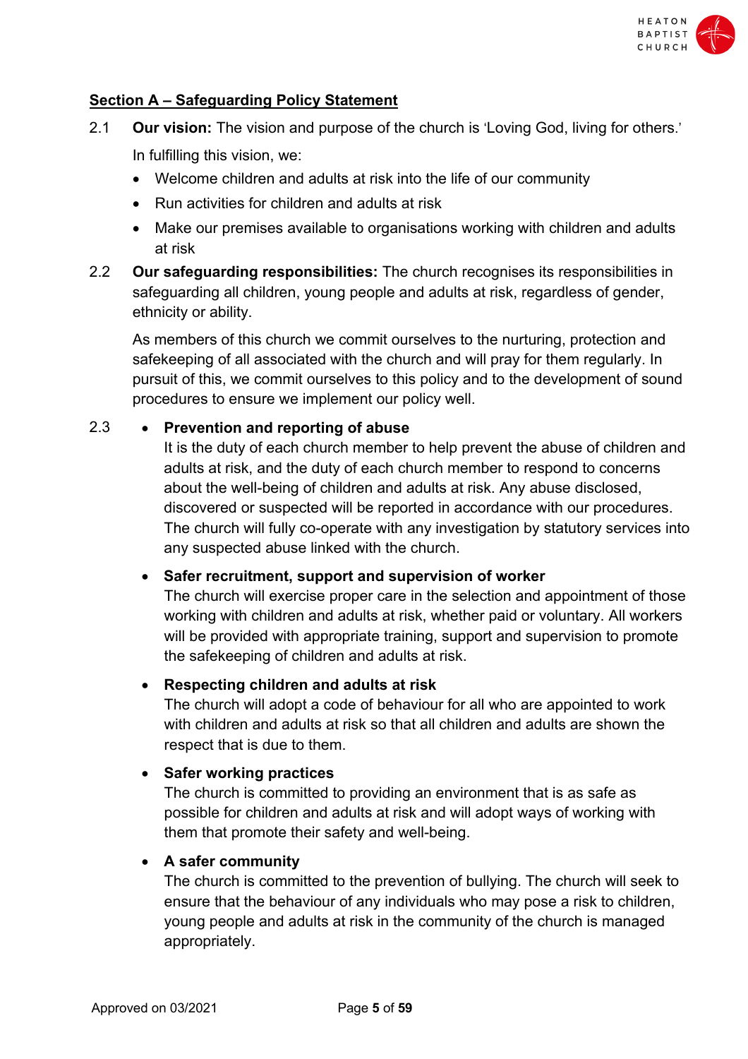## Section A – Safeguarding Policy Statement

2.1 **Our vision:** The vision and purpose of the church is 'Loving God, living for others.'

In fulfilling this vision, we:

- Welcome children and adults at risk into the life of our community
- Run activities for children and adults at risk
- Make our premises available to organisations working with children and adults at risk

2.2 **Our safeguarding responsibilities:** The church recognises its responsibilities in safeguarding all children, young people and adults at risk, regardless of gender, ethnicity or ability.

As members of this church we commit ourselves to the nurturing, protection and safekeeping of all associated with the church and will pray for them regularly. In pursuit of this, we commit ourselves to this policy and to the development of sound procedures to ensure we implement our policy well.

2.3

- **Prevention and reporting of abuse**
  It is the duty of each church member to help prevent the abuse of children and adults at risk, and the duty of each church member to respond to concerns about the well-being of children and adults at risk. Any abuse disclosed, discovered or suspected will be reported in accordance with our procedures. The church will fully co-operate with any investigation by statutory services into any suspected abuse linked with the church.

- **Safer recruitment, support and supervision of worker**
  The church will exercise proper care in the selection and appointment of those working with children and adults at risk, whether paid or voluntary. All workers will be provided with appropriate training, support and supervision to promote the safekeeping of children and adults at risk.

- **Respecting children and adults at risk**
  The church will adopt a code of behaviour for all who are appointed to work with children and adults at risk so that all children and adults are shown the respect that is due to them.

- **Safer working practices**
  The church is committed to providing an environment that is as safe as possible for children and adults at risk and will adopt ways of working with them that promote their safety and well-being.

- **A safer community**
  The church is committed to the prevention of bullying. The church will seek to ensure that the behaviour of any individuals who may pose a risk to children, young people and adults at risk in the community of the church is managed appropriately.

Approved on 03/2021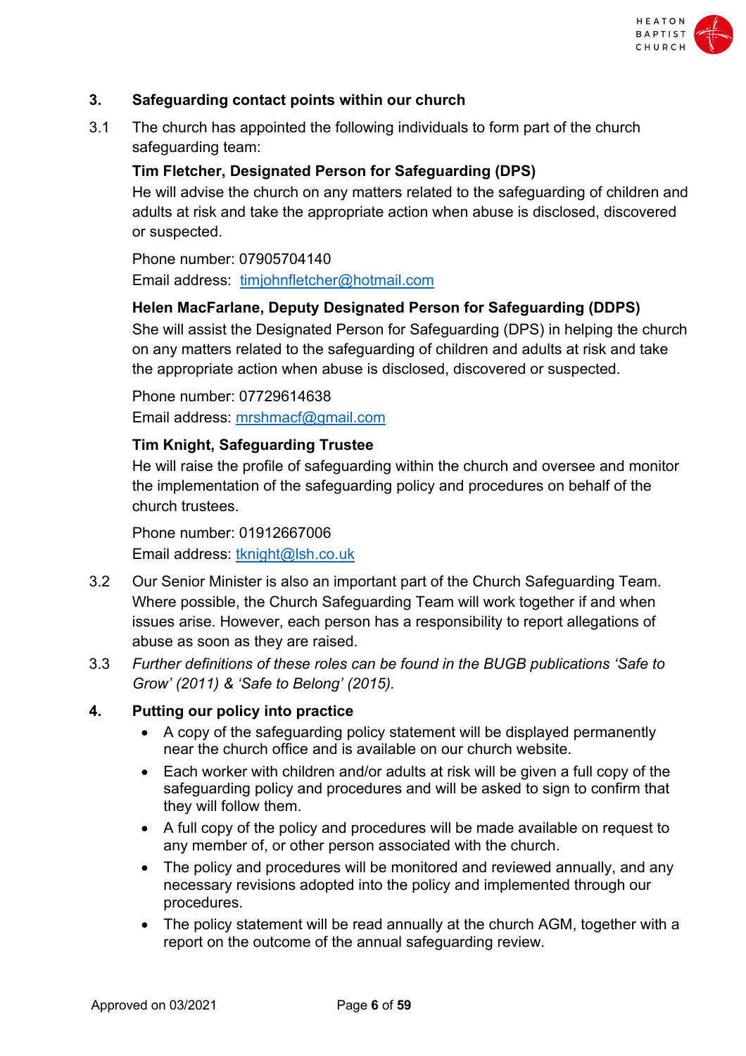## 3. Safeguarding contact points within our church

3.1 The church has appointed the following individuals to form part of the church safeguarding team:

**Tim Fletcher, Designated Person for Safeguarding (DPS)**
He will advise the church on any matters related to the safeguarding of children and adults at risk and take the appropriate action when abuse is disclosed, discovered or suspected.

Phone number: 07905704140
Email address: timjohnfletcher@hotmail.com

**Helen MacFarlane, Deputy Designated Person for Safeguarding (DDPS)**
She will assist the Designated Person for Safeguarding (DPS) in helping the church on any matters related to the safeguarding of children and adults at risk and take the appropriate action when abuse is disclosed, discovered or suspected.

Phone number: 07729614638
Email address: mrshmacf@gmail.com

**Tim Knight, Safeguarding Trustee**
He will raise the profile of safeguarding within the church and oversee and monitor the implementation of the safeguarding policy and procedures on behalf of the church trustees.

Phone number: 01912667006
Email address: tknight@lsh.co.uk

3.2 Our Senior Minister is also an important part of the Church Safeguarding Team. Where possible, the Church Safeguarding Team will work together if and when issues arise. However, each person has a responsibility to report allegations of abuse as soon as they are raised.

3.3 *Further definitions of these roles can be found in the BUGB publications 'Safe to Grow' (2011) & 'Safe to Belong' (2015).*

## 4. Putting our policy into practice

- A copy of the safeguarding policy statement will be displayed permanently near the church office and is available on our church website.
- Each worker with children and/or adults at risk will be given a full copy of the safeguarding policy and procedures and will be asked to sign to confirm that they will follow them.
- A full copy of the policy and procedures will be made available on request to any member of, or other person associated with the church.
- The policy and procedures will be monitored and reviewed annually, and any necessary revisions adopted into the policy and implemented through our procedures.
- The policy statement will be read annually at the church AGM, together with a report on the outcome of the annual safeguarding review.

Approved on 03/2021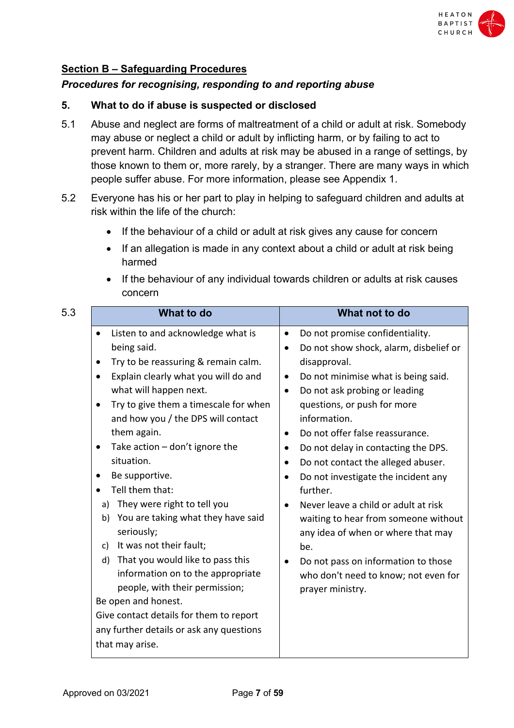## Section B – Safeguarding Procedures

***Procedures for recognising, responding to and reporting abuse***

### 5. What to do if abuse is suspected or disclosed

5.1 Abuse and neglect are forms of maltreatment of a child or adult at risk. Somebody may abuse or neglect a child or adult by inflicting harm, or by failing to act to prevent harm. Children and adults at risk may be abused in a range of settings, by those known to them or, more rarely, by a stranger. There are many ways in which people suffer abuse. For more information, please see Appendix 1.

5.2 Everyone has his or her part to play in helping to safeguard children and adults at risk within the life of the church:

- If the behaviour of a child or adult at risk gives any cause for concern
- If an allegation is made in any context about a child or adult at risk being harmed
- If the behaviour of any individual towards children or adults at risk causes concern

5.3

| What to do | What not to do |
|---|---|
| • Listen to and acknowledge what is being said.<br>• Try to be reassuring & remain calm.<br>• Explain clearly what you will do and what will happen next.<br>• Try to give them a timescale for when and how you / the DPS will contact them again.<br>• Take action – don't ignore the situation.<br>• Be supportive.<br>• Tell them that:<br>a) They were right to tell you<br>b) You are taking what they have said seriously;<br>c) It was not their fault;<br>d) That you would like to pass this information on to the appropriate people, with their permission;<br>Be open and honest.<br>Give contact details for them to report any further details or ask any questions that may arise. | • Do not promise confidentiality.<br>• Do not show shock, alarm, disbelief or disapproval.<br>• Do not minimise what is being said.<br>• Do not ask probing or leading questions, or push for more information.<br>• Do not offer false reassurance.<br>• Do not delay in contacting the DPS.<br>• Do not contact the alleged abuser.<br>• Do not investigate the incident any further.<br>• Never leave a child or adult at risk waiting to hear from someone without any idea of when or where that may be.<br>• Do not pass on information to those who don't need to know; not even for prayer ministry. |

Approved on 03/2021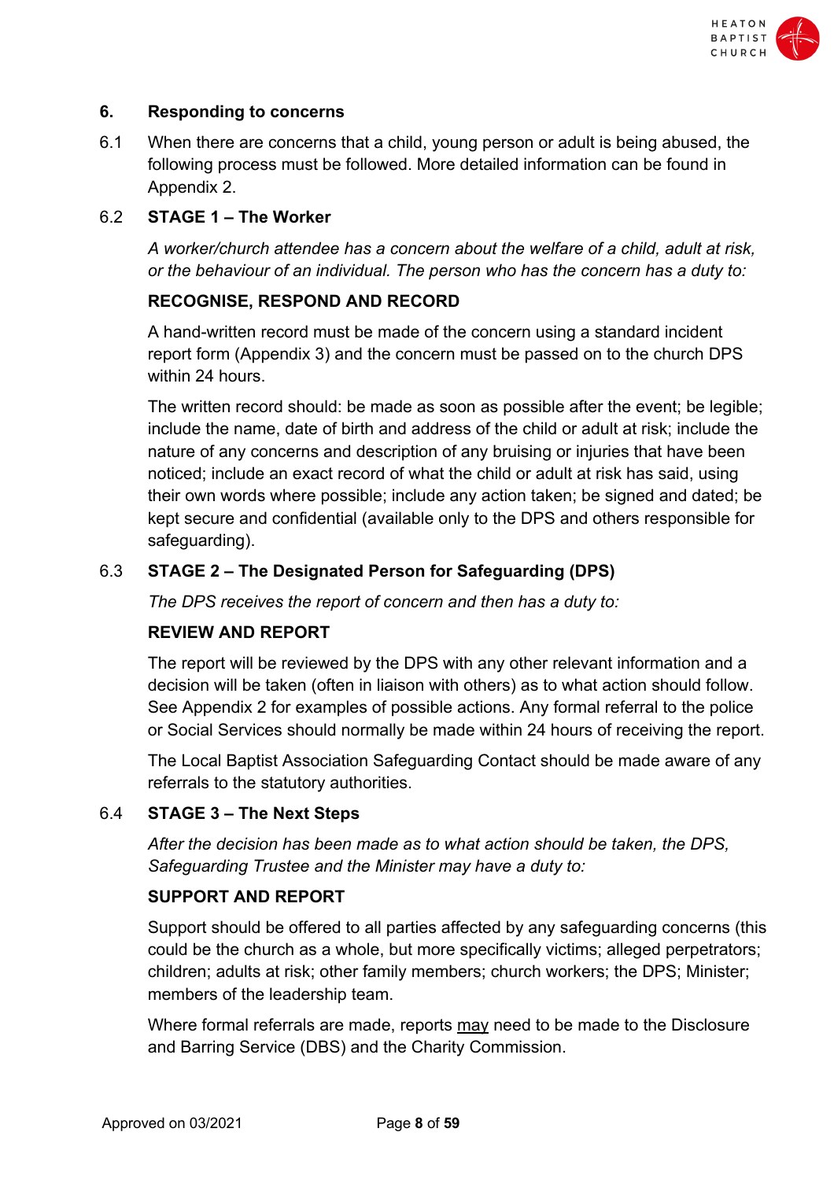## 6. Responding to concerns

6.1 When there are concerns that a child, young person or adult is being abused, the following process must be followed. More detailed information can be found in Appendix 2.

### 6.2 STAGE 1 – The Worker

*A worker/church attendee has a concern about the welfare of a child, adult at risk, or the behaviour of an individual. The person who has the concern has a duty to:*

**RECOGNISE, RESPOND AND RECORD**

A hand-written record must be made of the concern using a standard incident report form (Appendix 3) and the concern must be passed on to the church DPS within 24 hours.

The written record should: be made as soon as possible after the event; be legible; include the name, date of birth and address of the child or adult at risk; include the nature of any concerns and description of any bruising or injuries that have been noticed; include an exact record of what the child or adult at risk has said, using their own words where possible; include any action taken; be signed and dated; be kept secure and confidential (available only to the DPS and others responsible for safeguarding).

### 6.3 STAGE 2 – The Designated Person for Safeguarding (DPS)

*The DPS receives the report of concern and then has a duty to:*

**REVIEW AND REPORT**

The report will be reviewed by the DPS with any other relevant information and a decision will be taken (often in liaison with others) as to what action should follow. See Appendix 2 for examples of possible actions. Any formal referral to the police or Social Services should normally be made within 24 hours of receiving the report.

The Local Baptist Association Safeguarding Contact should be made aware of any referrals to the statutory authorities.

### 6.4 STAGE 3 – The Next Steps

*After the decision has been made as to what action should be taken, the DPS, Safeguarding Trustee and the Minister may have a duty to:*

**SUPPORT AND REPORT**

Support should be offered to all parties affected by any safeguarding concerns (this could be the church as a whole, but more specifically victims; alleged perpetrators; children; adults at risk; other family members; church workers; the DPS; Minister; members of the leadership team.

Where formal referrals are made, reports <u>may</u> need to be made to the Disclosure and Barring Service (DBS) and the Charity Commission.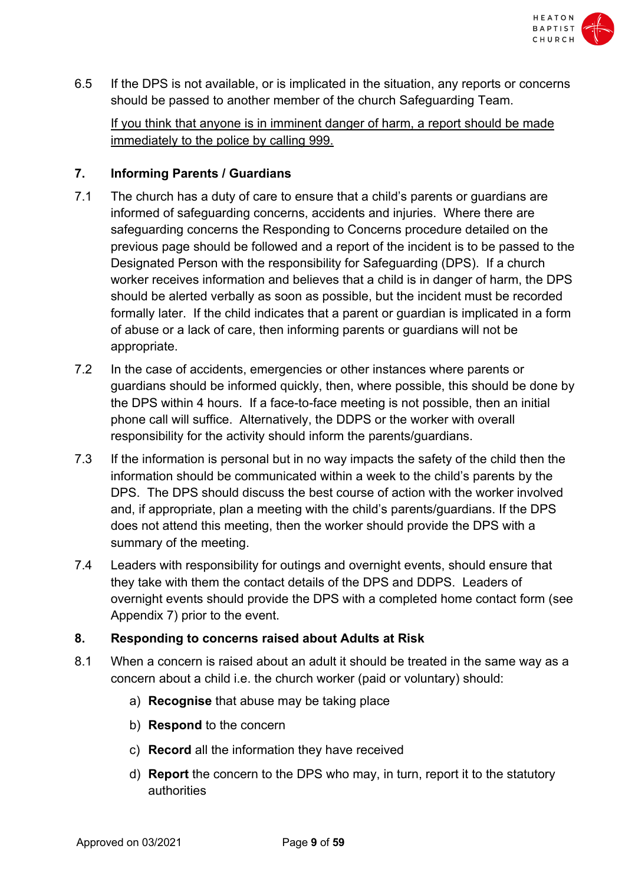6.5 If the DPS is not available, or is implicated in the situation, any reports or concerns should be passed to another member of the church Safeguarding Team.

<u>If you think that anyone is in imminent danger of harm, a report should be made immediately to the police by calling 999.</u>

## 7. Informing Parents / Guardians

7.1 The church has a duty of care to ensure that a child's parents or guardians are informed of safeguarding concerns, accidents and injuries. Where there are safeguarding concerns the Responding to Concerns procedure detailed on the previous page should be followed and a report of the incident is to be passed to the Designated Person with the responsibility for Safeguarding (DPS). If a church worker receives information and believes that a child is in danger of harm, the DPS should be alerted verbally as soon as possible, but the incident must be recorded formally later. If the child indicates that a parent or guardian is implicated in a form of abuse or a lack of care, then informing parents or guardians will not be appropriate.

7.2 In the case of accidents, emergencies or other instances where parents or guardians should be informed quickly, then, where possible, this should be done by the DPS within 4 hours. If a face-to-face meeting is not possible, then an initial phone call will suffice. Alternatively, the DDPS or the worker with overall responsibility for the activity should inform the parents/guardians.

7.3 If the information is personal but in no way impacts the safety of the child then the information should be communicated within a week to the child's parents by the DPS. The DPS should discuss the best course of action with the worker involved and, if appropriate, plan a meeting with the child's parents/guardians. If the DPS does not attend this meeting, then the worker should provide the DPS with a summary of the meeting.

7.4 Leaders with responsibility for outings and overnight events, should ensure that they take with them the contact details of the DPS and DDPS. Leaders of overnight events should provide the DPS with a completed home contact form (see Appendix 7) prior to the event.

## 8. Responding to concerns raised about Adults at Risk

8.1 When a concern is raised about an adult it should be treated in the same way as a concern about a child i.e. the church worker (paid or voluntary) should:

a) **Recognise** that abuse may be taking place

b) **Respond** to the concern

c) **Record** all the information they have received

d) **Report** the concern to the DPS who may, in turn, report it to the statutory authorities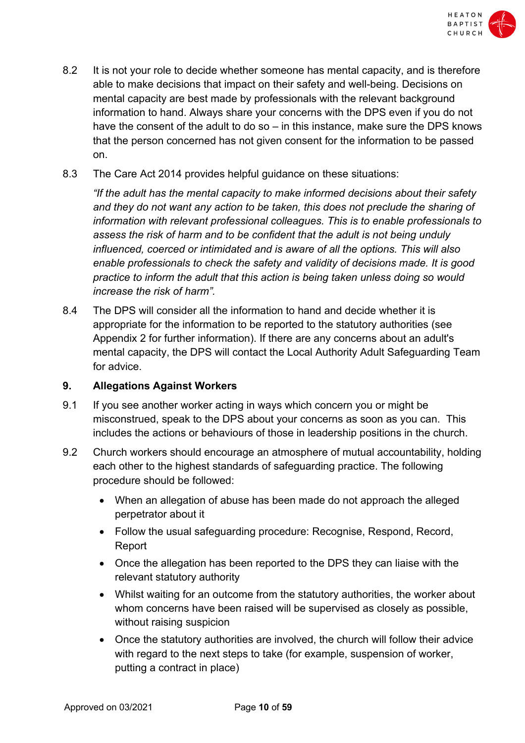8.2 It is not your role to decide whether someone has mental capacity, and is therefore able to make decisions that impact on their safety and well-being. Decisions on mental capacity are best made by professionals with the relevant background information to hand. Always share your concerns with the DPS even if you do not have the consent of the adult to do so – in this instance, make sure the DPS knows that the person concerned has not given consent for the information to be passed on.

8.3 The Care Act 2014 provides helpful guidance on these situations:

*"If the adult has the mental capacity to make informed decisions about their safety and they do not want any action to be taken, this does not preclude the sharing of information with relevant professional colleagues. This is to enable professionals to assess the risk of harm and to be confident that the adult is not being unduly influenced, coerced or intimidated and is aware of all the options. This will also enable professionals to check the safety and validity of decisions made. It is good practice to inform the adult that this action is being taken unless doing so would increase the risk of harm".*

8.4 The DPS will consider all the information to hand and decide whether it is appropriate for the information to be reported to the statutory authorities (see Appendix 2 for further information). If there are any concerns about an adult's mental capacity, the DPS will contact the Local Authority Adult Safeguarding Team for advice.

## 9. Allegations Against Workers

9.1 If you see another worker acting in ways which concern you or might be misconstrued, speak to the DPS about your concerns as soon as you can. This includes the actions or behaviours of those in leadership positions in the church.

9.2 Church workers should encourage an atmosphere of mutual accountability, holding each other to the highest standards of safeguarding practice. The following procedure should be followed:

- When an allegation of abuse has been made do not approach the alleged perpetrator about it
- Follow the usual safeguarding procedure: Recognise, Respond, Record, Report
- Once the allegation has been reported to the DPS they can liaise with the relevant statutory authority
- Whilst waiting for an outcome from the statutory authorities, the worker about whom concerns have been raised will be supervised as closely as possible, without raising suspicion
- Once the statutory authorities are involved, the church will follow their advice with regard to the next steps to take (for example, suspension of worker, putting a contract in place)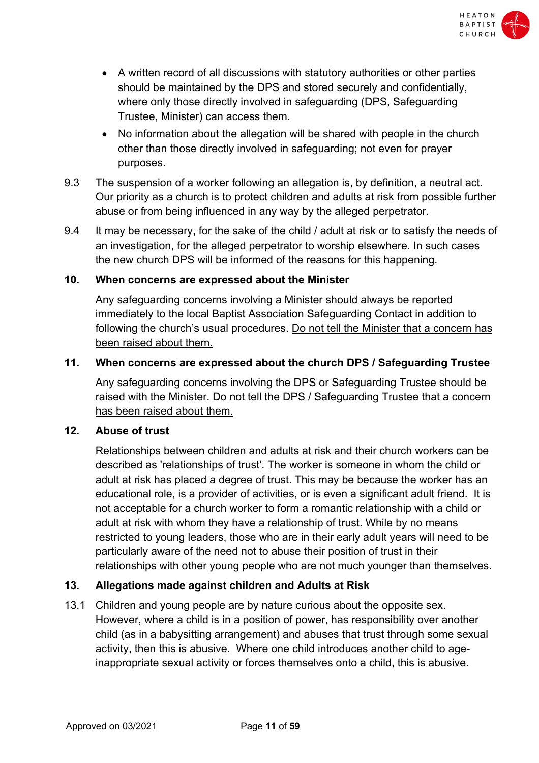- A written record of all discussions with statutory authorities or other parties should be maintained by the DPS and stored securely and confidentially, where only those directly involved in safeguarding (DPS, Safeguarding Trustee, Minister) can access them.
- No information about the allegation will be shared with people in the church other than those directly involved in safeguarding; not even for prayer purposes.

9.3 The suspension of a worker following an allegation is, by definition, a neutral act. Our priority as a church is to protect children and adults at risk from possible further abuse or from being influenced in any way by the alleged perpetrator.

9.4 It may be necessary, for the sake of the child / adult at risk or to satisfy the needs of an investigation, for the alleged perpetrator to worship elsewhere. In such cases the new church DPS will be informed of the reasons for this happening.

## 10. When concerns are expressed about the Minister

Any safeguarding concerns involving a Minister should always be reported immediately to the local Baptist Association Safeguarding Contact in addition to following the church's usual procedures. <u>Do not tell the Minister that a concern has been raised about them.</u>

## 11. When concerns are expressed about the church DPS / Safeguarding Trustee

Any safeguarding concerns involving the DPS or Safeguarding Trustee should be raised with the Minister. <u>Do not tell the DPS / Safeguarding Trustee that a concern has been raised about them.</u>

## 12. Abuse of trust

Relationships between children and adults at risk and their church workers can be described as 'relationships of trust'. The worker is someone in whom the child or adult at risk has placed a degree of trust. This may be because the worker has an educational role, is a provider of activities, or is even a significant adult friend. It is not acceptable for a church worker to form a romantic relationship with a child or adult at risk with whom they have a relationship of trust. While by no means restricted to young leaders, those who are in their early adult years will need to be particularly aware of the need not to abuse their position of trust in their relationships with other young people who are not much younger than themselves.

## 13. Allegations made against children and Adults at Risk

13.1 Children and young people are by nature curious about the opposite sex. However, where a child is in a position of power, has responsibility over another child (as in a babysitting arrangement) and abuses that trust through some sexual activity, then this is abusive. Where one child introduces another child to age-inappropriate sexual activity or forces themselves onto a child, this is abusive.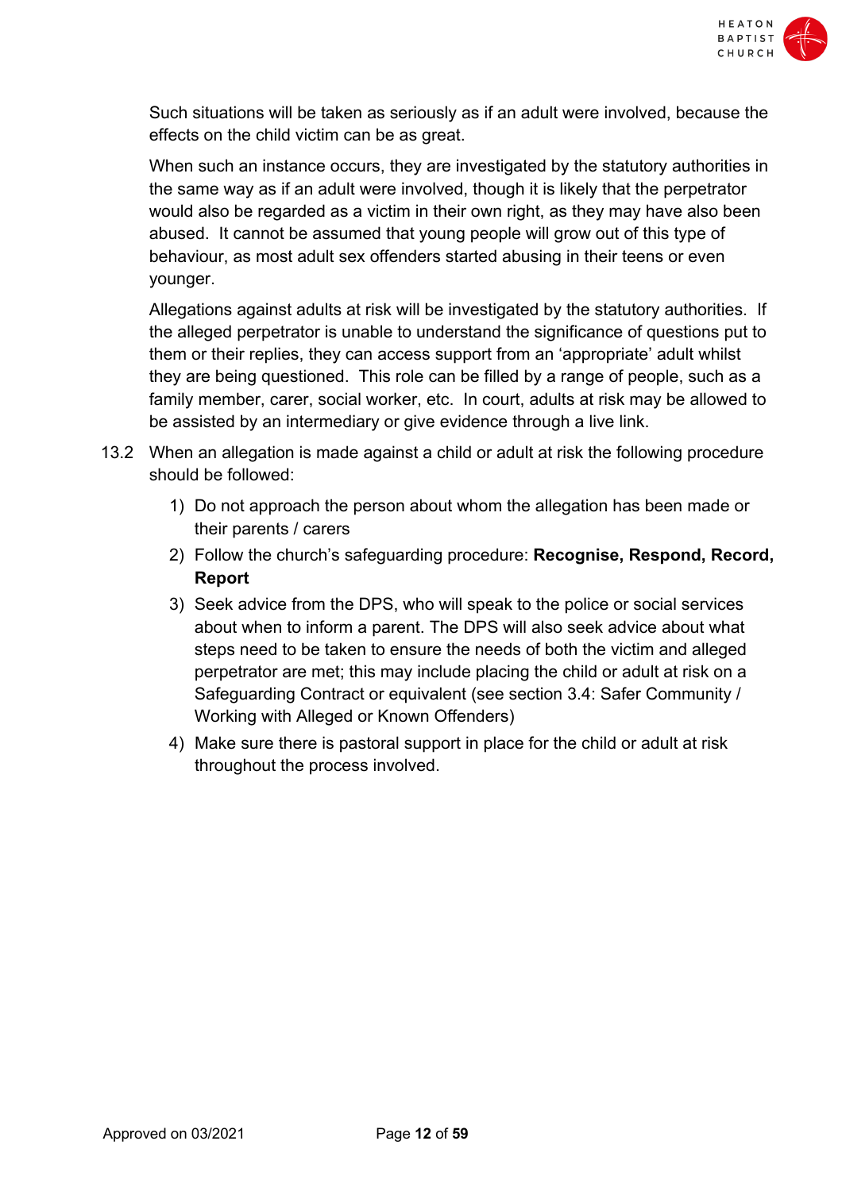Such situations will be taken as seriously as if an adult were involved, because the effects on the child victim can be as great.

When such an instance occurs, they are investigated by the statutory authorities in the same way as if an adult were involved, though it is likely that the perpetrator would also be regarded as a victim in their own right, as they may have also been abused. It cannot be assumed that young people will grow out of this type of behaviour, as most adult sex offenders started abusing in their teens or even younger.

Allegations against adults at risk will be investigated by the statutory authorities. If the alleged perpetrator is unable to understand the significance of questions put to them or their replies, they can access support from an 'appropriate' adult whilst they are being questioned. This role can be filled by a range of people, such as a family member, carer, social worker, etc. In court, adults at risk may be allowed to be assisted by an intermediary or give evidence through a live link.

13.2 When an allegation is made against a child or adult at risk the following procedure should be followed:

1) Do not approach the person about whom the allegation has been made or their parents / carers
2) Follow the church's safeguarding procedure: **Recognise, Respond, Record, Report**
3) Seek advice from the DPS, who will speak to the police or social services about when to inform a parent. The DPS will also seek advice about what steps need to be taken to ensure the needs of both the victim and alleged perpetrator are met; this may include placing the child or adult at risk on a Safeguarding Contract or equivalent (see section 3.4: Safer Community / Working with Alleged or Known Offenders)
4) Make sure there is pastoral support in place for the child or adult at risk throughout the process involved.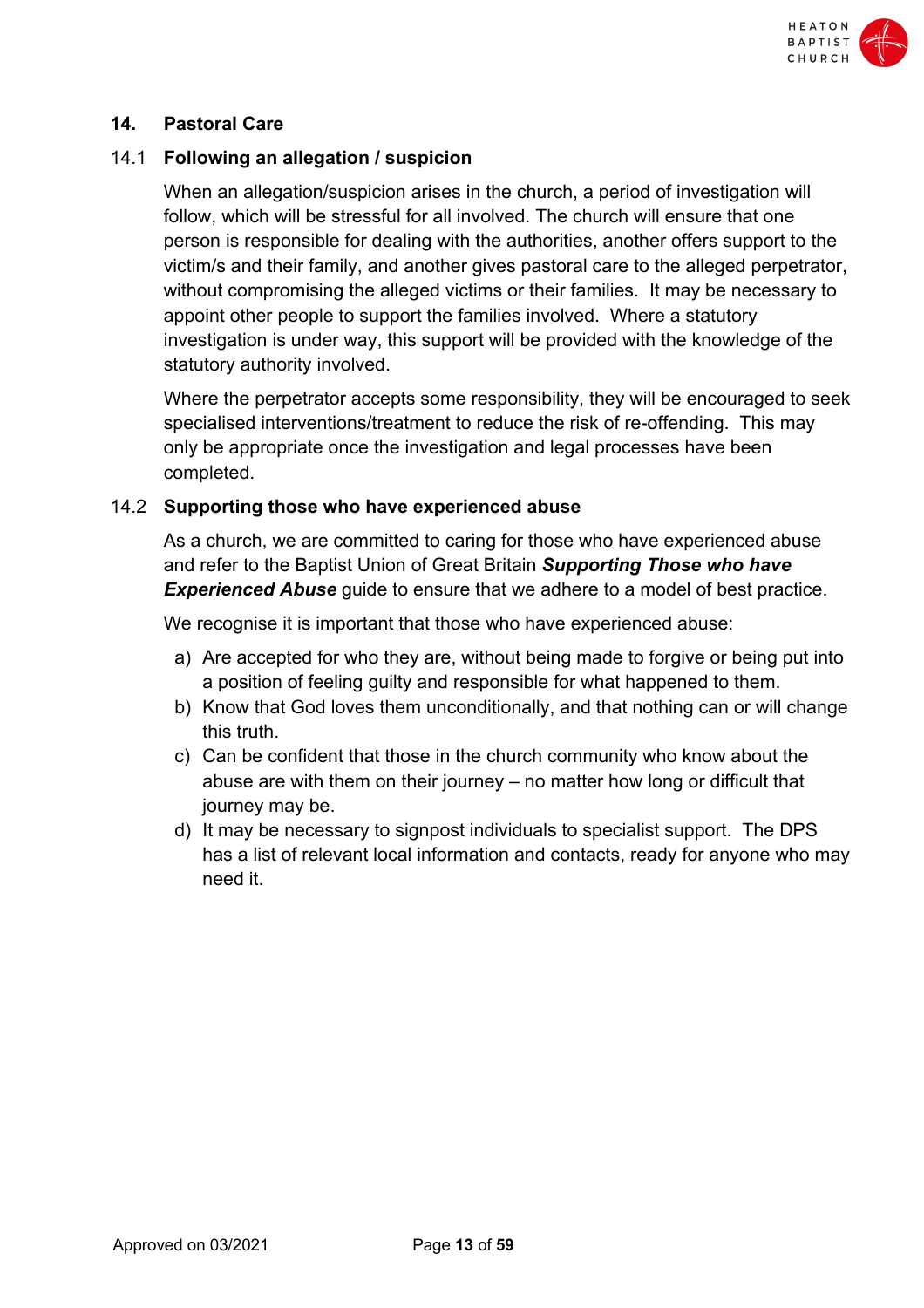## 14. Pastoral Care

### 14.1 Following an allegation / suspicion

When an allegation/suspicion arises in the church, a period of investigation will follow, which will be stressful for all involved. The church will ensure that one person is responsible for dealing with the authorities, another offers support to the victim/s and their family, and another gives pastoral care to the alleged perpetrator, without compromising the alleged victims or their families. It may be necessary to appoint other people to support the families involved. Where a statutory investigation is under way, this support will be provided with the knowledge of the statutory authority involved.

Where the perpetrator accepts some responsibility, they will be encouraged to seek specialised interventions/treatment to reduce the risk of re-offending. This may only be appropriate once the investigation and legal processes have been completed.

### 14.2 Supporting those who have experienced abuse

As a church, we are committed to caring for those who have experienced abuse and refer to the Baptist Union of Great Britain ***Supporting Those who have Experienced Abuse*** guide to ensure that we adhere to a model of best practice.

We recognise it is important that those who have experienced abuse:

a) Are accepted for who they are, without being made to forgive or being put into a position of feeling guilty and responsible for what happened to them.
b) Know that God loves them unconditionally, and that nothing can or will change this truth.
c) Can be confident that those in the church community who know about the abuse are with them on their journey – no matter how long or difficult that journey may be.
d) It may be necessary to signpost individuals to specialist support. The DPS has a list of relevant local information and contacts, ready for anyone who may need it.

Approved on 03/2021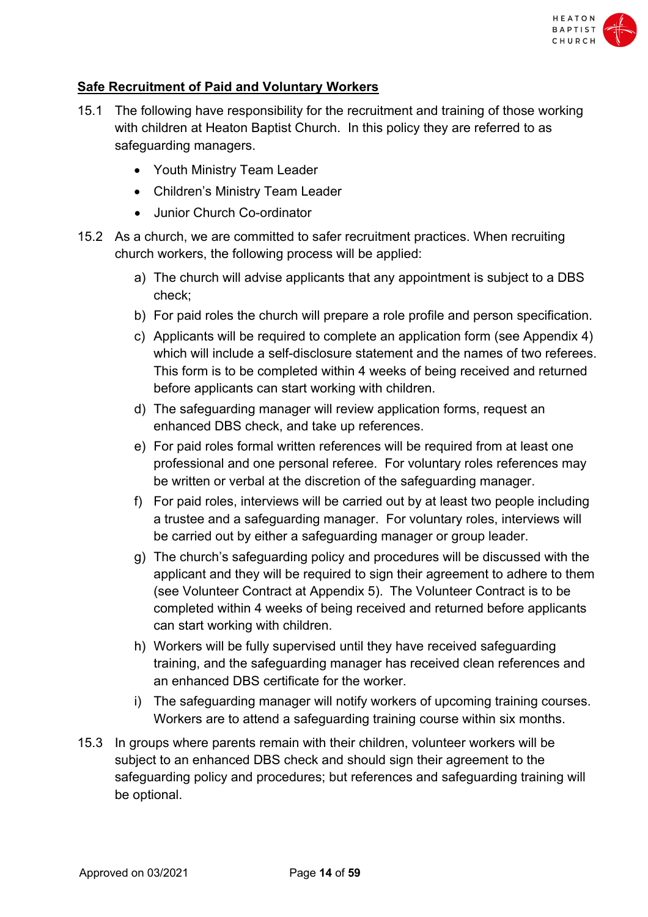**Safe Recruitment of Paid and Voluntary Workers**

15.1 The following have responsibility for the recruitment and training of those working with children at Heaton Baptist Church. In this policy they are referred to as safeguarding managers.

- Youth Ministry Team Leader
- Children's Ministry Team Leader
- Junior Church Co-ordinator

15.2 As a church, we are committed to safer recruitment practices. When recruiting church workers, the following process will be applied:

a) The church will advise applicants that any appointment is subject to a DBS check;

b) For paid roles the church will prepare a role profile and person specification.

c) Applicants will be required to complete an application form (see Appendix 4) which will include a self-disclosure statement and the names of two referees. This form is to be completed within 4 weeks of being received and returned before applicants can start working with children.

d) The safeguarding manager will review application forms, request an enhanced DBS check, and take up references.

e) For paid roles formal written references will be required from at least one professional and one personal referee. For voluntary roles references may be written or verbal at the discretion of the safeguarding manager.

f) For paid roles, interviews will be carried out by at least two people including a trustee and a safeguarding manager. For voluntary roles, interviews will be carried out by either a safeguarding manager or group leader.

g) The church's safeguarding policy and procedures will be discussed with the applicant and they will be required to sign their agreement to adhere to them (see Volunteer Contract at Appendix 5). The Volunteer Contract is to be completed within 4 weeks of being received and returned before applicants can start working with children.

h) Workers will be fully supervised until they have received safeguarding training, and the safeguarding manager has received clean references and an enhanced DBS certificate for the worker.

i) The safeguarding manager will notify workers of upcoming training courses. Workers are to attend a safeguarding training course within six months.

15.3 In groups where parents remain with their children, volunteer workers will be subject to an enhanced DBS check and should sign their agreement to the safeguarding policy and procedures; but references and safeguarding training will be optional.

Approved on 03/2021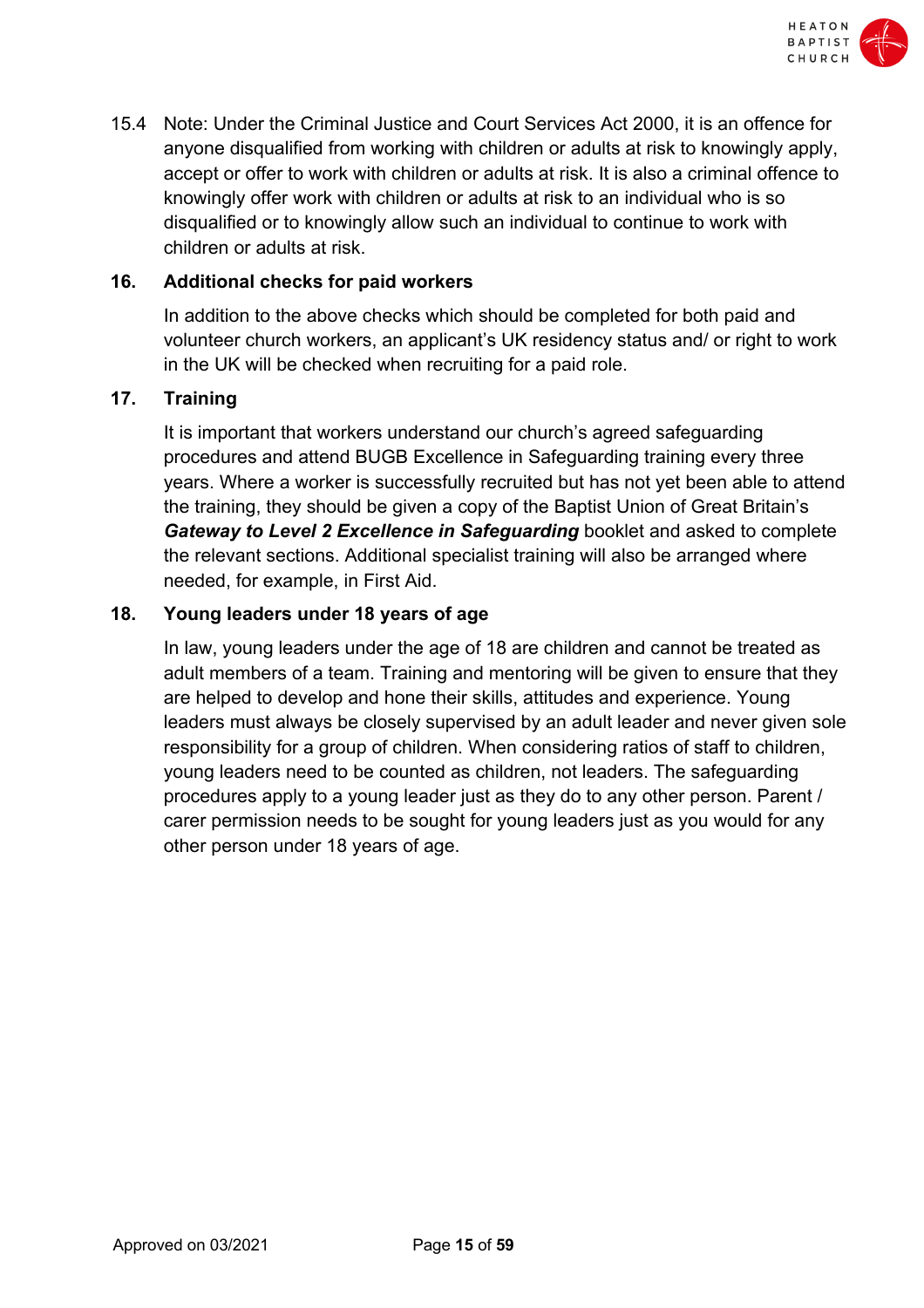15.4 Note: Under the Criminal Justice and Court Services Act 2000, it is an offence for anyone disqualified from working with children or adults at risk to knowingly apply, accept or offer to work with children or adults at risk. It is also a criminal offence to knowingly offer work with children or adults at risk to an individual who is so disqualified or to knowingly allow such an individual to continue to work with children or adults at risk.

## 16. Additional checks for paid workers

In addition to the above checks which should be completed for both paid and volunteer church workers, an applicant's UK residency status and/ or right to work in the UK will be checked when recruiting for a paid role.

## 17. Training

It is important that workers understand our church's agreed safeguarding procedures and attend BUGB Excellence in Safeguarding training every three years. Where a worker is successfully recruited but has not yet been able to attend the training, they should be given a copy of the Baptist Union of Great Britain's ***Gateway to Level 2 Excellence in Safeguarding*** booklet and asked to complete the relevant sections. Additional specialist training will also be arranged where needed, for example, in First Aid.

## 18. Young leaders under 18 years of age

In law, young leaders under the age of 18 are children and cannot be treated as adult members of a team. Training and mentoring will be given to ensure that they are helped to develop and hone their skills, attitudes and experience. Young leaders must always be closely supervised by an adult leader and never given sole responsibility for a group of children. When considering ratios of staff to children, young leaders need to be counted as children, not leaders. The safeguarding procedures apply to a young leader just as they do to any other person. Parent / carer permission needs to be sought for young leaders just as you would for any other person under 18 years of age.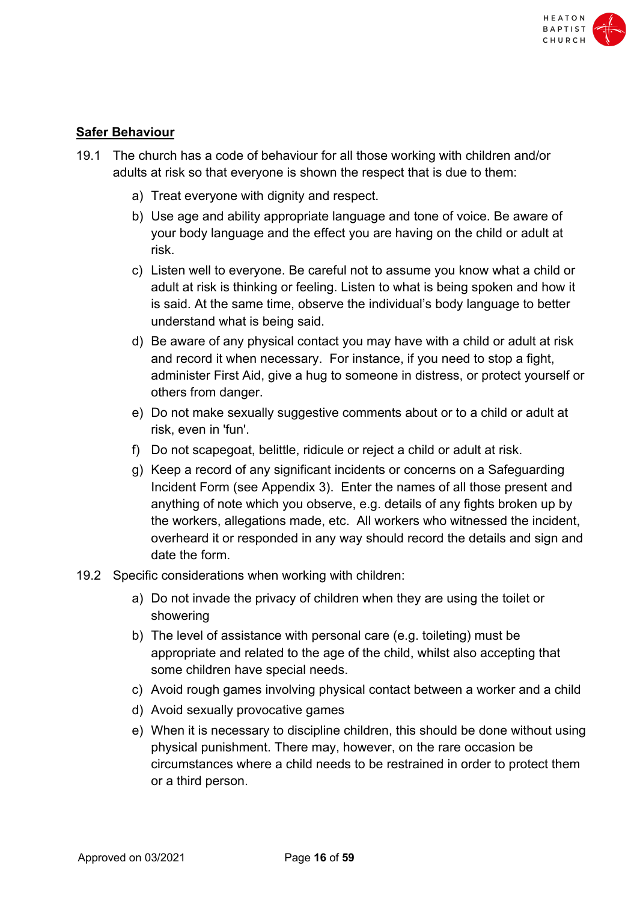**Safer Behaviour**

19.1 The church has a code of behaviour for all those working with children and/or adults at risk so that everyone is shown the respect that is due to them:

a) Treat everyone with dignity and respect.
b) Use age and ability appropriate language and tone of voice. Be aware of your body language and the effect you are having on the child or adult at risk.
c) Listen well to everyone. Be careful not to assume you know what a child or adult at risk is thinking or feeling. Listen to what is being spoken and how it is said. At the same time, observe the individual's body language to better understand what is being said.
d) Be aware of any physical contact you may have with a child or adult at risk and record it when necessary. For instance, if you need to stop a fight, administer First Aid, give a hug to someone in distress, or protect yourself or others from danger.
e) Do not make sexually suggestive comments about or to a child or adult at risk, even in 'fun'.
f) Do not scapegoat, belittle, ridicule or reject a child or adult at risk.
g) Keep a record of any significant incidents or concerns on a Safeguarding Incident Form (see Appendix 3). Enter the names of all those present and anything of note which you observe, e.g. details of any fights broken up by the workers, allegations made, etc. All workers who witnessed the incident, overheard it or responded in any way should record the details and sign and date the form.

19.2 Specific considerations when working with children:

a) Do not invade the privacy of children when they are using the toilet or showering
b) The level of assistance with personal care (e.g. toileting) must be appropriate and related to the age of the child, whilst also accepting that some children have special needs.
c) Avoid rough games involving physical contact between a worker and a child
d) Avoid sexually provocative games
e) When it is necessary to discipline children, this should be done without using physical punishment. There may, however, on the rare occasion be circumstances where a child needs to be restrained in order to protect them or a third person.

Approved on 03/2021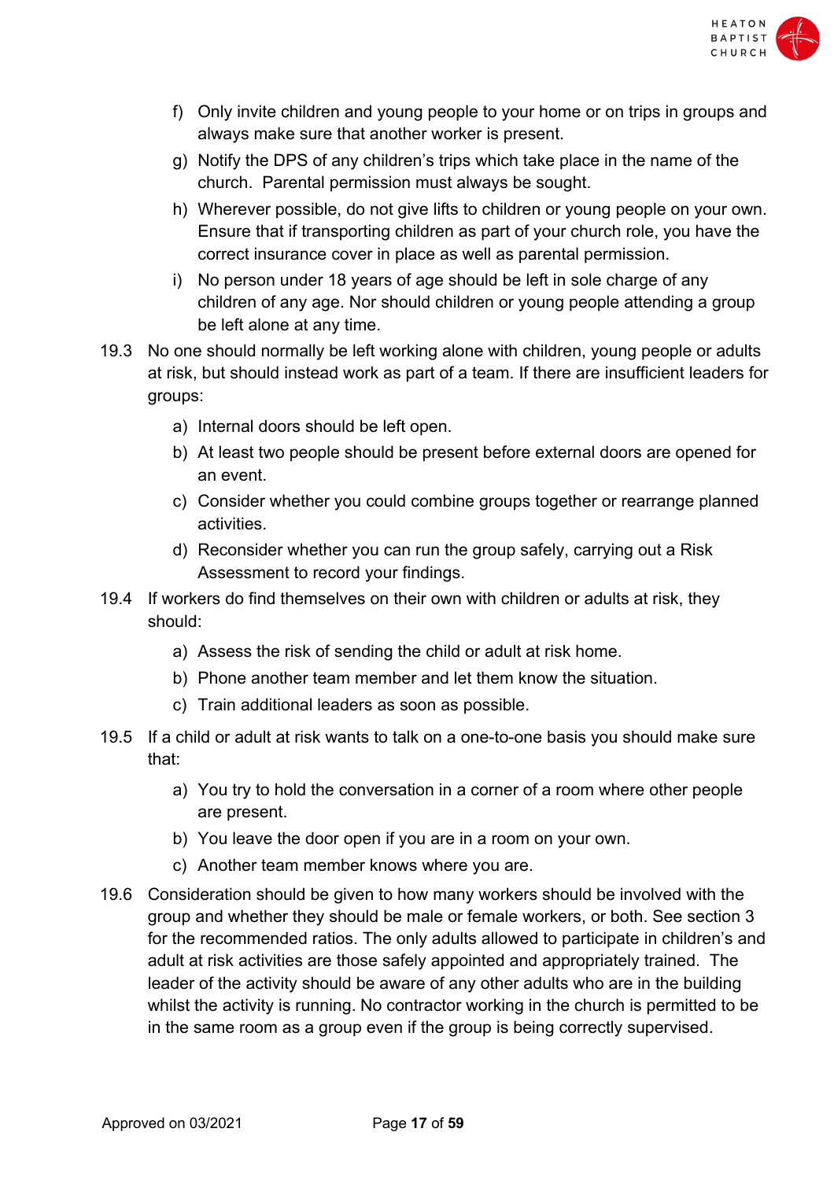f) Only invite children and young people to your home or on trips in groups and always make sure that another worker is present.

g) Notify the DPS of any children's trips which take place in the name of the church. Parental permission must always be sought.

h) Wherever possible, do not give lifts to children or young people on your own. Ensure that if transporting children as part of your church role, you have the correct insurance cover in place as well as parental permission.

i) No person under 18 years of age should be left in sole charge of any children of any age. Nor should children or young people attending a group be left alone at any time.

19.3 No one should normally be left working alone with children, young people or adults at risk, but should instead work as part of a team. If there are insufficient leaders for groups:

a) Internal doors should be left open.

b) At least two people should be present before external doors are opened for an event.

c) Consider whether you could combine groups together or rearrange planned activities.

d) Reconsider whether you can run the group safely, carrying out a Risk Assessment to record your findings.

19.4 If workers do find themselves on their own with children or adults at risk, they should:

a) Assess the risk of sending the child or adult at risk home.

b) Phone another team member and let them know the situation.

c) Train additional leaders as soon as possible.

19.5 If a child or adult at risk wants to talk on a one-to-one basis you should make sure that:

a) You try to hold the conversation in a corner of a room where other people are present.

b) You leave the door open if you are in a room on your own.

c) Another team member knows where you are.

19.6 Consideration should be given to how many workers should be involved with the group and whether they should be male or female workers, or both. See section 3 for the recommended ratios. The only adults allowed to participate in children's and adult at risk activities are those safely appointed and appropriately trained. The leader of the activity should be aware of any other adults who are in the building whilst the activity is running. No contractor working in the church is permitted to be in the same room as a group even if the group is being correctly supervised.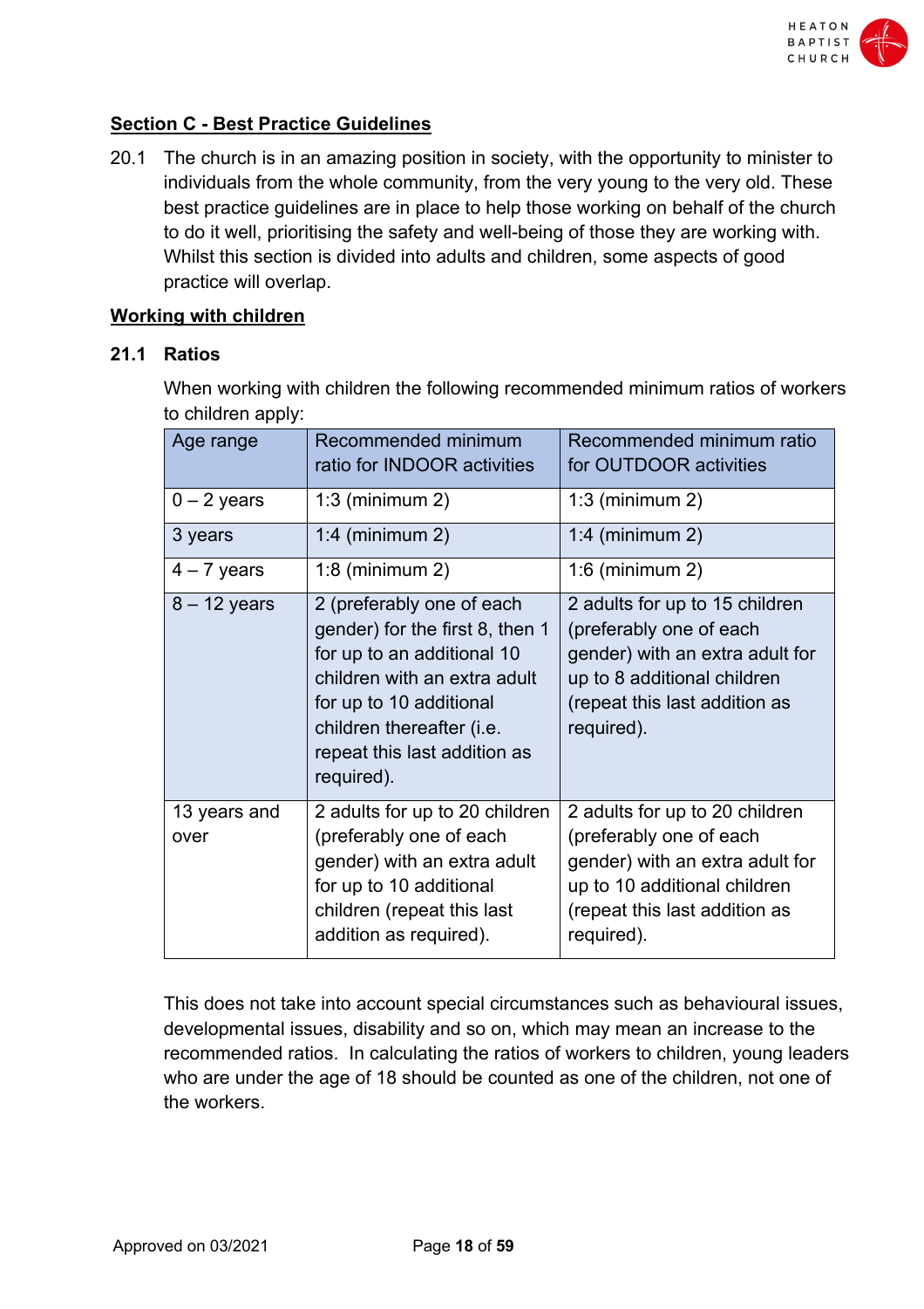## Section C - Best Practice Guidelines

20.1 The church is in an amazing position in society, with the opportunity to minister to individuals from the whole community, from the very young to the very old. These best practice guidelines are in place to help those working on behalf of the church to do it well, prioritising the safety and well-being of those they are working with. Whilst this section is divided into adults and children, some aspects of good practice will overlap.

## Working with children

### 21.1 Ratios

When working with children the following recommended minimum ratios of workers to children apply:

| Age range | Recommended minimum ratio for INDOOR activities | Recommended minimum ratio for OUTDOOR activities |
|---|---|---|
| 0 – 2 years | 1:3 (minimum 2) | 1:3 (minimum 2) |
| 3 years | 1:4 (minimum 2) | 1:4 (minimum 2) |
| 4 – 7 years | 1:8 (minimum 2) | 1:6 (minimum 2) |
| 8 – 12 years | 2 (preferably one of each gender) for the first 8, then 1 for up to an additional 10 children with an extra adult for up to 10 additional children thereafter (i.e. repeat this last addition as required). | 2 adults for up to 15 children (preferably one of each gender) with an extra adult for up to 8 additional children (repeat this last addition as required). |
| 13 years and over | 2 adults for up to 20 children (preferably one of each gender) with an extra adult for up to 10 additional children (repeat this last addition as required). | 2 adults for up to 20 children (preferably one of each gender) with an extra adult for up to 10 additional children (repeat this last addition as required). |

This does not take into account special circumstances such as behavioural issues, developmental issues, disability and so on, which may mean an increase to the recommended ratios. In calculating the ratios of workers to children, young leaders who are under the age of 18 should be counted as one of the children, not one of the workers.

Approved on 03/2021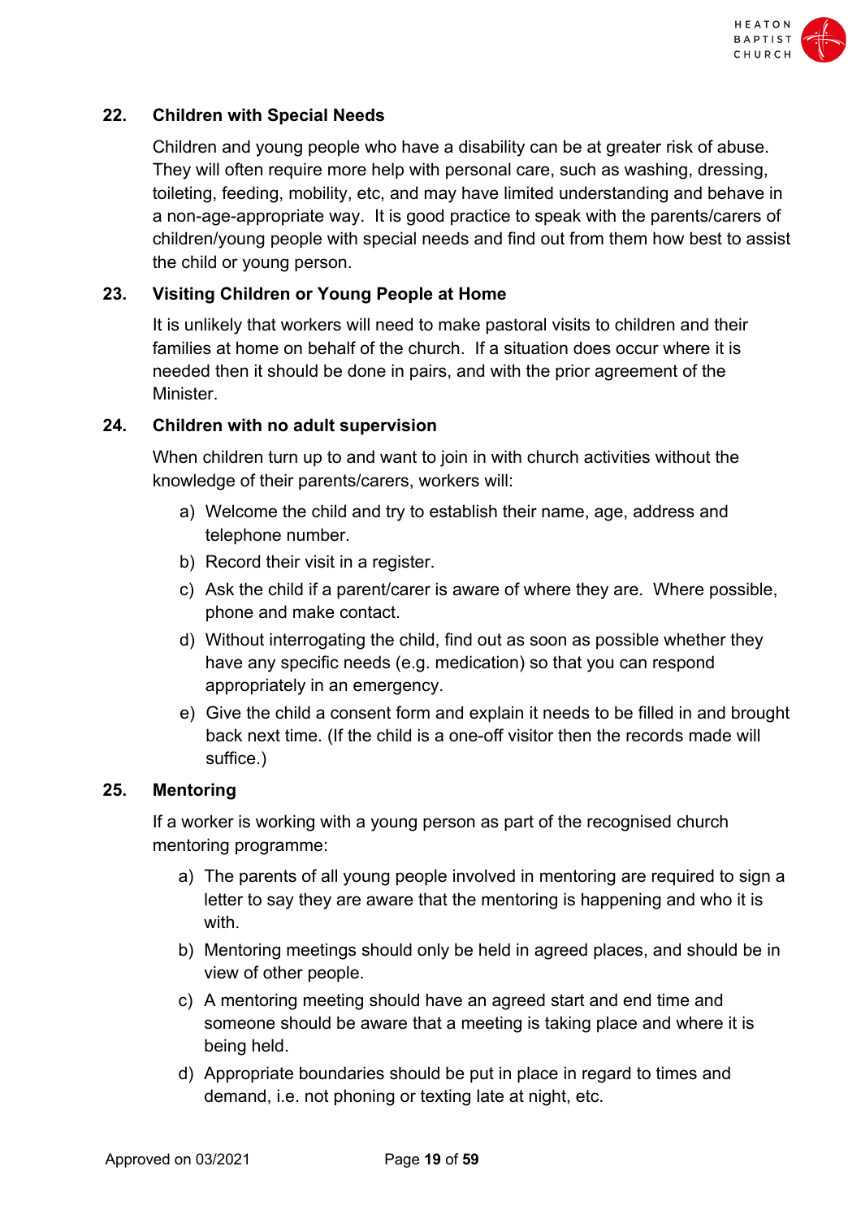## 22. Children with Special Needs

Children and young people who have a disability can be at greater risk of abuse. They will often require more help with personal care, such as washing, dressing, toileting, feeding, mobility, etc, and may have limited understanding and behave in a non-age-appropriate way. It is good practice to speak with the parents/carers of children/young people with special needs and find out from them how best to assist the child or young person.

## 23. Visiting Children or Young People at Home

It is unlikely that workers will need to make pastoral visits to children and their families at home on behalf of the church. If a situation does occur where it is needed then it should be done in pairs, and with the prior agreement of the Minister.

## 24. Children with no adult supervision

When children turn up to and want to join in with church activities without the knowledge of their parents/carers, workers will:

a) Welcome the child and try to establish their name, age, address and telephone number.
b) Record their visit in a register.
c) Ask the child if a parent/carer is aware of where they are. Where possible, phone and make contact.
d) Without interrogating the child, find out as soon as possible whether they have any specific needs (e.g. medication) so that you can respond appropriately in an emergency.
e) Give the child a consent form and explain it needs to be filled in and brought back next time. (If the child is a one-off visitor then the records made will suffice.)

## 25. Mentoring

If a worker is working with a young person as part of the recognised church mentoring programme:

a) The parents of all young people involved in mentoring are required to sign a letter to say they are aware that the mentoring is happening and who it is with.
b) Mentoring meetings should only be held in agreed places, and should be in view of other people.
c) A mentoring meeting should have an agreed start and end time and someone should be aware that a meeting is taking place and where it is being held.
d) Appropriate boundaries should be put in place in regard to times and demand, i.e. not phoning or texting late at night, etc.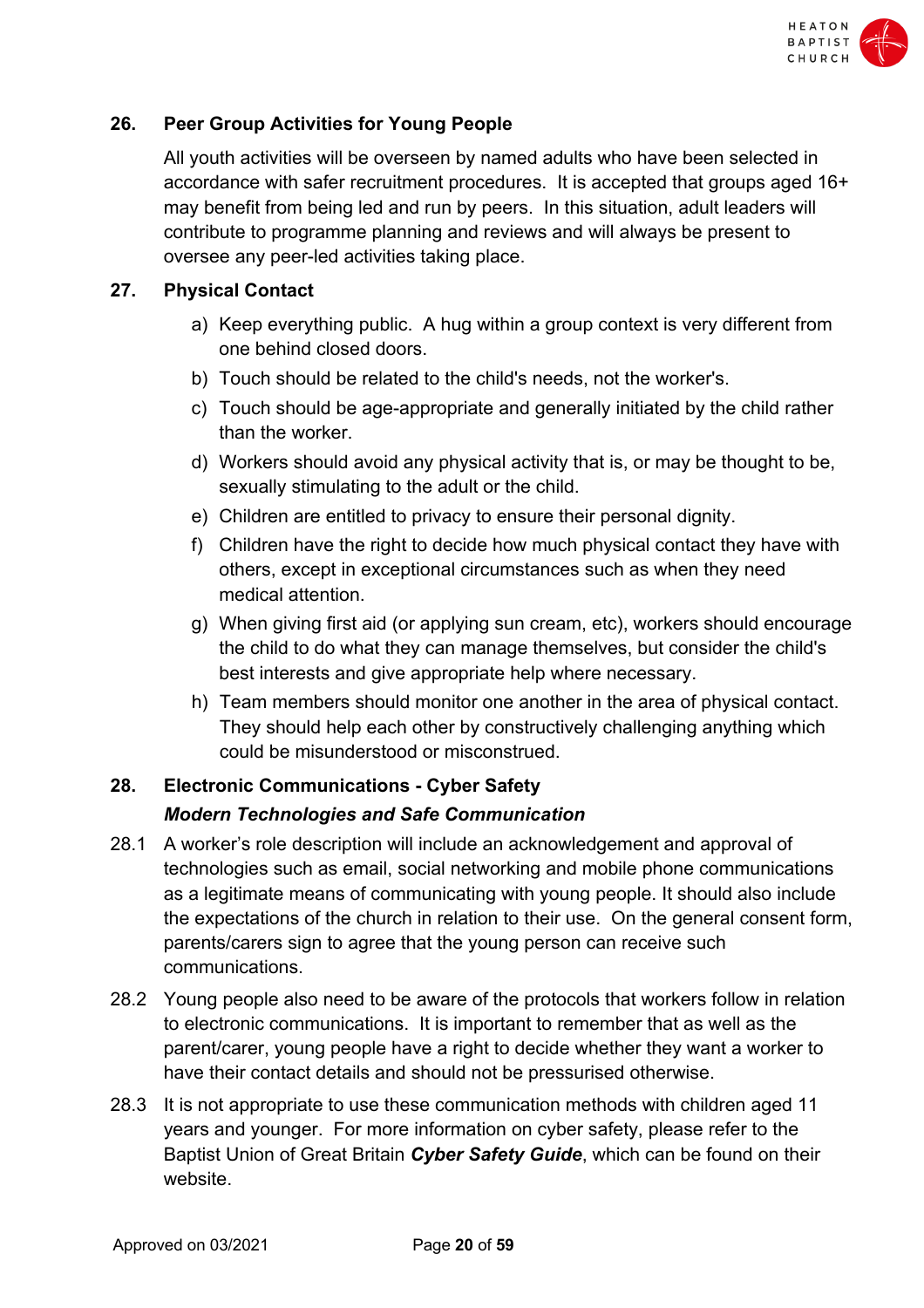## 26. Peer Group Activities for Young People

All youth activities will be overseen by named adults who have been selected in accordance with safer recruitment procedures. It is accepted that groups aged 16+ may benefit from being led and run by peers. In this situation, adult leaders will contribute to programme planning and reviews and will always be present to oversee any peer-led activities taking place.

## 27. Physical Contact

a) Keep everything public. A hug within a group context is very different from one behind closed doors.

b) Touch should be related to the child's needs, not the worker's.

c) Touch should be age-appropriate and generally initiated by the child rather than the worker.

d) Workers should avoid any physical activity that is, or may be thought to be, sexually stimulating to the adult or the child.

e) Children are entitled to privacy to ensure their personal dignity.

f) Children have the right to decide how much physical contact they have with others, except in exceptional circumstances such as when they need medical attention.

g) When giving first aid (or applying sun cream, etc), workers should encourage the child to do what they can manage themselves, but consider the child's best interests and give appropriate help where necessary.

h) Team members should monitor one another in the area of physical contact. They should help each other by constructively challenging anything which could be misunderstood or misconstrued.

## 28. Electronic Communications - Cyber Safety

### *Modern Technologies and Safe Communication*

28.1 A worker's role description will include an acknowledgement and approval of technologies such as email, social networking and mobile phone communications as a legitimate means of communicating with young people. It should also include the expectations of the church in relation to their use. On the general consent form, parents/carers sign to agree that the young person can receive such communications.

28.2 Young people also need to be aware of the protocols that workers follow in relation to electronic communications. It is important to remember that as well as the parent/carer, young people have a right to decide whether they want a worker to have their contact details and should not be pressurised otherwise.

28.3 It is not appropriate to use these communication methods with children aged 11 years and younger. For more information on cyber safety, please refer to the Baptist Union of Great Britain ***Cyber Safety Guide***, which can be found on their website.

Approved on 03/2021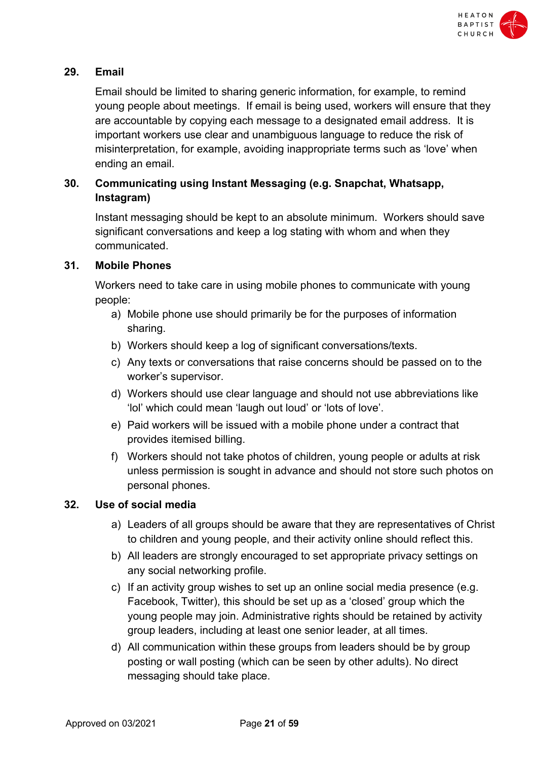### 29. Email

Email should be limited to sharing generic information, for example, to remind young people about meetings. If email is being used, workers will ensure that they are accountable by copying each message to a designated email address. It is important workers use clear and unambiguous language to reduce the risk of misinterpretation, for example, avoiding inappropriate terms such as 'love' when ending an email.

### 30. Communicating using Instant Messaging (e.g. Snapchat, Whatsapp, Instagram)

Instant messaging should be kept to an absolute minimum. Workers should save significant conversations and keep a log stating with whom and when they communicated.

### 31. Mobile Phones

Workers need to take care in using mobile phones to communicate with young people:

a) Mobile phone use should primarily be for the purposes of information sharing.

b) Workers should keep a log of significant conversations/texts.

c) Any texts or conversations that raise concerns should be passed on to the worker's supervisor.

d) Workers should use clear language and should not use abbreviations like 'lol' which could mean 'laugh out loud' or 'lots of love'.

e) Paid workers will be issued with a mobile phone under a contract that provides itemised billing.

f) Workers should not take photos of children, young people or adults at risk unless permission is sought in advance and should not store such photos on personal phones.

### 32. Use of social media

a) Leaders of all groups should be aware that they are representatives of Christ to children and young people, and their activity online should reflect this.

b) All leaders are strongly encouraged to set appropriate privacy settings on any social networking profile.

c) If an activity group wishes to set up an online social media presence (e.g. Facebook, Twitter), this should be set up as a 'closed' group which the young people may join. Administrative rights should be retained by activity group leaders, including at least one senior leader, at all times.

d) All communication within these groups from leaders should be by group posting or wall posting (which can be seen by other adults). No direct messaging should take place.

Approved on 03/2021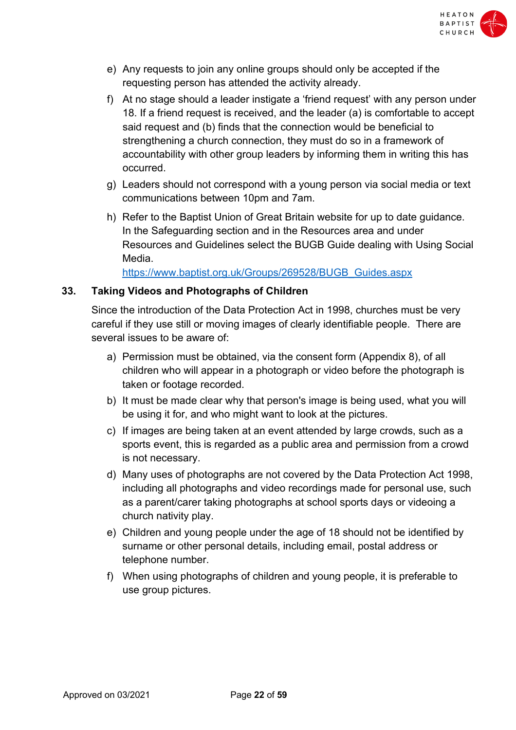e) Any requests to join any online groups should only be accepted if the requesting person has attended the activity already.

f) At no stage should a leader instigate a 'friend request' with any person under 18. If a friend request is received, and the leader (a) is comfortable to accept said request and (b) finds that the connection would be beneficial to strengthening a church connection, they must do so in a framework of accountability with other group leaders by informing them in writing this has occurred.

g) Leaders should not correspond with a young person via social media or text communications between 10pm and 7am.

h) Refer to the Baptist Union of Great Britain website for up to date guidance. In the Safeguarding section and in the Resources area and under Resources and Guidelines select the BUGB Guide dealing with Using Social Media.
[https://www.baptist.org.uk/Groups/269528/BUGB_Guides.aspx](https://www.baptist.org.uk/Groups/269528/BUGB_Guides.aspx)

## 33. Taking Videos and Photographs of Children

Since the introduction of the Data Protection Act in 1998, churches must be very careful if they use still or moving images of clearly identifiable people. There are several issues to be aware of:

a) Permission must be obtained, via the consent form (Appendix 8), of all children who will appear in a photograph or video before the photograph is taken or footage recorded.

b) It must be made clear why that person's image is being used, what you will be using it for, and who might want to look at the pictures.

c) If images are being taken at an event attended by large crowds, such as a sports event, this is regarded as a public area and permission from a crowd is not necessary.

d) Many uses of photographs are not covered by the Data Protection Act 1998, including all photographs and video recordings made for personal use, such as a parent/carer taking photographs at school sports days or videoing a church nativity play.

e) Children and young people under the age of 18 should not be identified by surname or other personal details, including email, postal address or telephone number.

f) When using photographs of children and young people, it is preferable to use group pictures.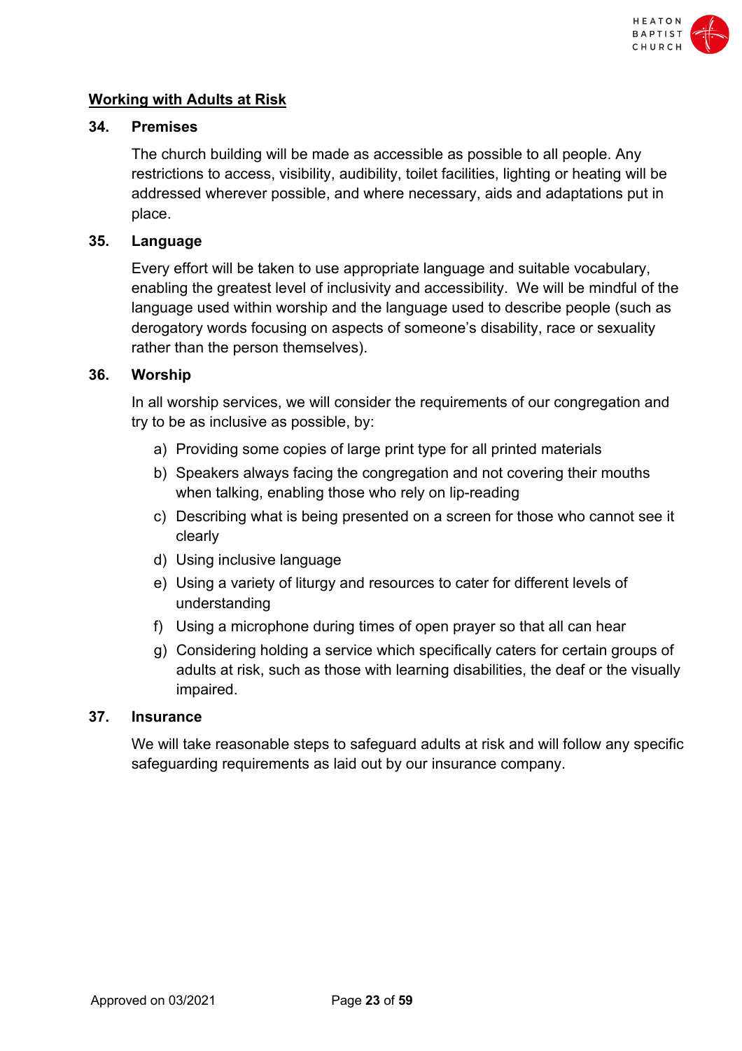## Working with Adults at Risk

### 34. Premises

The church building will be made as accessible as possible to all people. Any restrictions to access, visibility, audibility, toilet facilities, lighting or heating will be addressed wherever possible, and where necessary, aids and adaptations put in place.

### 35. Language

Every effort will be taken to use appropriate language and suitable vocabulary, enabling the greatest level of inclusivity and accessibility. We will be mindful of the language used within worship and the language used to describe people (such as derogatory words focusing on aspects of someone's disability, race or sexuality rather than the person themselves).

### 36. Worship

In all worship services, we will consider the requirements of our congregation and try to be as inclusive as possible, by:

a) Providing some copies of large print type for all printed materials
b) Speakers always facing the congregation and not covering their mouths when talking, enabling those who rely on lip-reading
c) Describing what is being presented on a screen for those who cannot see it clearly
d) Using inclusive language
e) Using a variety of liturgy and resources to cater for different levels of understanding
f) Using a microphone during times of open prayer so that all can hear
g) Considering holding a service which specifically caters for certain groups of adults at risk, such as those with learning disabilities, the deaf or the visually impaired.

### 37. Insurance

We will take reasonable steps to safeguard adults at risk and will follow any specific safeguarding requirements as laid out by our insurance company.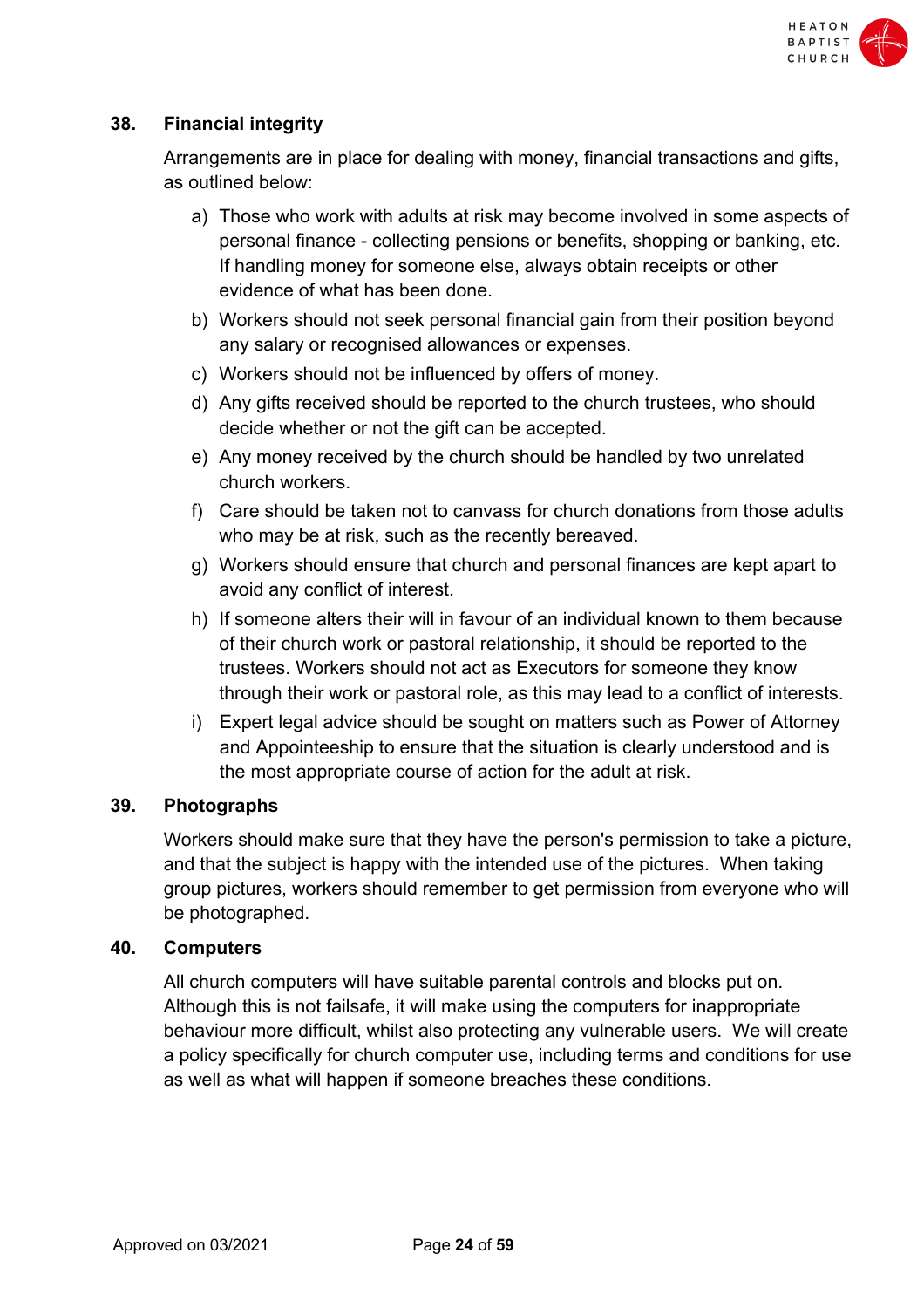## 38. Financial integrity

Arrangements are in place for dealing with money, financial transactions and gifts, as outlined below:

a) Those who work with adults at risk may become involved in some aspects of personal finance - collecting pensions or benefits, shopping or banking, etc. If handling money for someone else, always obtain receipts or other evidence of what has been done.

b) Workers should not seek personal financial gain from their position beyond any salary or recognised allowances or expenses.

c) Workers should not be influenced by offers of money.

d) Any gifts received should be reported to the church trustees, who should decide whether or not the gift can be accepted.

e) Any money received by the church should be handled by two unrelated church workers.

f) Care should be taken not to canvass for church donations from those adults who may be at risk, such as the recently bereaved.

g) Workers should ensure that church and personal finances are kept apart to avoid any conflict of interest.

h) If someone alters their will in favour of an individual known to them because of their church work or pastoral relationship, it should be reported to the trustees. Workers should not act as Executors for someone they know through their work or pastoral role, as this may lead to a conflict of interests.

i) Expert legal advice should be sought on matters such as Power of Attorney and Appointeeship to ensure that the situation is clearly understood and is the most appropriate course of action for the adult at risk.

## 39. Photographs

Workers should make sure that they have the person's permission to take a picture, and that the subject is happy with the intended use of the pictures. When taking group pictures, workers should remember to get permission from everyone who will be photographed.

## 40. Computers

All church computers will have suitable parental controls and blocks put on. Although this is not failsafe, it will make using the computers for inappropriate behaviour more difficult, whilst also protecting any vulnerable users. We will create a policy specifically for church computer use, including terms and conditions for use as well as what will happen if someone breaches these conditions.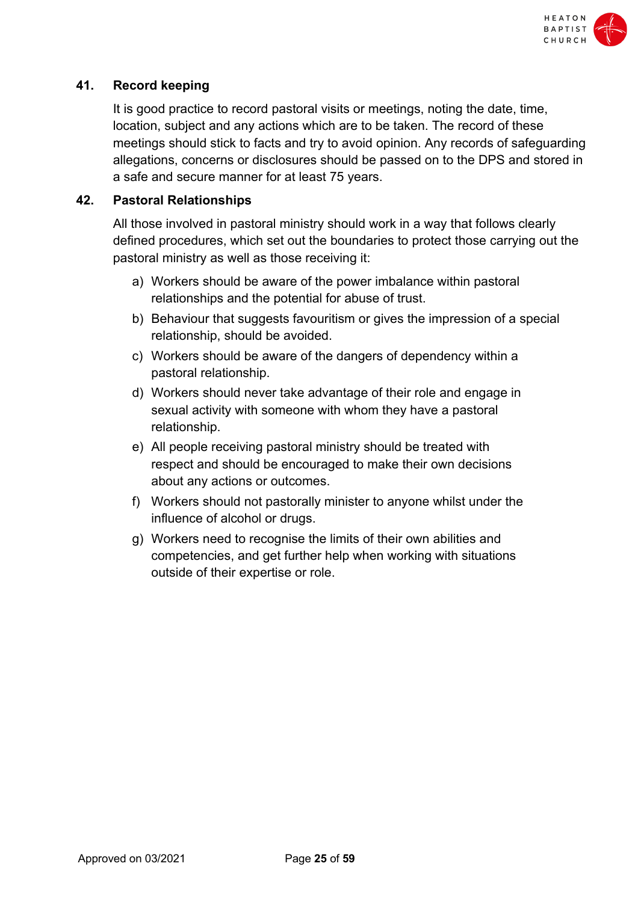## 41. Record keeping

It is good practice to record pastoral visits or meetings, noting the date, time, location, subject and any actions which are to be taken. The record of these meetings should stick to facts and try to avoid opinion. Any records of safeguarding allegations, concerns or disclosures should be passed on to the DPS and stored in a safe and secure manner for at least 75 years.

## 42. Pastoral Relationships

All those involved in pastoral ministry should work in a way that follows clearly defined procedures, which set out the boundaries to protect those carrying out the pastoral ministry as well as those receiving it:

a) Workers should be aware of the power imbalance within pastoral relationships and the potential for abuse of trust.

b) Behaviour that suggests favouritism or gives the impression of a special relationship, should be avoided.

c) Workers should be aware of the dangers of dependency within a pastoral relationship.

d) Workers should never take advantage of their role and engage in sexual activity with someone with whom they have a pastoral relationship.

e) All people receiving pastoral ministry should be treated with respect and should be encouraged to make their own decisions about any actions or outcomes.

f) Workers should not pastorally minister to anyone whilst under the influence of alcohol or drugs.

g) Workers need to recognise the limits of their own abilities and competencies, and get further help when working with situations outside of their expertise or role.

Approved on 03/2021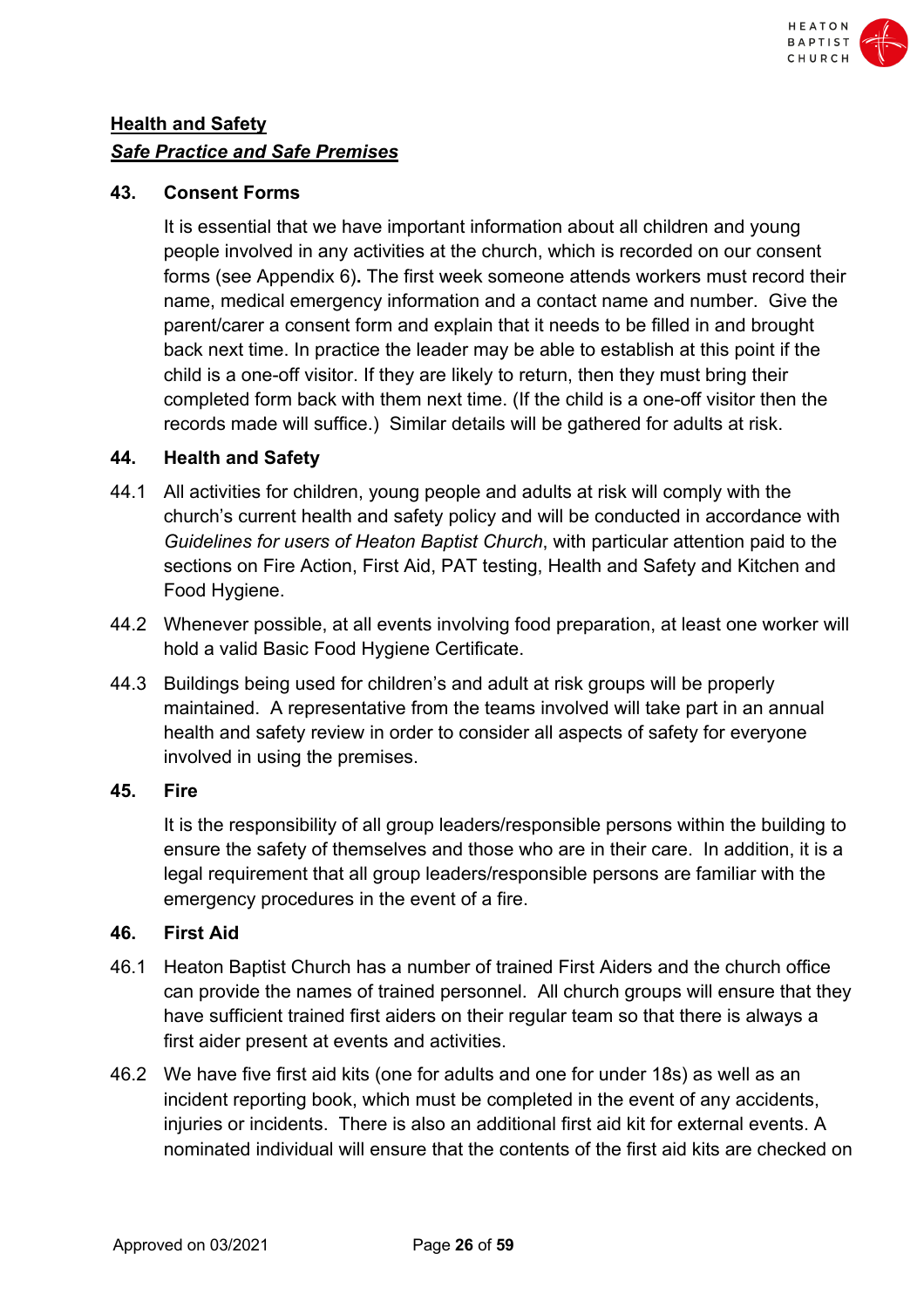**<u>Health and Safety</u>**

***<u>Safe Practice and Safe Premises</u>***

### 43. Consent Forms

It is essential that we have important information about all children and young people involved in any activities at the church, which is recorded on our consent forms (see Appendix 6)**.** The first week someone attends workers must record their name, medical emergency information and a contact name and number. Give the parent/carer a consent form and explain that it needs to be filled in and brought back next time. In practice the leader may be able to establish at this point if the child is a one-off visitor. If they are likely to return, then they must bring their completed form back with them next time. (If the child is a one-off visitor then the records made will suffice.) Similar details will be gathered for adults at risk.

### 44. Health and Safety

44.1 All activities for children, young people and adults at risk will comply with the church's current health and safety policy and will be conducted in accordance with *Guidelines for users of Heaton Baptist Church*, with particular attention paid to the sections on Fire Action, First Aid, PAT testing, Health and Safety and Kitchen and Food Hygiene.

44.2 Whenever possible, at all events involving food preparation, at least one worker will hold a valid Basic Food Hygiene Certificate.

44.3 Buildings being used for children's and adult at risk groups will be properly maintained. A representative from the teams involved will take part in an annual health and safety review in order to consider all aspects of safety for everyone involved in using the premises.

### 45. Fire

It is the responsibility of all group leaders/responsible persons within the building to ensure the safety of themselves and those who are in their care. In addition, it is a legal requirement that all group leaders/responsible persons are familiar with the emergency procedures in the event of a fire.

### 46. First Aid

46.1 Heaton Baptist Church has a number of trained First Aiders and the church office can provide the names of trained personnel. All church groups will ensure that they have sufficient trained first aiders on their regular team so that there is always a first aider present at events and activities.

46.2 We have five first aid kits (one for adults and one for under 18s) as well as an incident reporting book, which must be completed in the event of any accidents, injuries or incidents. There is also an additional first aid kit for external events. A nominated individual will ensure that the contents of the first aid kits are checked on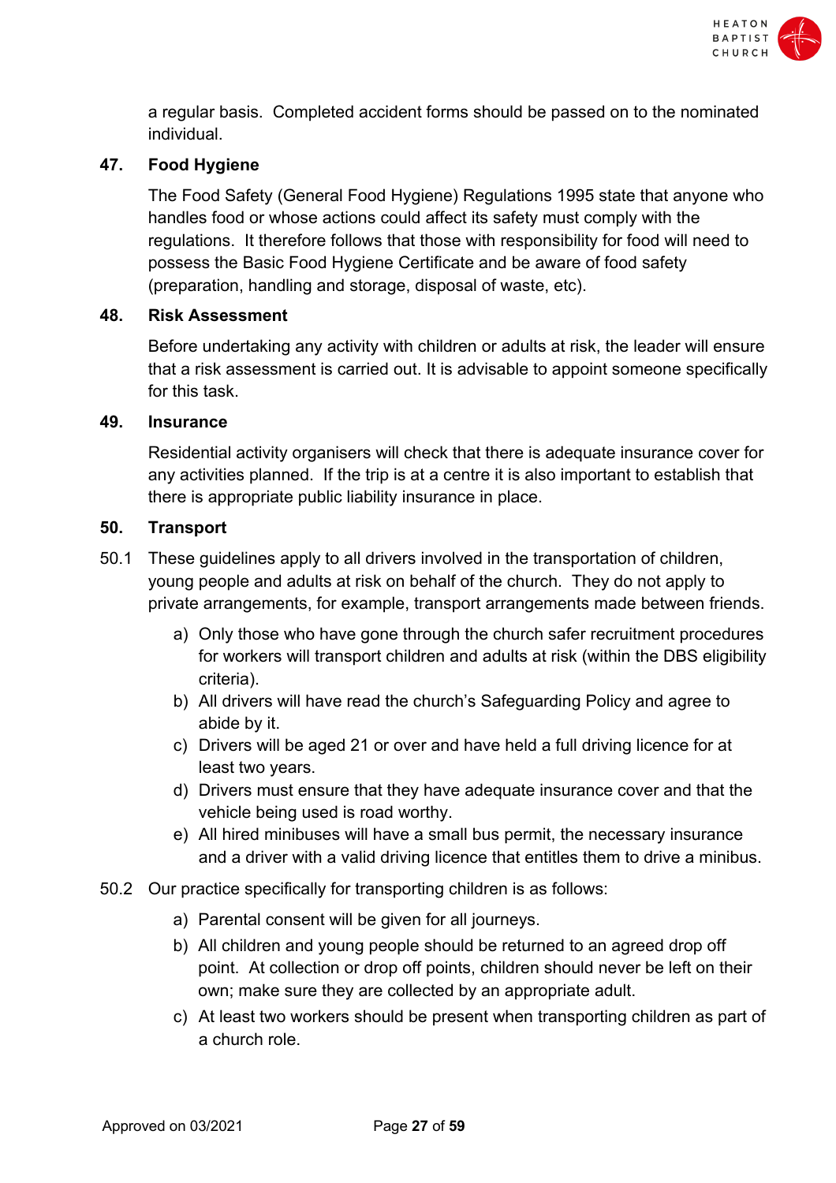a regular basis. Completed accident forms should be passed on to the nominated individual.

## 47. Food Hygiene

The Food Safety (General Food Hygiene) Regulations 1995 state that anyone who handles food or whose actions could affect its safety must comply with the regulations. It therefore follows that those with responsibility for food will need to possess the Basic Food Hygiene Certificate and be aware of food safety (preparation, handling and storage, disposal of waste, etc).

## 48. Risk Assessment

Before undertaking any activity with children or adults at risk, the leader will ensure that a risk assessment is carried out. It is advisable to appoint someone specifically for this task.

## 49. Insurance

Residential activity organisers will check that there is adequate insurance cover for any activities planned. If the trip is at a centre it is also important to establish that there is appropriate public liability insurance in place.

## 50. Transport

50.1 These guidelines apply to all drivers involved in the transportation of children, young people and adults at risk on behalf of the church. They do not apply to private arrangements, for example, transport arrangements made between friends.

- a) Only those who have gone through the church safer recruitment procedures for workers will transport children and adults at risk (within the DBS eligibility criteria).
- b) All drivers will have read the church's Safeguarding Policy and agree to abide by it.
- c) Drivers will be aged 21 or over and have held a full driving licence for at least two years.
- d) Drivers must ensure that they have adequate insurance cover and that the vehicle being used is road worthy.
- e) All hired minibuses will have a small bus permit, the necessary insurance and a driver with a valid driving licence that entitles them to drive a minibus.

50.2 Our practice specifically for transporting children is as follows:

- a) Parental consent will be given for all journeys.
- b) All children and young people should be returned to an agreed drop off point. At collection or drop off points, children should never be left on their own; make sure they are collected by an appropriate adult.
- c) At least two workers should be present when transporting children as part of a church role.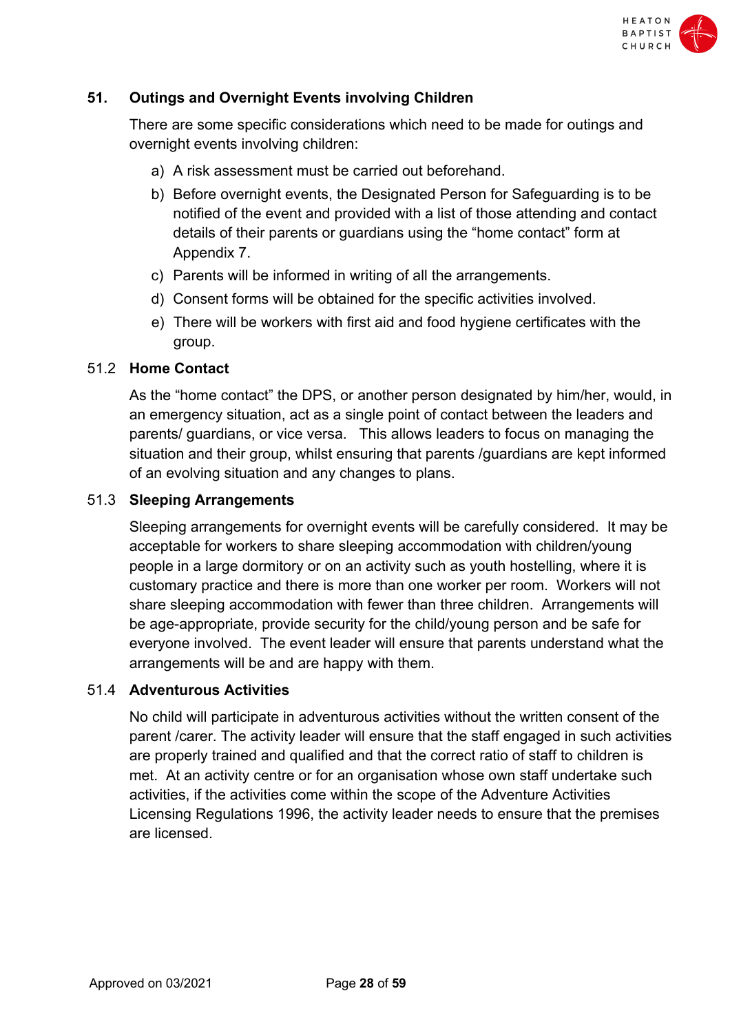## 51. Outings and Overnight Events involving Children

There are some specific considerations which need to be made for outings and overnight events involving children:

a) A risk assessment must be carried out beforehand.
b) Before overnight events, the Designated Person for Safeguarding is to be notified of the event and provided with a list of those attending and contact details of their parents or guardians using the "home contact" form at Appendix 7.
c) Parents will be informed in writing of all the arrangements.
d) Consent forms will be obtained for the specific activities involved.
e) There will be workers with first aid and food hygiene certificates with the group.

### 51.2 Home Contact

As the "home contact" the DPS, or another person designated by him/her, would, in an emergency situation, act as a single point of contact between the leaders and parents/ guardians, or vice versa. This allows leaders to focus on managing the situation and their group, whilst ensuring that parents /guardians are kept informed of an evolving situation and any changes to plans.

### 51.3 Sleeping Arrangements

Sleeping arrangements for overnight events will be carefully considered. It may be acceptable for workers to share sleeping accommodation with children/young people in a large dormitory or on an activity such as youth hostelling, where it is customary practice and there is more than one worker per room. Workers will not share sleeping accommodation with fewer than three children. Arrangements will be age-appropriate, provide security for the child/young person and be safe for everyone involved. The event leader will ensure that parents understand what the arrangements will be and are happy with them.

### 51.4 Adventurous Activities

No child will participate in adventurous activities without the written consent of the parent /carer. The activity leader will ensure that the staff engaged in such activities are properly trained and qualified and that the correct ratio of staff to children is met. At an activity centre or for an organisation whose own staff undertake such activities, if the activities come within the scope of the Adventure Activities Licensing Regulations 1996, the activity leader needs to ensure that the premises are licensed.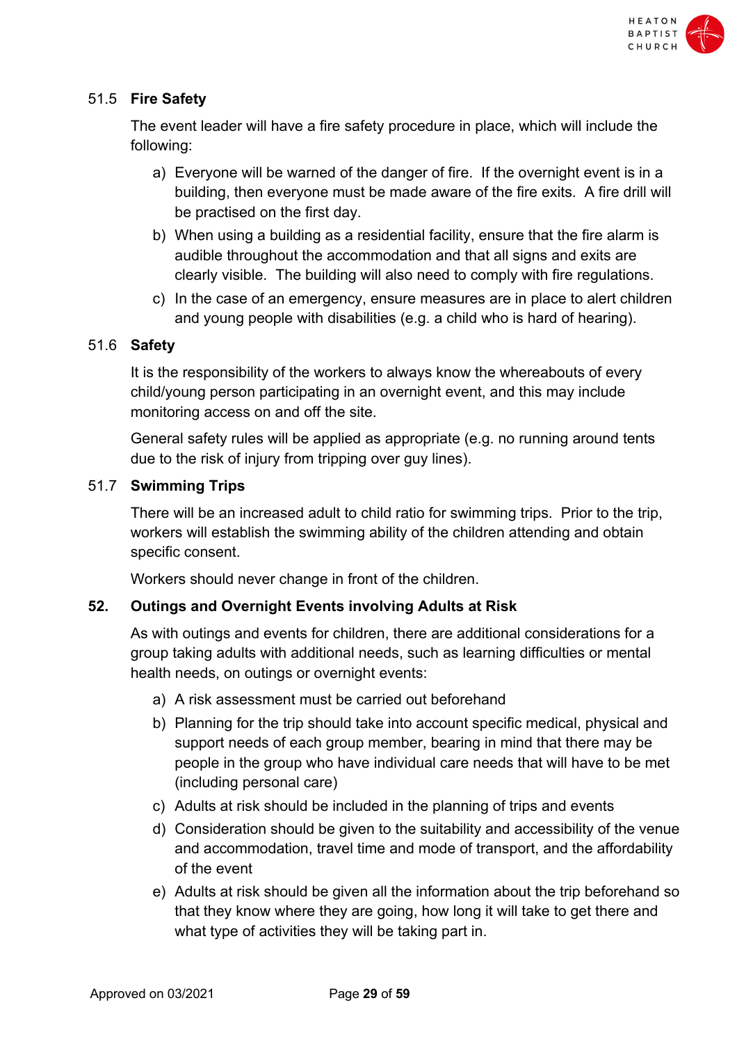### 51.5 Fire Safety

The event leader will have a fire safety procedure in place, which will include the following:

a) Everyone will be warned of the danger of fire. If the overnight event is in a building, then everyone must be made aware of the fire exits. A fire drill will be practised on the first day.
b) When using a building as a residential facility, ensure that the fire alarm is audible throughout the accommodation and that all signs and exits are clearly visible. The building will also need to comply with fire regulations.
c) In the case of an emergency, ensure measures are in place to alert children and young people with disabilities (e.g. a child who is hard of hearing).

### 51.6 Safety

It is the responsibility of the workers to always know the whereabouts of every child/young person participating in an overnight event, and this may include monitoring access on and off the site.

General safety rules will be applied as appropriate (e.g. no running around tents due to the risk of injury from tripping over guy lines).

### 51.7 Swimming Trips

There will be an increased adult to child ratio for swimming trips. Prior to the trip, workers will establish the swimming ability of the children attending and obtain specific consent.

Workers should never change in front of the children.

## 52. Outings and Overnight Events involving Adults at Risk

As with outings and events for children, there are additional considerations for a group taking adults with additional needs, such as learning difficulties or mental health needs, on outings or overnight events:

a) A risk assessment must be carried out beforehand
b) Planning for the trip should take into account specific medical, physical and support needs of each group member, bearing in mind that there may be people in the group who have individual care needs that will have to be met (including personal care)
c) Adults at risk should be included in the planning of trips and events
d) Consideration should be given to the suitability and accessibility of the venue and accommodation, travel time and mode of transport, and the affordability of the event
e) Adults at risk should be given all the information about the trip beforehand so that they know where they are going, how long it will take to get there and what type of activities they will be taking part in.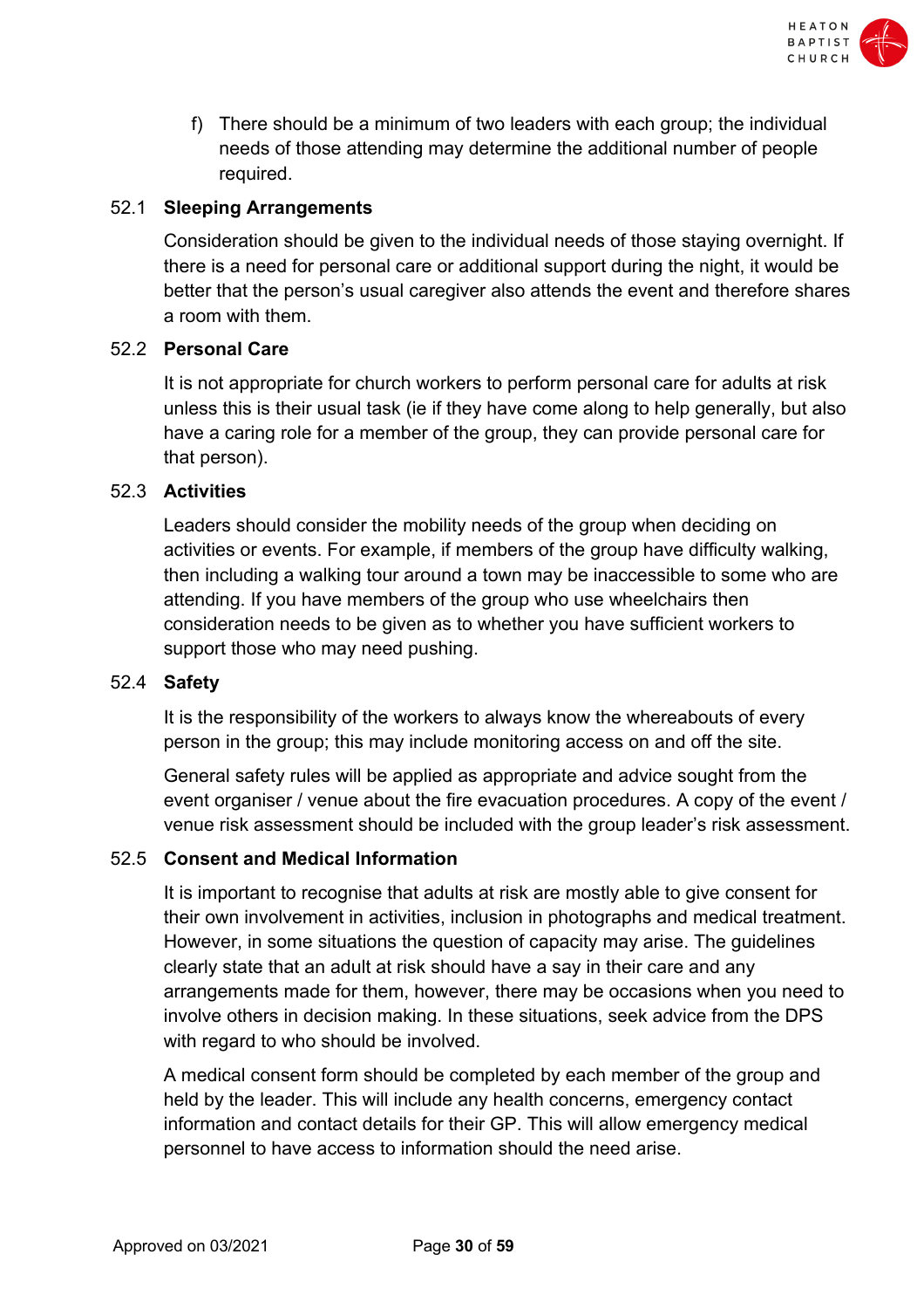f) There should be a minimum of two leaders with each group; the individual needs of those attending may determine the additional number of people required.

### 52.1 Sleeping Arrangements

Consideration should be given to the individual needs of those staying overnight. If there is a need for personal care or additional support during the night, it would be better that the person's usual caregiver also attends the event and therefore shares a room with them.

### 52.2 Personal Care

It is not appropriate for church workers to perform personal care for adults at risk unless this is their usual task (ie if they have come along to help generally, but also have a caring role for a member of the group, they can provide personal care for that person).

### 52.3 Activities

Leaders should consider the mobility needs of the group when deciding on activities or events. For example, if members of the group have difficulty walking, then including a walking tour around a town may be inaccessible to some who are attending. If you have members of the group who use wheelchairs then consideration needs to be given as to whether you have sufficient workers to support those who may need pushing.

### 52.4 Safety

It is the responsibility of the workers to always know the whereabouts of every person in the group; this may include monitoring access on and off the site.

General safety rules will be applied as appropriate and advice sought from the event organiser / venue about the fire evacuation procedures. A copy of the event / venue risk assessment should be included with the group leader's risk assessment.

### 52.5 Consent and Medical Information

It is important to recognise that adults at risk are mostly able to give consent for their own involvement in activities, inclusion in photographs and medical treatment. However, in some situations the question of capacity may arise. The guidelines clearly state that an adult at risk should have a say in their care and any arrangements made for them, however, there may be occasions when you need to involve others in decision making. In these situations, seek advice from the DPS with regard to who should be involved.

A medical consent form should be completed by each member of the group and held by the leader. This will include any health concerns, emergency contact information and contact details for their GP. This will allow emergency medical personnel to have access to information should the need arise.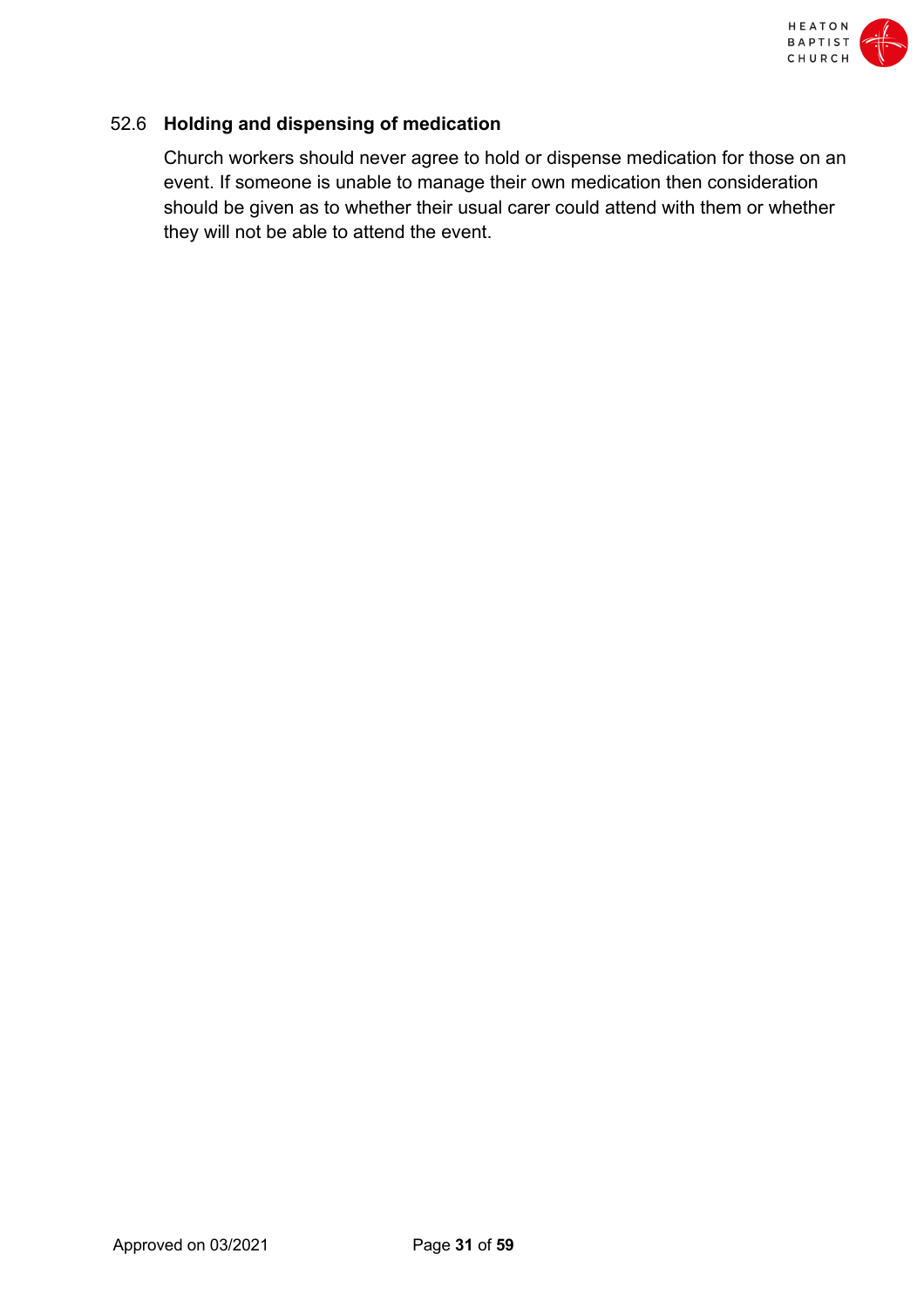### 52.6 Holding and dispensing of medication

Church workers should never agree to hold or dispense medication for those on an event. If someone is unable to manage their own medication then consideration should be given as to whether their usual carer could attend with them or whether they will not be able to attend the event.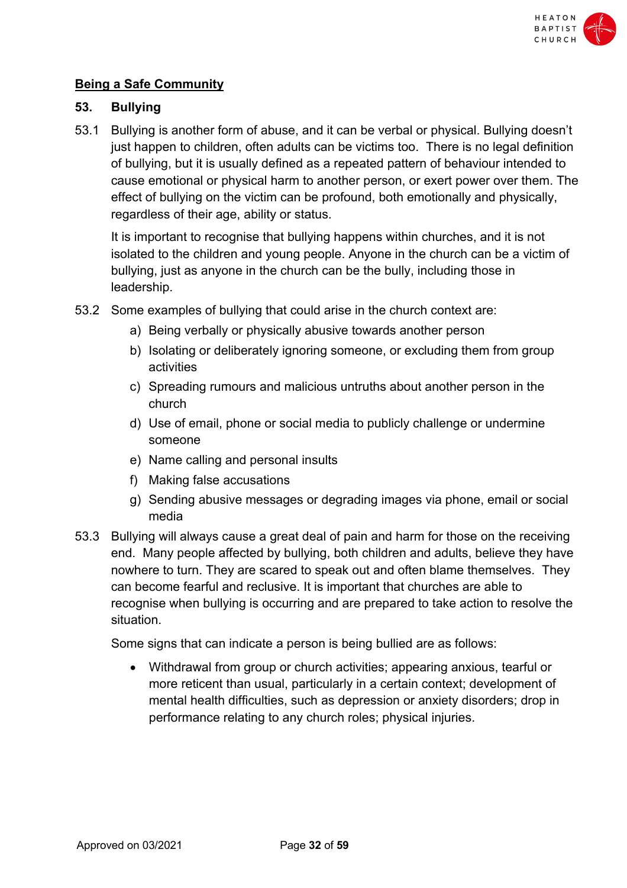**Being a Safe Community**

## 53. Bullying

53.1 Bullying is another form of abuse, and it can be verbal or physical. Bullying doesn't just happen to children, often adults can be victims too. There is no legal definition of bullying, but it is usually defined as a repeated pattern of behaviour intended to cause emotional or physical harm to another person, or exert power over them. The effect of bullying on the victim can be profound, both emotionally and physically, regardless of their age, ability or status.

It is important to recognise that bullying happens within churches, and it is not isolated to the children and young people. Anyone in the church can be a victim of bullying, just as anyone in the church can be the bully, including those in leadership.

53.2 Some examples of bullying that could arise in the church context are:

a) Being verbally or physically abusive towards another person
b) Isolating or deliberately ignoring someone, or excluding them from group activities
c) Spreading rumours and malicious untruths about another person in the church
d) Use of email, phone or social media to publicly challenge or undermine someone
e) Name calling and personal insults
f) Making false accusations
g) Sending abusive messages or degrading images via phone, email or social media

53.3 Bullying will always cause a great deal of pain and harm for those on the receiving end. Many people affected by bullying, both children and adults, believe they have nowhere to turn. They are scared to speak out and often blame themselves. They can become fearful and reclusive. It is important that churches are able to recognise when bullying is occurring and are prepared to take action to resolve the situation.

Some signs that can indicate a person is being bullied are as follows:

- Withdrawal from group or church activities; appearing anxious, tearful or more reticent than usual, particularly in a certain context; development of mental health difficulties, such as depression or anxiety disorders; drop in performance relating to any church roles; physical injuries.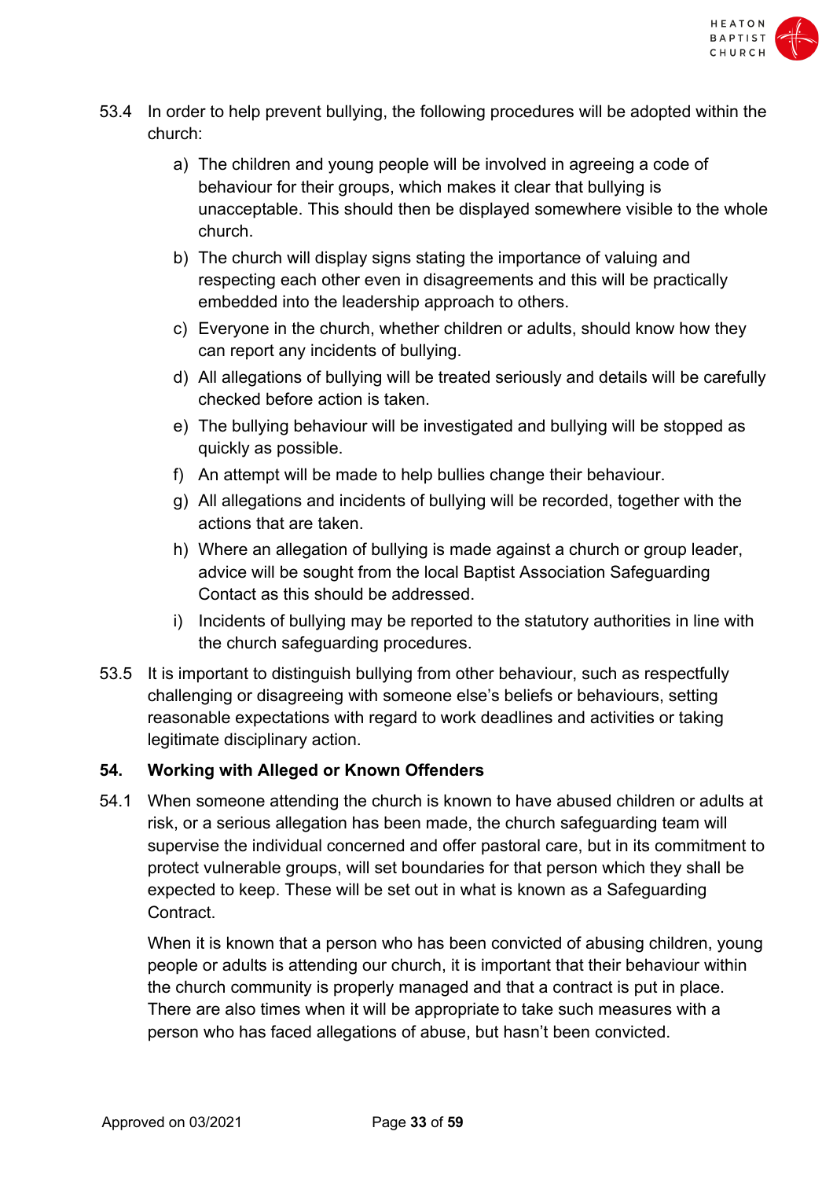53.4 In order to help prevent bullying, the following procedures will be adopted within the church:

a) The children and young people will be involved in agreeing a code of behaviour for their groups, which makes it clear that bullying is unacceptable. This should then be displayed somewhere visible to the whole church.

b) The church will display signs stating the importance of valuing and respecting each other even in disagreements and this will be practically embedded into the leadership approach to others.

c) Everyone in the church, whether children or adults, should know how they can report any incidents of bullying.

d) All allegations of bullying will be treated seriously and details will be carefully checked before action is taken.

e) The bullying behaviour will be investigated and bullying will be stopped as quickly as possible.

f) An attempt will be made to help bullies change their behaviour.

g) All allegations and incidents of bullying will be recorded, together with the actions that are taken.

h) Where an allegation of bullying is made against a church or group leader, advice will be sought from the local Baptist Association Safeguarding Contact as this should be addressed.

i) Incidents of bullying may be reported to the statutory authorities in line with the church safeguarding procedures.

53.5 It is important to distinguish bullying from other behaviour, such as respectfully challenging or disagreeing with someone else's beliefs or behaviours, setting reasonable expectations with regard to work deadlines and activities or taking legitimate disciplinary action.

## 54. Working with Alleged or Known Offenders

54.1 When someone attending the church is known to have abused children or adults at risk, or a serious allegation has been made, the church safeguarding team will supervise the individual concerned and offer pastoral care, but in its commitment to protect vulnerable groups, will set boundaries for that person which they shall be expected to keep. These will be set out in what is known as a Safeguarding Contract.

When it is known that a person who has been convicted of abusing children, young people or adults is attending our church, it is important that their behaviour within the church community is properly managed and that a contract is put in place. There are also times when it will be appropriate to take such measures with a person who has faced allegations of abuse, but hasn't been convicted.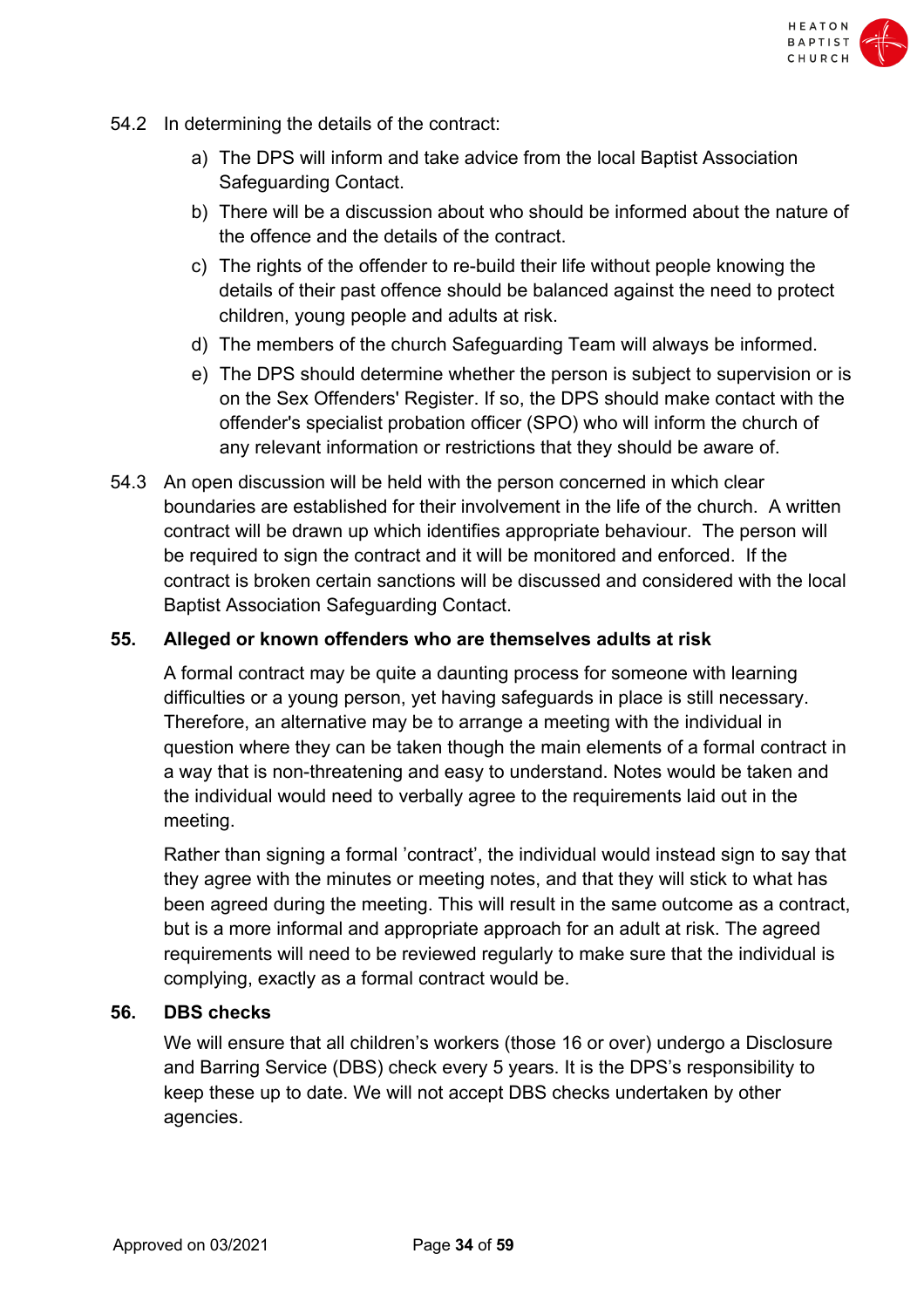54.2 In determining the details of the contract:

a) The DPS will inform and take advice from the local Baptist Association Safeguarding Contact.
b) There will be a discussion about who should be informed about the nature of the offence and the details of the contract.
c) The rights of the offender to re-build their life without people knowing the details of their past offence should be balanced against the need to protect children, young people and adults at risk.
d) The members of the church Safeguarding Team will always be informed.
e) The DPS should determine whether the person is subject to supervision or is on the Sex Offenders' Register. If so, the DPS should make contact with the offender's specialist probation officer (SPO) who will inform the church of any relevant information or restrictions that they should be aware of.

54.3 An open discussion will be held with the person concerned in which clear boundaries are established for their involvement in the life of the church. A written contract will be drawn up which identifies appropriate behaviour. The person will be required to sign the contract and it will be monitored and enforced. If the contract is broken certain sanctions will be discussed and considered with the local Baptist Association Safeguarding Contact.

## 55. Alleged or known offenders who are themselves adults at risk

A formal contract may be quite a daunting process for someone with learning difficulties or a young person, yet having safeguards in place is still necessary. Therefore, an alternative may be to arrange a meeting with the individual in question where they can be taken though the main elements of a formal contract in a way that is non-threatening and easy to understand. Notes would be taken and the individual would need to verbally agree to the requirements laid out in the meeting.

Rather than signing a formal ’contract’, the individual would instead sign to say that they agree with the minutes or meeting notes, and that they will stick to what has been agreed during the meeting. This will result in the same outcome as a contract, but is a more informal and appropriate approach for an adult at risk. The agreed requirements will need to be reviewed regularly to make sure that the individual is complying, exactly as a formal contract would be.

## 56. DBS checks

We will ensure that all children’s workers (those 16 or over) undergo a Disclosure and Barring Service (DBS) check every 5 years. It is the DPS’s responsibility to keep these up to date. We will not accept DBS checks undertaken by other agencies.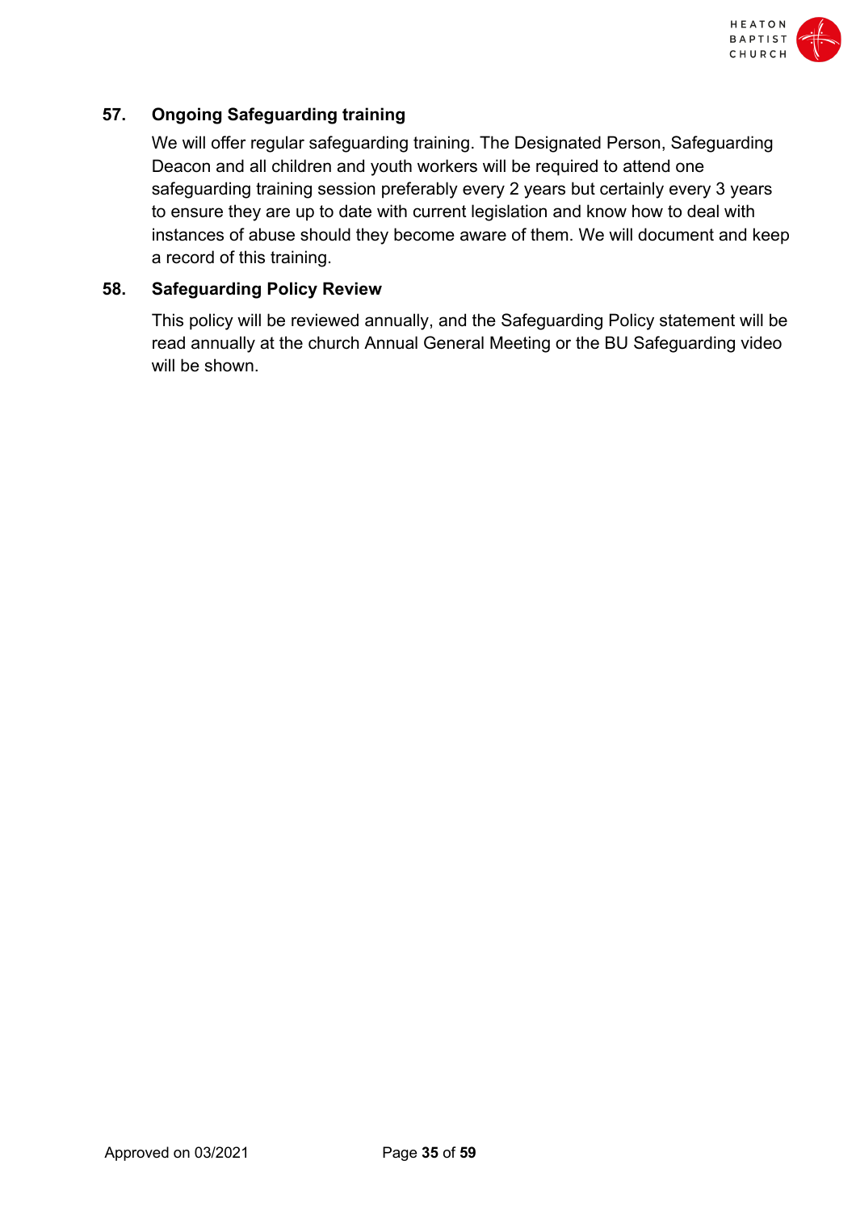## 57. Ongoing Safeguarding training

We will offer regular safeguarding training. The Designated Person, Safeguarding Deacon and all children and youth workers will be required to attend one safeguarding training session preferably every 2 years but certainly every 3 years to ensure they are up to date with current legislation and know how to deal with instances of abuse should they become aware of them. We will document and keep a record of this training.

## 58. Safeguarding Policy Review

This policy will be reviewed annually, and the Safeguarding Policy statement will be read annually at the church Annual General Meeting or the BU Safeguarding video will be shown.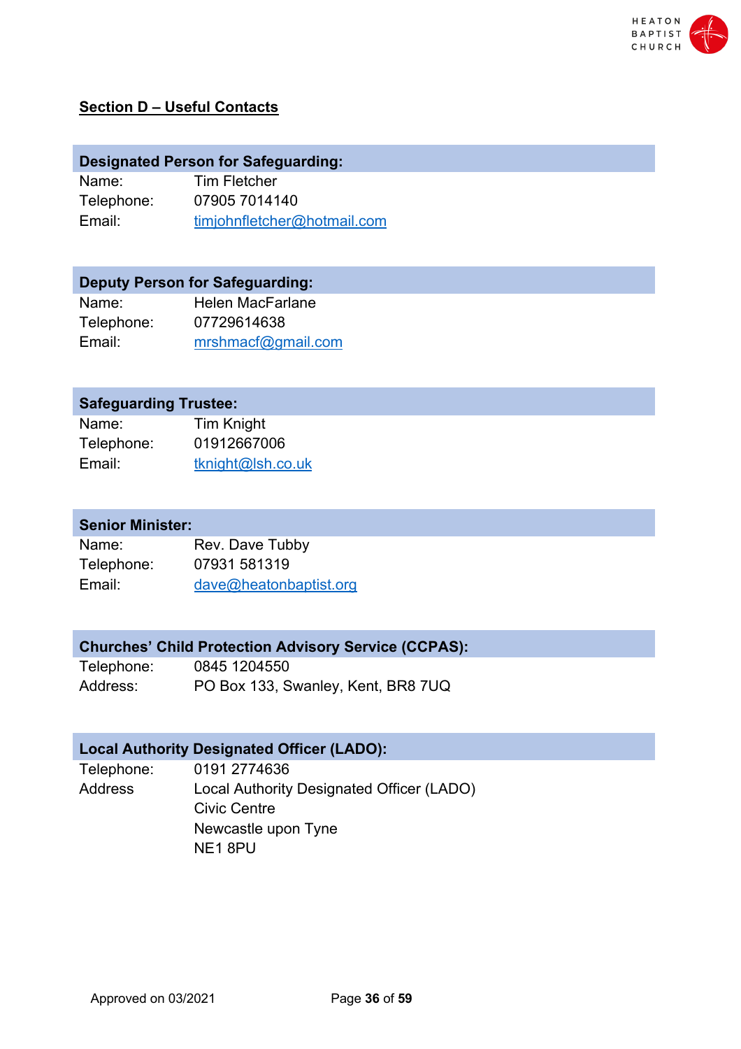## Section D – Useful Contacts

| **Designated Person for Safeguarding:** | |
|---|---|
| Name: | Tim Fletcher |
| Telephone: | 07905 7014140 |
| Email: | timjohnfletcher@hotmail.com |

| **Deputy Person for Safeguarding:** | |
|---|---|
| Name: | Helen MacFarlane |
| Telephone: | 07729614638 |
| Email: | mrshmacf@gmail.com |

| **Safeguarding Trustee:** | |
|---|---|
| Name: | Tim Knight |
| Telephone: | 01912667006 |
| Email: | tknight@lsh.co.uk |

| **Senior Minister:** | |
|---|---|
| Name: | Rev. Dave Tubby |
| Telephone: | 07931 581319 |
| Email: | dave@heatonbaptist.org |

| **Churches' Child Protection Advisory Service (CCPAS):** | |
|---|---|
| Telephone: | 0845 1204550 |
| Address: | PO Box 133, Swanley, Kent, BR8 7UQ |

| **Local Authority Designated Officer (LADO):** | |
|---|---|
| Telephone: | 0191 2774636 |
| Address | Local Authority Designated Officer (LADO)<br>Civic Centre<br>Newcastle upon Tyne<br>NE1 8PU |

Approved on 03/2021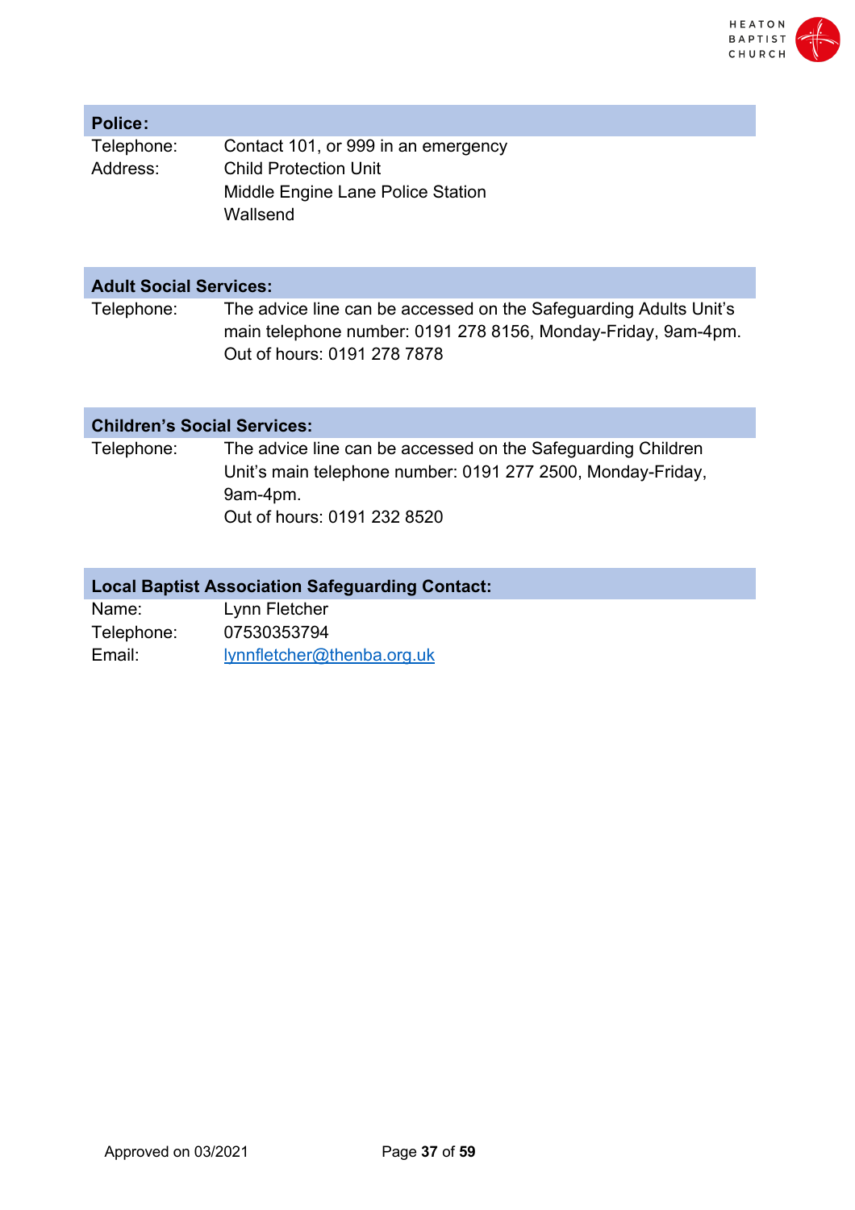| **Police:** | |
|---|---|
| Telephone: | Contact 101, or 999 in an emergency |
| Address: | Child Protection Unit<br>Middle Engine Lane Police Station<br>Wallsend |

| **Adult Social Services:** | |
|---|---|
| Telephone: | The advice line can be accessed on the Safeguarding Adults Unit's main telephone number: 0191 278 8156, Monday-Friday, 9am-4pm.<br>Out of hours: 0191 278 7878 |

| **Children's Social Services:** | |
|---|---|
| Telephone: | The advice line can be accessed on the Safeguarding Children Unit's main telephone number: 0191 277 2500, Monday-Friday, 9am-4pm.<br>Out of hours: 0191 232 8520 |

| **Local Baptist Association Safeguarding Contact:** | |
|---|---|
| Name: | Lynn Fletcher |
| Telephone: | 07530353794 |
| Email: | lynnfletcher@thenba.org.uk |

Approved on 03/2021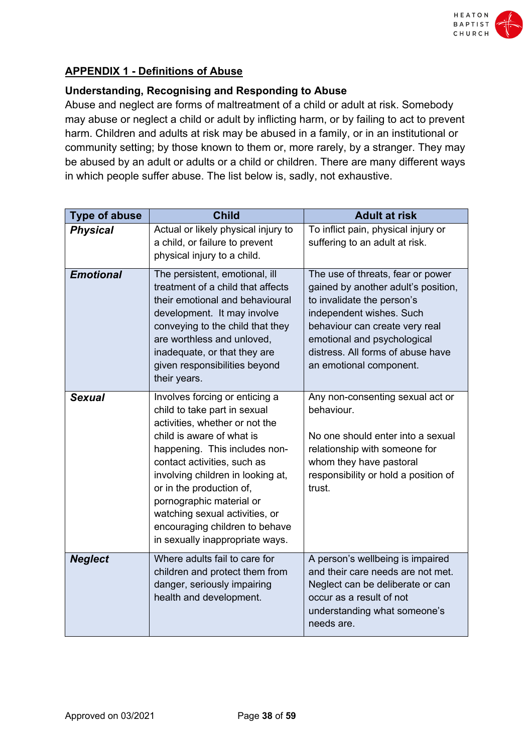## APPENDIX 1 - Definitions of Abuse

### Understanding, Recognising and Responding to Abuse

Abuse and neglect are forms of maltreatment of a child or adult at risk. Somebody may abuse or neglect a child or adult by inflicting harm, or by failing to act to prevent harm. Children and adults at risk may be abused in a family, or in an institutional or community setting; by those known to them or, more rarely, by a stranger. They may be abused by an adult or adults or a child or children. There are many different ways in which people suffer abuse. The list below is, sadly, not exhaustive.

| Type of abuse | Child | Adult at risk |
|---|---|---|
| ***Physical*** | Actual or likely physical injury to a child, or failure to prevent physical injury to a child. | To inflict pain, physical injury or suffering to an adult at risk. |
| ***Emotional*** | The persistent, emotional, ill treatment of a child that affects their emotional and behavioural development. It may involve conveying to the child that they are worthless and unloved, inadequate, or that they are given responsibilities beyond their years. | The use of threats, fear or power gained by another adult's position, to invalidate the person's independent wishes. Such behaviour can create very real emotional and psychological distress. All forms of abuse have an emotional component. |
| ***Sexual*** | Involves forcing or enticing a child to take part in sexual activities, whether or not the child is aware of what is happening. This includes non-contact activities, such as involving children in looking at, or in the production of, pornographic material or watching sexual activities, or encouraging children to behave in sexually inappropriate ways. | Any non-consenting sexual act or behaviour.<br><br>No one should enter into a sexual relationship with someone for whom they have pastoral responsibility or hold a position of trust. |
| ***Neglect*** | Where adults fail to care for children and protect them from danger, seriously impairing health and development. | A person's wellbeing is impaired and their care needs are not met. Neglect can be deliberate or can occur as a result of not understanding what someone's needs are. |

Approved on 03/2021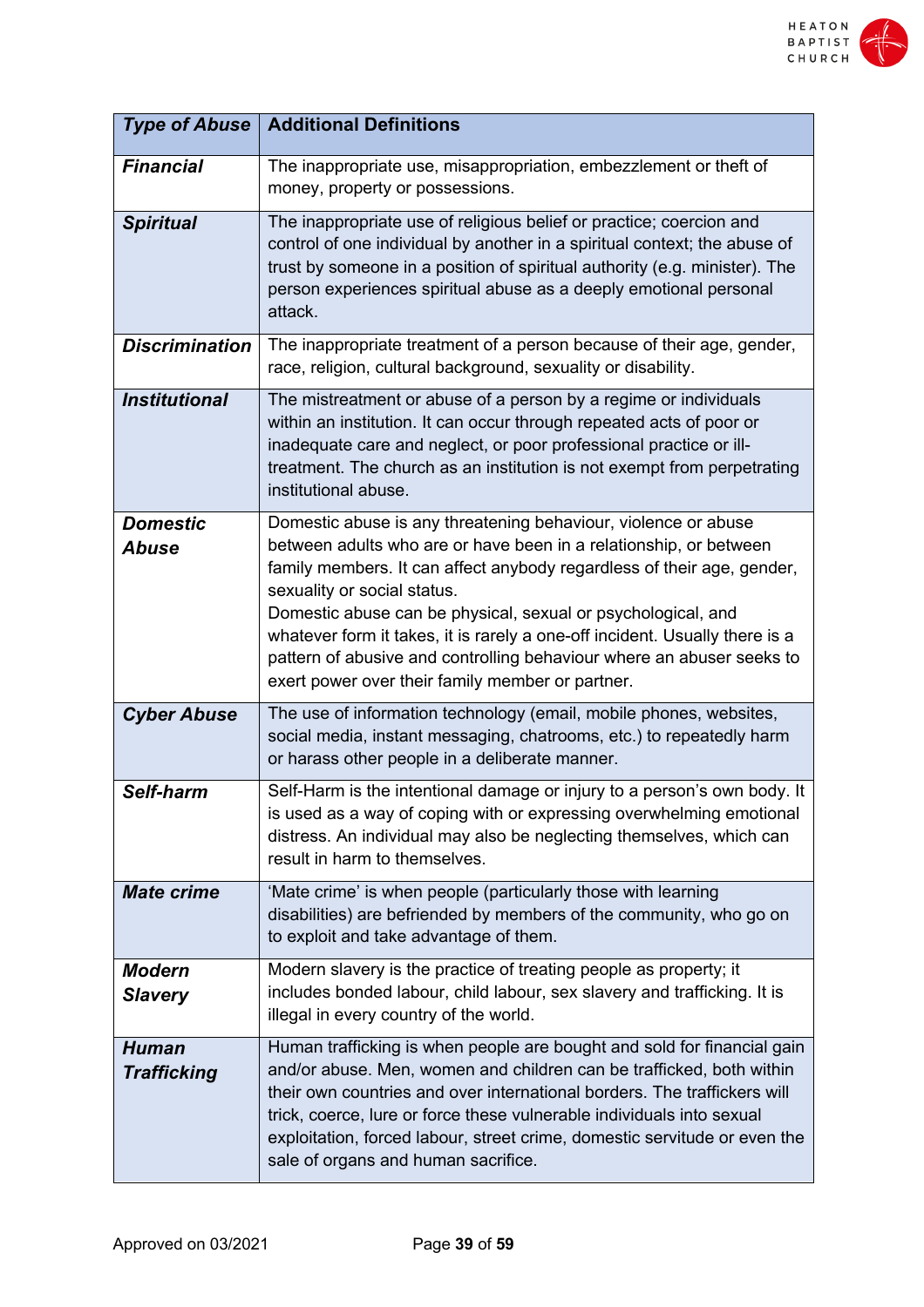| *Type of Abuse* | **Additional Definitions** |
| --- | --- |
| ***Financial*** | The inappropriate use, misappropriation, embezzlement or theft of money, property or possessions. |
| ***Spiritual*** | The inappropriate use of religious belief or practice; coercion and control of one individual by another in a spiritual context; the abuse of trust by someone in a position of spiritual authority (e.g. minister). The person experiences spiritual abuse as a deeply emotional personal attack. |
| ***Discrimination*** | The inappropriate treatment of a person because of their age, gender, race, religion, cultural background, sexuality or disability. |
| ***Institutional*** | The mistreatment or abuse of a person by a regime or individuals within an institution. It can occur through repeated acts of poor or inadequate care and neglect, or poor professional practice or ill-treatment. The church as an institution is not exempt from perpetrating institutional abuse. |
| ***Domestic Abuse*** | Domestic abuse is any threatening behaviour, violence or abuse between adults who are or have been in a relationship, or between family members. It can affect anybody regardless of their age, gender, sexuality or social status.<br>Domestic abuse can be physical, sexual or psychological, and whatever form it takes, it is rarely a one-off incident. Usually there is a pattern of abusive and controlling behaviour where an abuser seeks to exert power over their family member or partner. |
| ***Cyber Abuse*** | The use of information technology (email, mobile phones, websites, social media, instant messaging, chatrooms, etc.) to repeatedly harm or harass other people in a deliberate manner. |
| ***Self-harm*** | Self-Harm is the intentional damage or injury to a person's own body. It is used as a way of coping with or expressing overwhelming emotional distress. An individual may also be neglecting themselves, which can result in harm to themselves. |
| ***Mate crime*** | 'Mate crime' is when people (particularly those with learning disabilities) are befriended by members of the community, who go on to exploit and take advantage of them. |
| ***Modern Slavery*** | Modern slavery is the practice of treating people as property; it includes bonded labour, child labour, sex slavery and trafficking. It is illegal in every country of the world. |
| ***Human Trafficking*** | Human trafficking is when people are bought and sold for financial gain and/or abuse. Men, women and children can be trafficked, both within their own countries and over international borders. The traffickers will trick, coerce, lure or force these vulnerable individuals into sexual exploitation, forced labour, street crime, domestic servitude or even the sale of organs and human sacrifice. |

Approved on 03/2021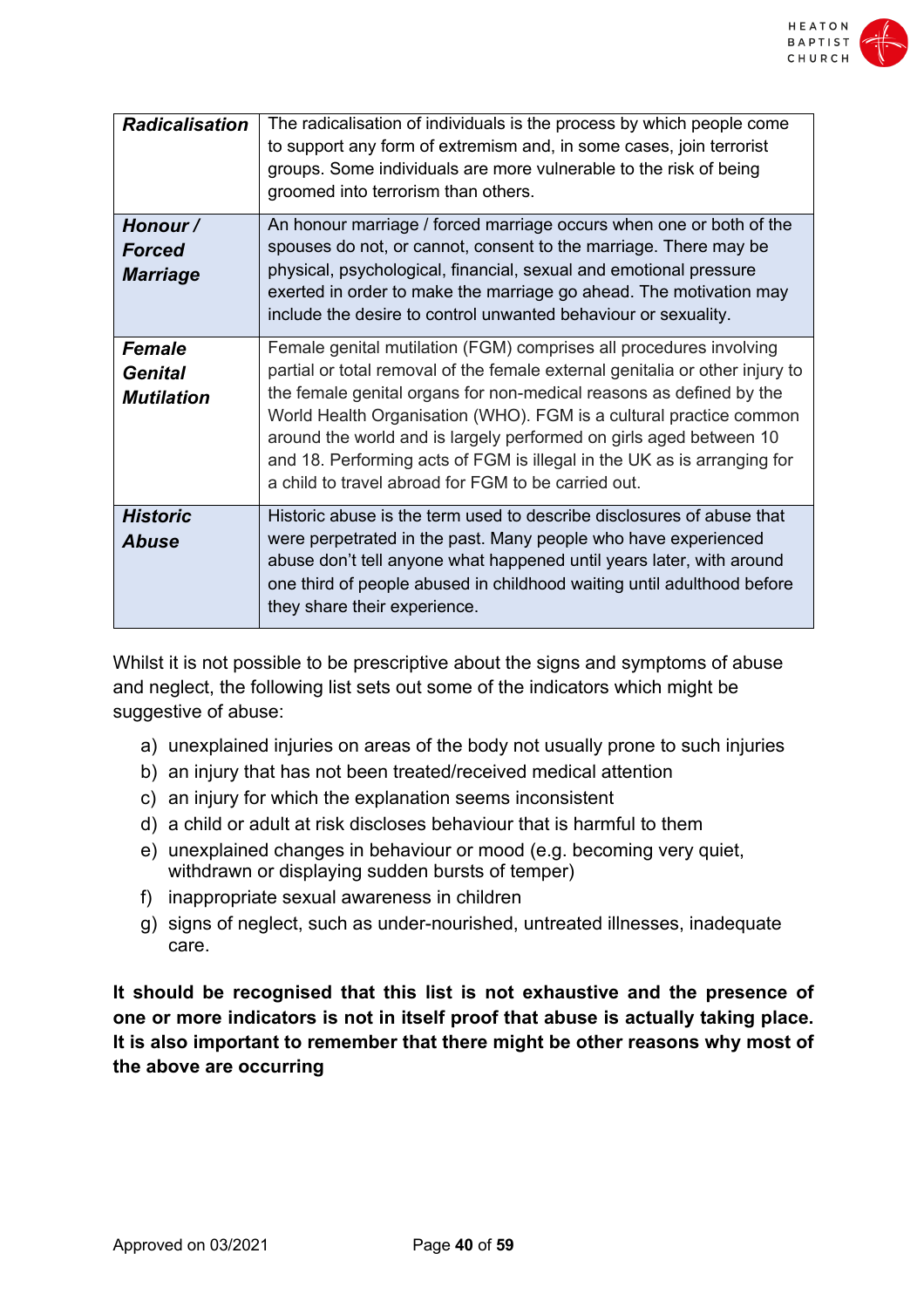| | |
|---|---|
| ***Radicalisation*** | The radicalisation of individuals is the process by which people come to support any form of extremism and, in some cases, join terrorist groups. Some individuals are more vulnerable to the risk of being groomed into terrorism than others. |
| ***Honour / Forced Marriage*** | An honour marriage / forced marriage occurs when one or both of the spouses do not, or cannot, consent to the marriage. There may be physical, psychological, financial, sexual and emotional pressure exerted in order to make the marriage go ahead. The motivation may include the desire to control unwanted behaviour or sexuality. |
| ***Female Genital Mutilation*** | Female genital mutilation (FGM) comprises all procedures involving partial or total removal of the female external genitalia or other injury to the female genital organs for non-medical reasons as defined by the World Health Organisation (WHO). FGM is a cultural practice common around the world and is largely performed on girls aged between 10 and 18. Performing acts of FGM is illegal in the UK as is arranging for a child to travel abroad for FGM to be carried out. |
| ***Historic Abuse*** | Historic abuse is the term used to describe disclosures of abuse that were perpetrated in the past. Many people who have experienced abuse don't tell anyone what happened until years later, with around one third of people abused in childhood waiting until adulthood before they share their experience. |

Whilst it is not possible to be prescriptive about the signs and symptoms of abuse and neglect, the following list sets out some of the indicators which might be suggestive of abuse:

a) unexplained injuries on areas of the body not usually prone to such injuries
b) an injury that has not been treated/received medical attention
c) an injury for which the explanation seems inconsistent
d) a child or adult at risk discloses behaviour that is harmful to them
e) unexplained changes in behaviour or mood (e.g. becoming very quiet, withdrawn or displaying sudden bursts of temper)
f) inappropriate sexual awareness in children
g) signs of neglect, such as under-nourished, untreated illnesses, inadequate care.

**It should be recognised that this list is not exhaustive and the presence of one or more indicators is not in itself proof that abuse is actually taking place. It is also important to remember that there might be other reasons why most of the above are occurring**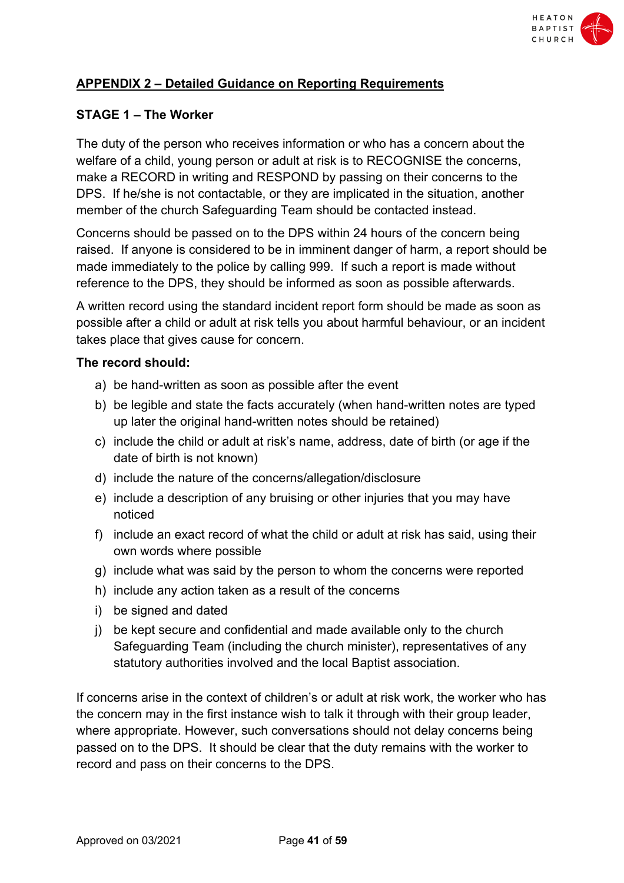## APPENDIX 2 – Detailed Guidance on Reporting Requirements

### STAGE 1 – The Worker

The duty of the person who receives information or who has a concern about the welfare of a child, young person or adult at risk is to RECOGNISE the concerns, make a RECORD in writing and RESPOND by passing on their concerns to the DPS. If he/she is not contactable, or they are implicated in the situation, another member of the church Safeguarding Team should be contacted instead.

Concerns should be passed on to the DPS within 24 hours of the concern being raised. If anyone is considered to be in imminent danger of harm, a report should be made immediately to the police by calling 999. If such a report is made without reference to the DPS, they should be informed as soon as possible afterwards.

A written record using the standard incident report form should be made as soon as possible after a child or adult at risk tells you about harmful behaviour, or an incident takes place that gives cause for concern.

**The record should:**

a) be hand-written as soon as possible after the event
b) be legible and state the facts accurately (when hand-written notes are typed up later the original hand-written notes should be retained)
c) include the child or adult at risk's name, address, date of birth (or age if the date of birth is not known)
d) include the nature of the concerns/allegation/disclosure
e) include a description of any bruising or other injuries that you may have noticed
f) include an exact record of what the child or adult at risk has said, using their own words where possible
g) include what was said by the person to whom the concerns were reported
h) include any action taken as a result of the concerns
i) be signed and dated
j) be kept secure and confidential and made available only to the church Safeguarding Team (including the church minister), representatives of any statutory authorities involved and the local Baptist association.

If concerns arise in the context of children's or adult at risk work, the worker who has the concern may in the first instance wish to talk it through with their group leader, where appropriate. However, such conversations should not delay concerns being passed on to the DPS. It should be clear that the duty remains with the worker to record and pass on their concerns to the DPS.

Approved on 03/2021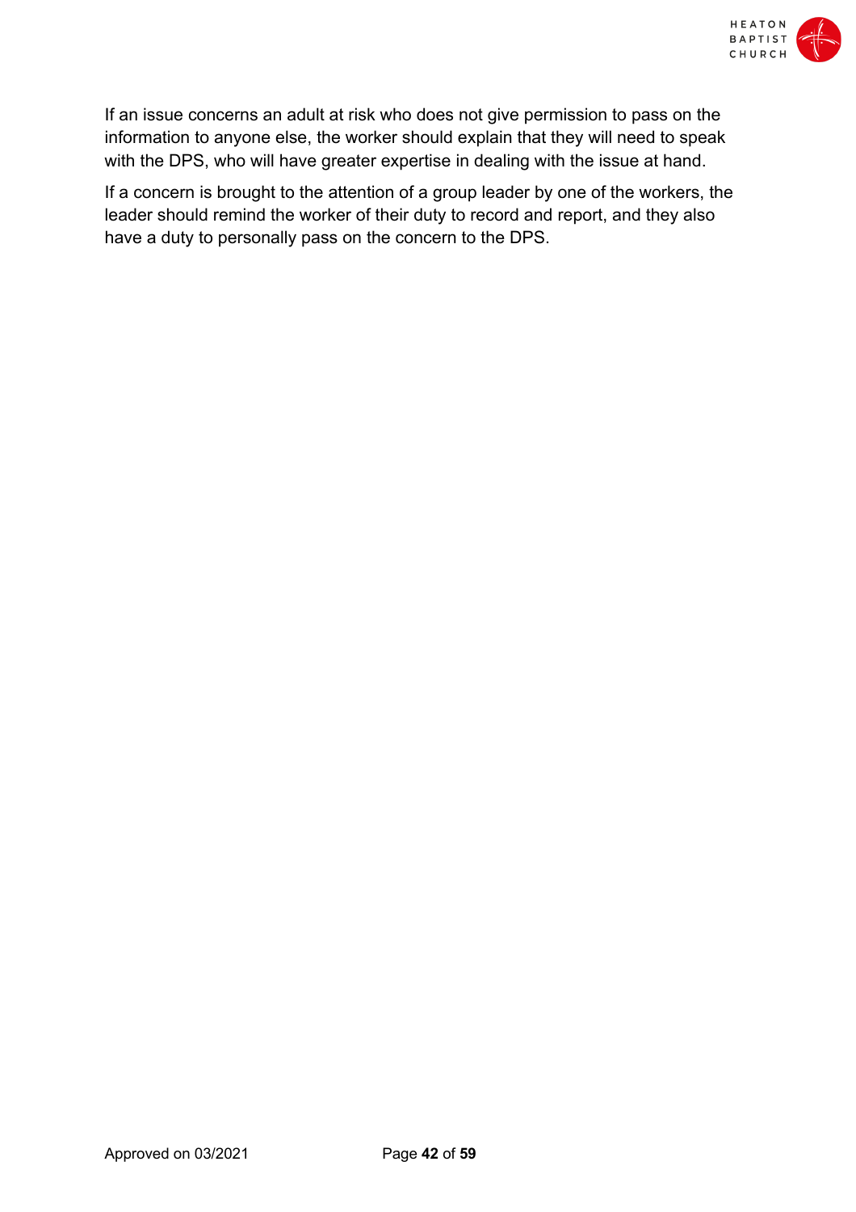If an issue concerns an adult at risk who does not give permission to pass on the information to anyone else, the worker should explain that they will need to speak with the DPS, who will have greater expertise in dealing with the issue at hand.

If a concern is brought to the attention of a group leader by one of the workers, the leader should remind the worker of their duty to record and report, and they also have a duty to personally pass on the concern to the DPS.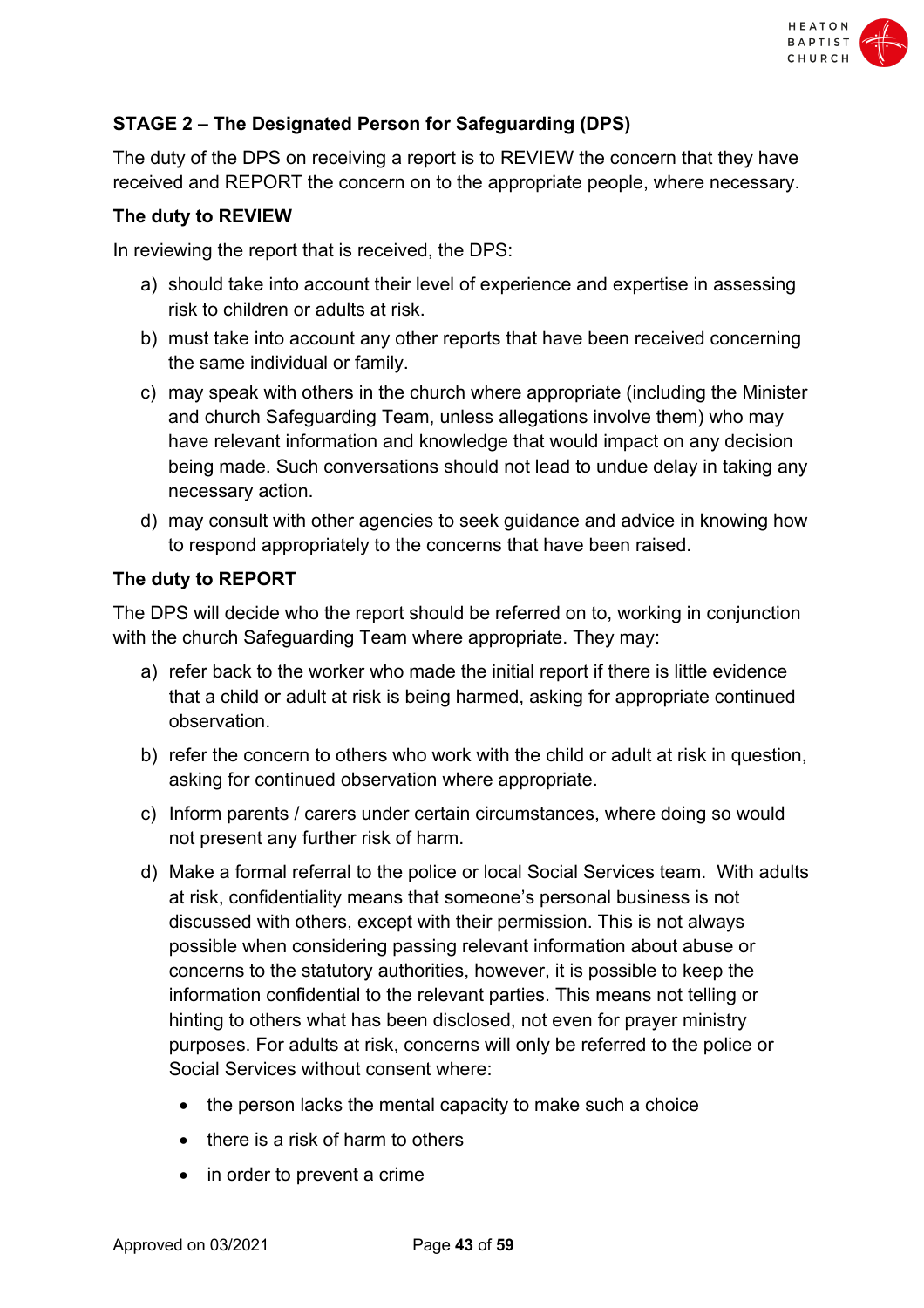## STAGE 2 – The Designated Person for Safeguarding (DPS)

The duty of the DPS on receiving a report is to REVIEW the concern that they have received and REPORT the concern on to the appropriate people, where necessary.

### The duty to REVIEW

In reviewing the report that is received, the DPS:

a) should take into account their level of experience and expertise in assessing risk to children or adults at risk.

b) must take into account any other reports that have been received concerning the same individual or family.

c) may speak with others in the church where appropriate (including the Minister and church Safeguarding Team, unless allegations involve them) who may have relevant information and knowledge that would impact on any decision being made. Such conversations should not lead to undue delay in taking any necessary action.

d) may consult with other agencies to seek guidance and advice in knowing how to respond appropriately to the concerns that have been raised.

### The duty to REPORT

The DPS will decide who the report should be referred on to, working in conjunction with the church Safeguarding Team where appropriate. They may:

a) refer back to the worker who made the initial report if there is little evidence that a child or adult at risk is being harmed, asking for appropriate continued observation.

b) refer the concern to others who work with the child or adult at risk in question, asking for continued observation where appropriate.

c) Inform parents / carers under certain circumstances, where doing so would not present any further risk of harm.

d) Make a formal referral to the police or local Social Services team. With adults at risk, confidentiality means that someone's personal business is not discussed with others, except with their permission. This is not always possible when considering passing relevant information about abuse or concerns to the statutory authorities, however, it is possible to keep the information confidential to the relevant parties. This means not telling or hinting to others what has been disclosed, not even for prayer ministry purposes. For adults at risk, concerns will only be referred to the police or Social Services without consent where:

   - the person lacks the mental capacity to make such a choice
   - there is a risk of harm to others
   - in order to prevent a crime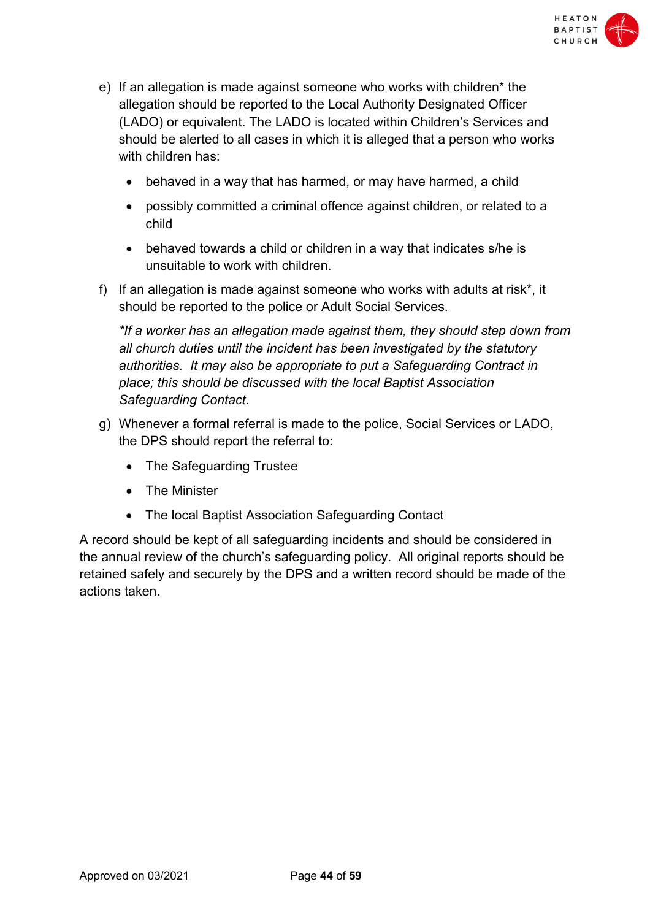e) If an allegation is made against someone who works with children* the allegation should be reported to the Local Authority Designated Officer (LADO) or equivalent. The LADO is located within Children's Services and should be alerted to all cases in which it is alleged that a person who works with children has:

   - behaved in a way that has harmed, or may have harmed, a child
   - possibly committed a criminal offence against children, or related to a child
   - behaved towards a child or children in a way that indicates s/he is unsuitable to work with children.

f) If an allegation is made against someone who works with adults at risk*, it should be reported to the police or Adult Social Services.

   *\*If a worker has an allegation made against them, they should step down from all church duties until the incident has been investigated by the statutory authorities. It may also be appropriate to put a Safeguarding Contract in place; this should be discussed with the local Baptist Association Safeguarding Contact.*

g) Whenever a formal referral is made to the police, Social Services or LADO, the DPS should report the referral to:

   - The Safeguarding Trustee
   - The Minister
   - The local Baptist Association Safeguarding Contact

A record should be kept of all safeguarding incidents and should be considered in the annual review of the church's safeguarding policy. All original reports should be retained safely and securely by the DPS and a written record should be made of the actions taken.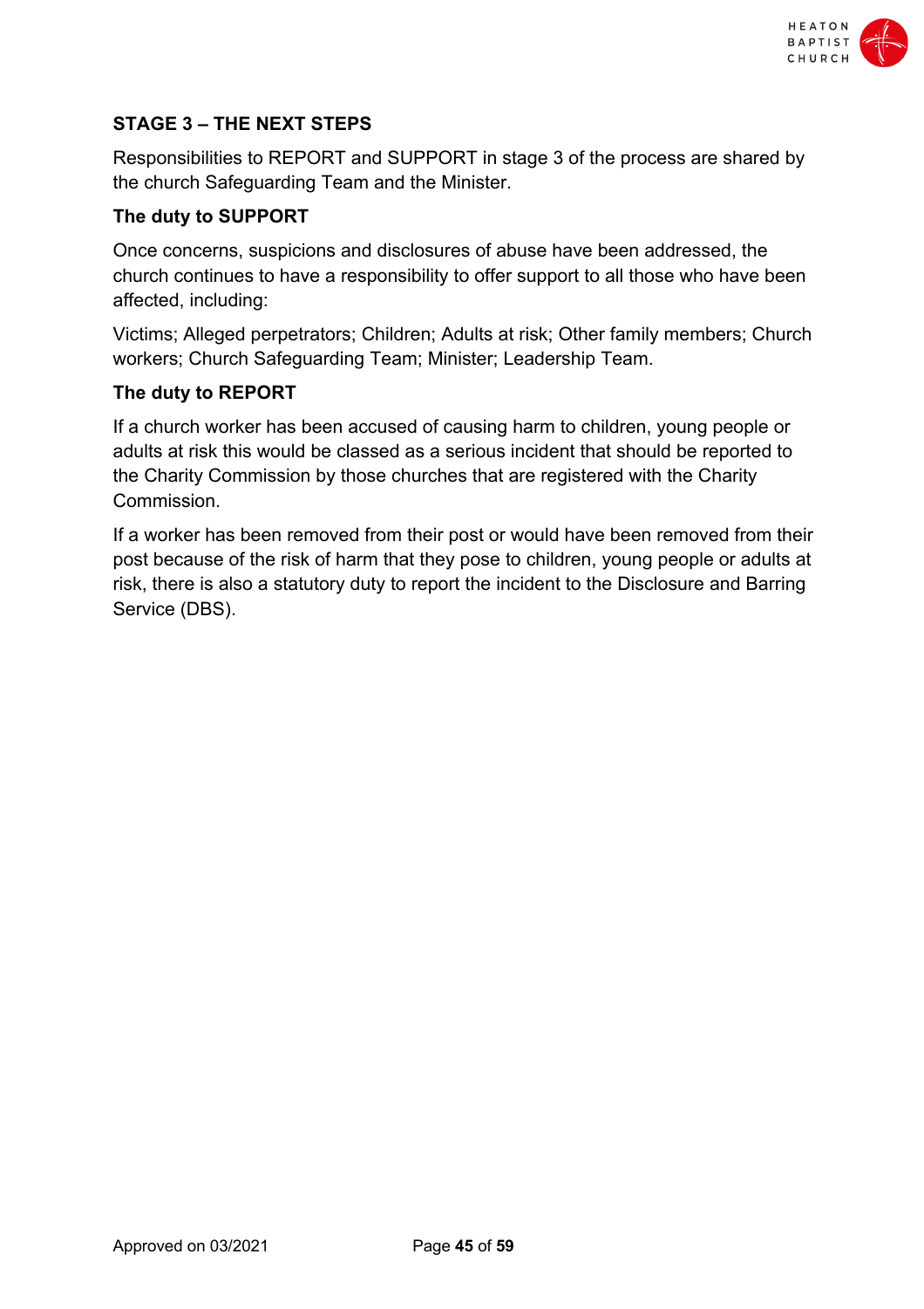## STAGE 3 – THE NEXT STEPS

Responsibilities to REPORT and SUPPORT in stage 3 of the process are shared by the church Safeguarding Team and the Minister.

### The duty to SUPPORT

Once concerns, suspicions and disclosures of abuse have been addressed, the church continues to have a responsibility to offer support to all those who have been affected, including:

Victims; Alleged perpetrators; Children; Adults at risk; Other family members; Church workers; Church Safeguarding Team; Minister; Leadership Team.

### The duty to REPORT

If a church worker has been accused of causing harm to children, young people or adults at risk this would be classed as a serious incident that should be reported to the Charity Commission by those churches that are registered with the Charity Commission.

If a worker has been removed from their post or would have been removed from their post because of the risk of harm that they pose to children, young people or adults at risk, there is also a statutory duty to report the incident to the Disclosure and Barring Service (DBS).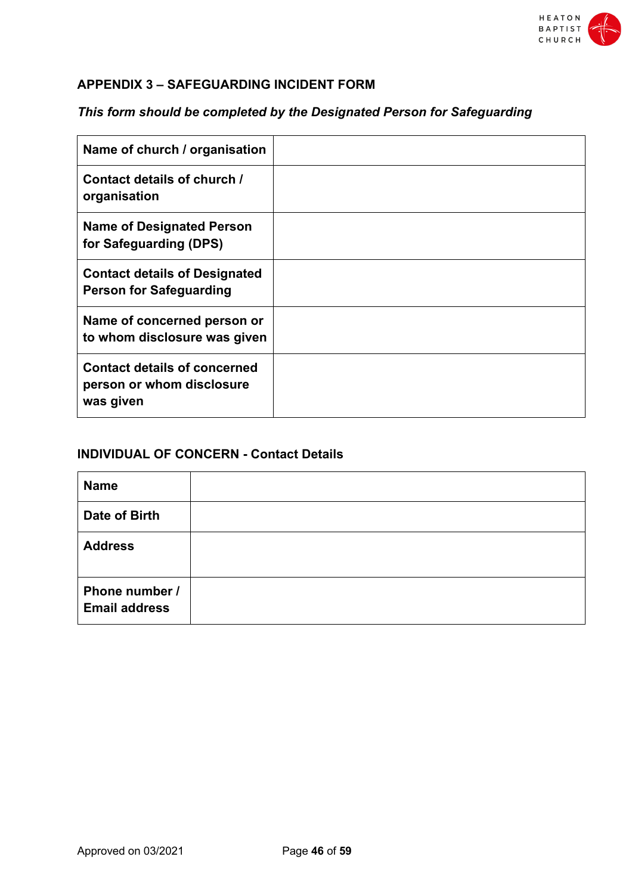## APPENDIX 3 – SAFEGUARDING INCIDENT FORM

***This form should be completed by the Designated Person for Safeguarding***

| | |
|---|---|
| **Name of church / organisation** | |
| **Contact details of church / organisation** | |
| **Name of Designated Person for Safeguarding (DPS)** | |
| **Contact details of Designated Person for Safeguarding** | |
| **Name of concerned person or to whom disclosure was given** | |
| **Contact details of concerned person or whom disclosure was given** | |

### INDIVIDUAL OF CONCERN - Contact Details

| | |
|---|---|
| **Name** | |
| **Date of Birth** | |
| **Address** | |
| **Phone number / Email address** | |

Approved on 03/2021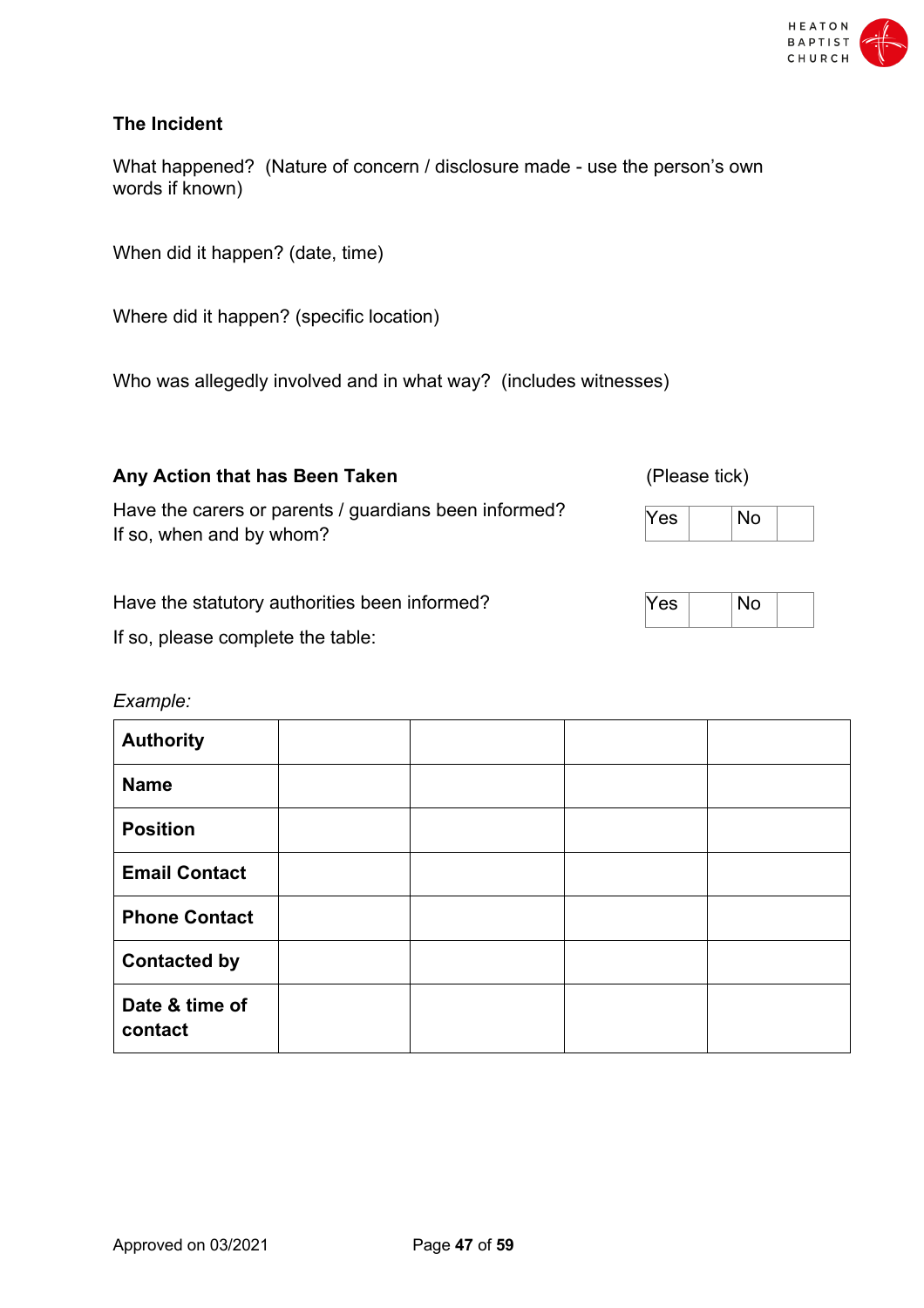**The Incident**

What happened? (Nature of concern / disclosure made - use the person's own words if known)

When did it happen? (date, time)

Where did it happen? (specific location)

Who was allegedly involved and in what way? (includes witnesses)

**Any Action that has Been Taken** (Please tick)

Have the carers or parents / guardians been informed? If so, when and by whom?

| Yes | | No | |
|---|---|---|---|

Have the statutory authorities been informed?

| Yes | | No | |
|---|---|---|---|

If so, please complete the table:

*Example:*

| **Authority** | | | | |
|---|---|---|---|---|
| **Name** | | | | |
| **Position** | | | | |
| **Email Contact** | | | | |
| **Phone Contact** | | | | |
| **Contacted by** | | | | |
| **Date & time of contact** | | | | |

Approved on 03/2021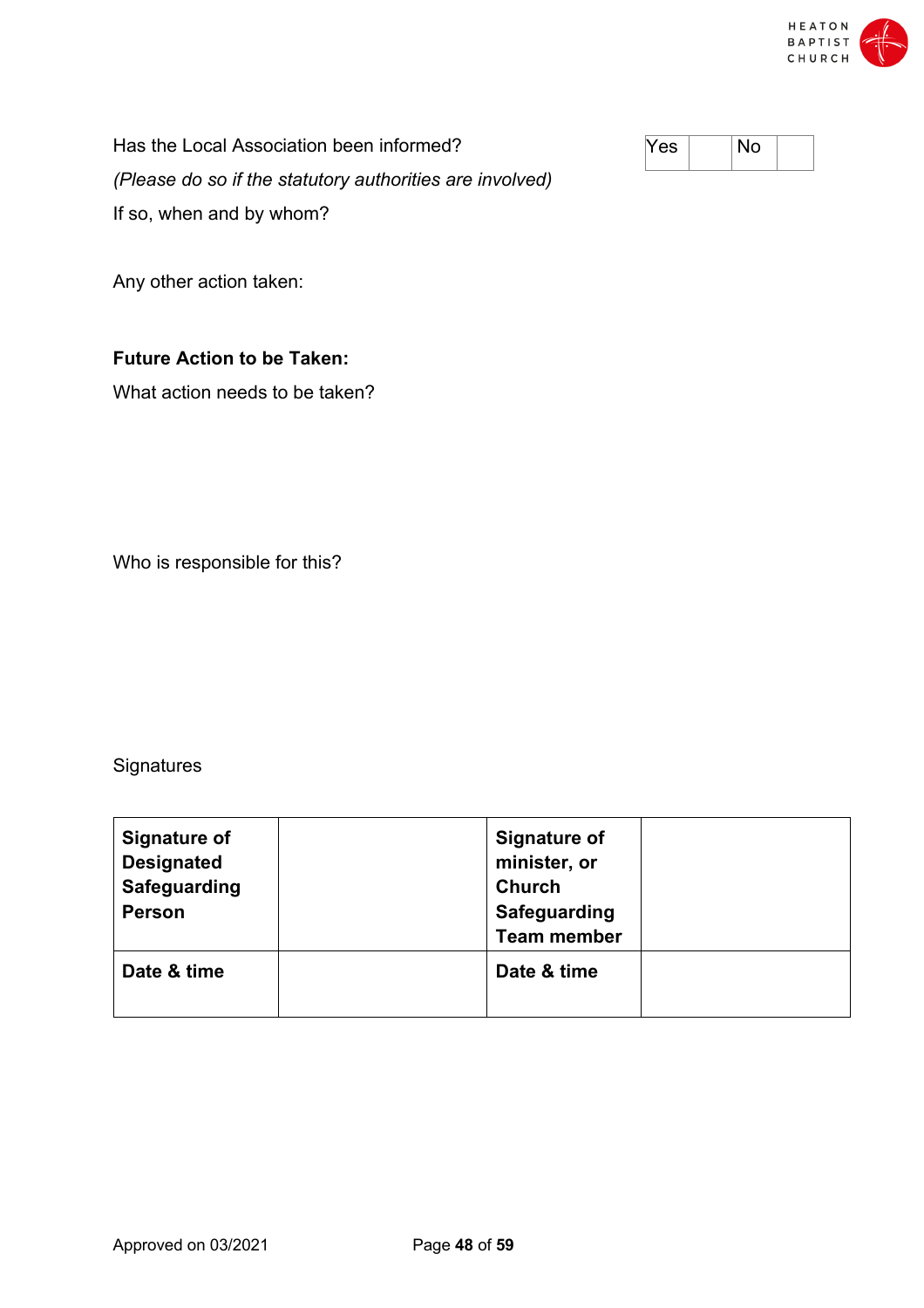Has the Local Association been informed?

| Yes | | No | |
|---|---|---|---|

*(Please do so if the statutory authorities are involved)*

If so, when and by whom?

Any other action taken:

**Future Action to be Taken:**

What action needs to be taken?

Who is responsible for this?

Signatures

| **Signature of Designated Safeguarding Person** | | **Signature of minister, or Church Safeguarding Team member** | |
|---|---|---|---|
| **Date & time** | | **Date & time** | |

Approved on 03/2021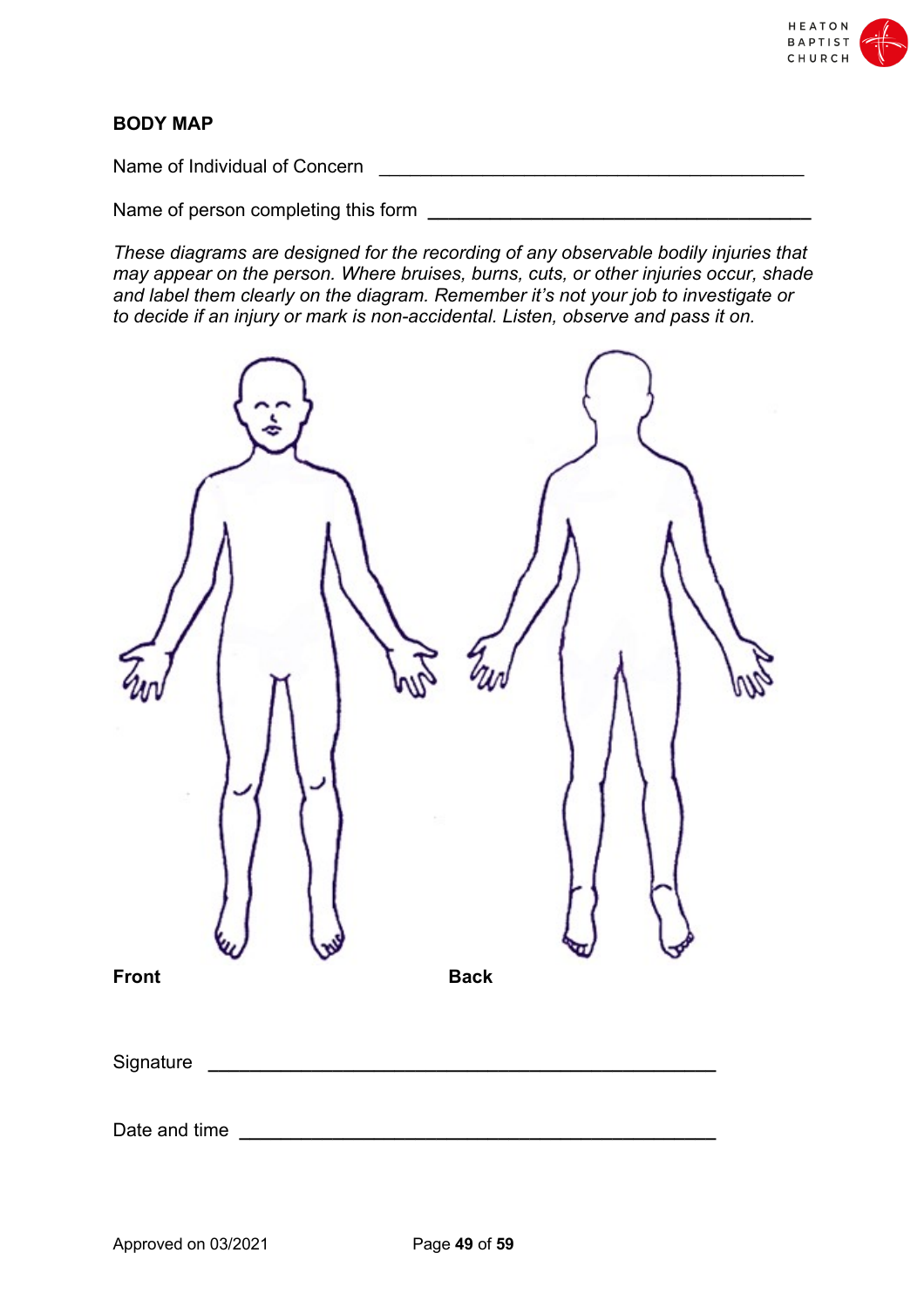## BODY MAP

Name of Individual of Concern \_\_\_\_\_\_\_\_\_\_\_\_\_\_\_\_\_\_\_\_\_\_\_\_\_\_\_\_\_\_\_\_\_\_\_\_\_\_\_\_

Name of person completing this form \_\_\_\_\_\_\_\_\_\_\_\_\_\_\_\_\_\_\_\_\_\_\_\_\_\_\_\_\_\_\_\_\_\_\_\_

*These diagrams are designed for the recording of any observable bodily injuries that may appear on the person. Where bruises, burns, cuts, or other injuries occur, shade and label them clearly on the diagram. Remember it's not your job to investigate or to decide if an injury or mark is non-accidental. Listen, observe and pass it on.*

**Front** **Back**

Signature \_\_\_\_\_\_\_\_\_\_\_\_\_\_\_\_\_\_\_\_\_\_\_\_\_\_\_\_\_\_\_\_\_\_\_\_\_\_\_\_\_\_\_\_\_\_\_\_

Date and time \_\_\_\_\_\_\_\_\_\_\_\_\_\_\_\_\_\_\_\_\_\_\_\_\_\_\_\_\_\_\_\_\_\_\_\_\_\_\_\_\_\_\_\_\_

Approved on 03/2021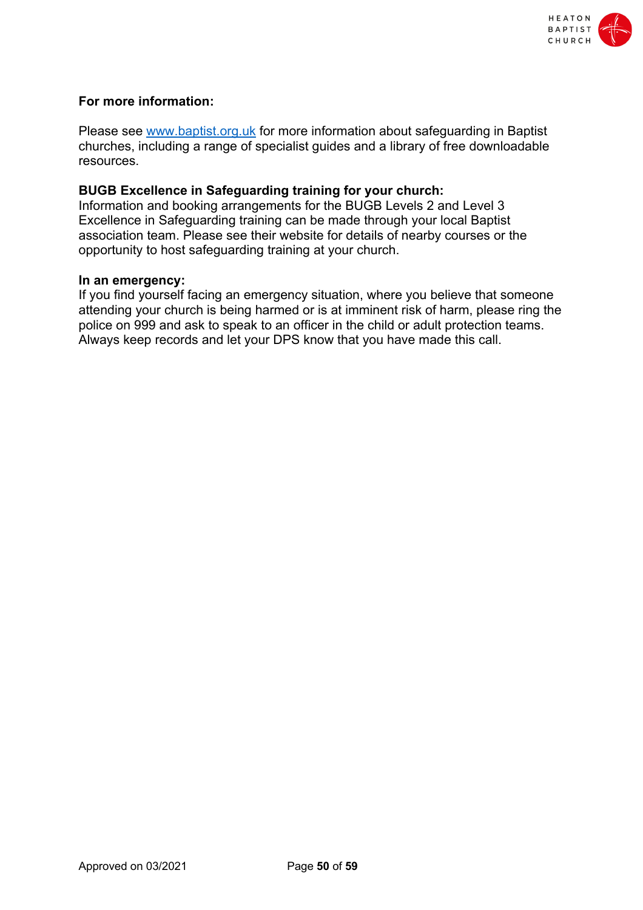**For more information:**

Please see [www.baptist.org.uk](http://www.baptist.org.uk) for more information about safeguarding in Baptist churches, including a range of specialist guides and a library of free downloadable resources.

**BUGB Excellence in Safeguarding training for your church:**
Information and booking arrangements for the BUGB Levels 2 and Level 3 Excellence in Safeguarding training can be made through your local Baptist association team. Please see their website for details of nearby courses or the opportunity to host safeguarding training at your church.

**In an emergency:**
If you find yourself facing an emergency situation, where you believe that someone attending your church is being harmed or is at imminent risk of harm, please ring the police on 999 and ask to speak to an officer in the child or adult protection teams. Always keep records and let your DPS know that you have made this call.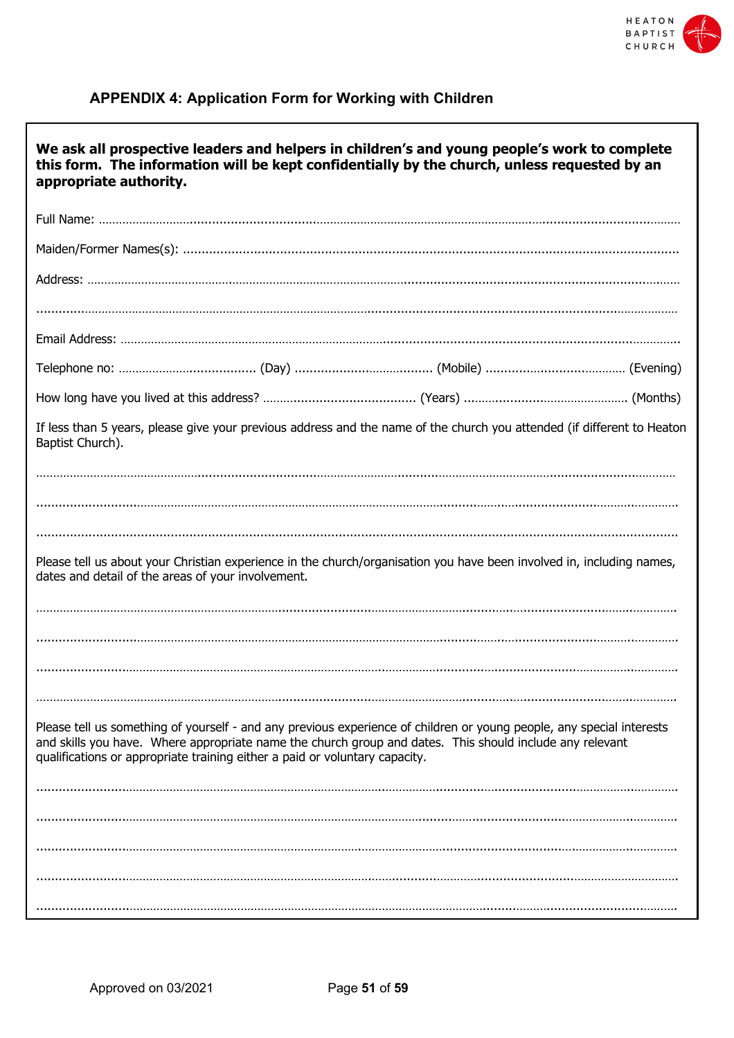## APPENDIX 4: Application Form for Working with Children

**We ask all prospective leaders and helpers in children's and young people's work to complete this form. The information will be kept confidentially by the church, unless requested by an appropriate authority.**

Full Name: ……………………………………………………………………………………………………………

Maiden/Former Names(s): ……………………………………………………………………………………………

Address: ……………………………………………………………………………………………………………

……………………………………………………………………………………………………………………

Email Address: ………………………………………………………………………………………………………

Telephone no: ……………………………… (Day) ……………………………… (Mobile) ……………………………… (Evening)

How long have you lived at this address? ……………………………… (Years) ……………………………… (Months)

If less than 5 years, please give your previous address and the name of the church you attended (if different to Heaton Baptist Church).

……………………………………………………………………………………………………………………

……………………………………………………………………………………………………………………

……………………………………………………………………………………………………………………

Please tell us about your Christian experience in the church/organisation you have been involved in, including names, dates and detail of the areas of your involvement.

……………………………………………………………………………………………………………………

……………………………………………………………………………………………………………………

……………………………………………………………………………………………………………………

……………………………………………………………………………………………………………………

Please tell us something of yourself - and any previous experience of children or young people, any special interests and skills you have. Where appropriate name the church group and dates. This should include any relevant qualifications or appropriate training either a paid or voluntary capacity.

……………………………………………………………………………………………………………………

……………………………………………………………………………………………………………………

……………………………………………………………………………………………………………………

……………………………………………………………………………………………………………………

……………………………………………………………………………………………………………………

Approved on 03/2021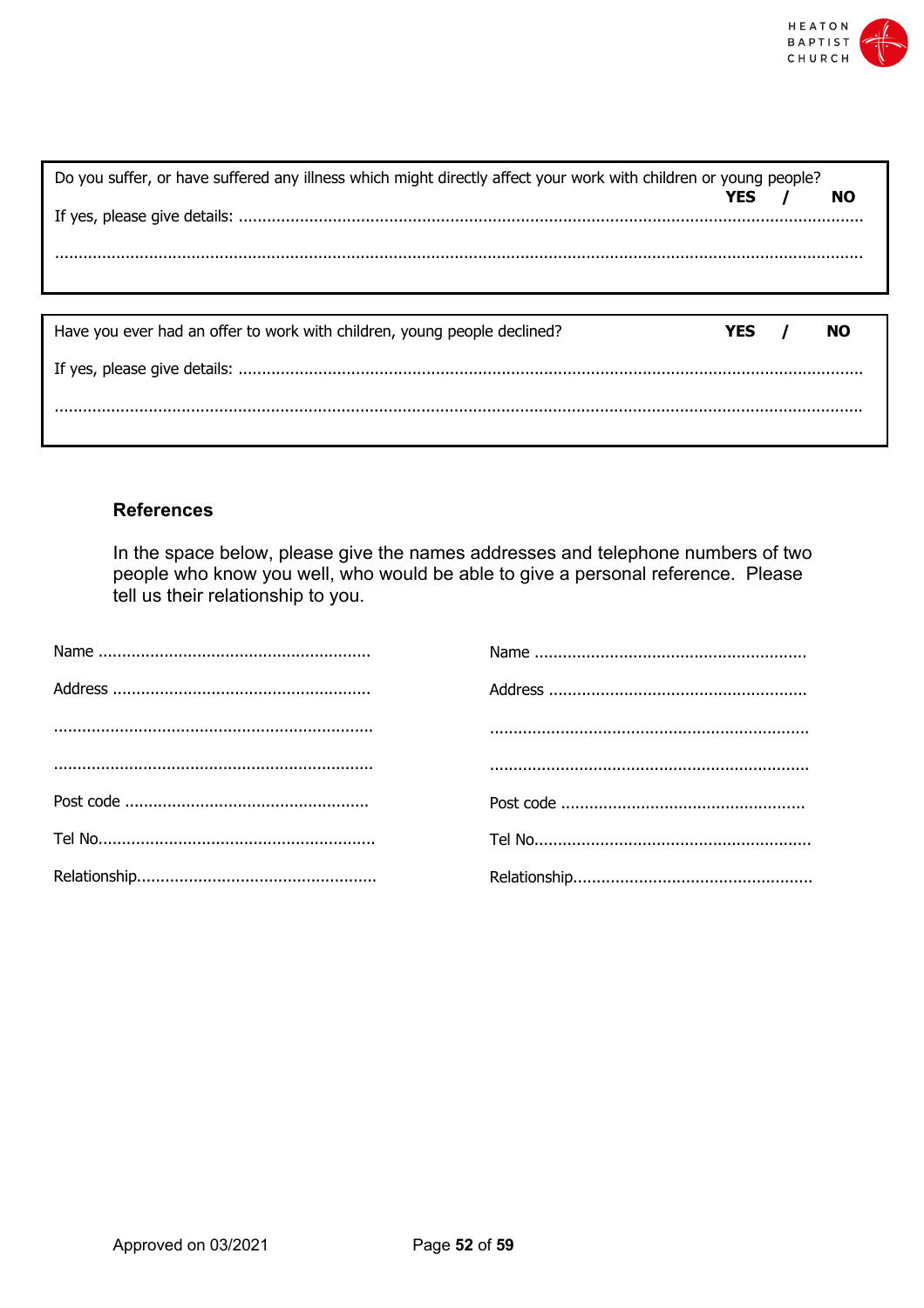Do you suffer, or have suffered any illness which might directly affect your work with children or young people? **YES / NO**

If yes, please give details: ..................................................................................................................................

..................................................................................................................................................................

Have you ever had an offer to work with children, young people declined? **YES / NO**

If yes, please give details: ..................................................................................................................................

..................................................................................................................................................................

**References**

In the space below, please give the names addresses and telephone numbers of two people who know you well, who would be able to give a personal reference. Please tell us their relationship to you.

Name ..........................................................

Address ......................................................

...................................................................

...................................................................

Post code ...................................................

Tel No..........................................................

Relationship..................................................

Name ..........................................................

Address ......................................................

...................................................................

...................................................................

Post code ...................................................

Tel No..........................................................

Relationship..................................................

Approved on 03/2021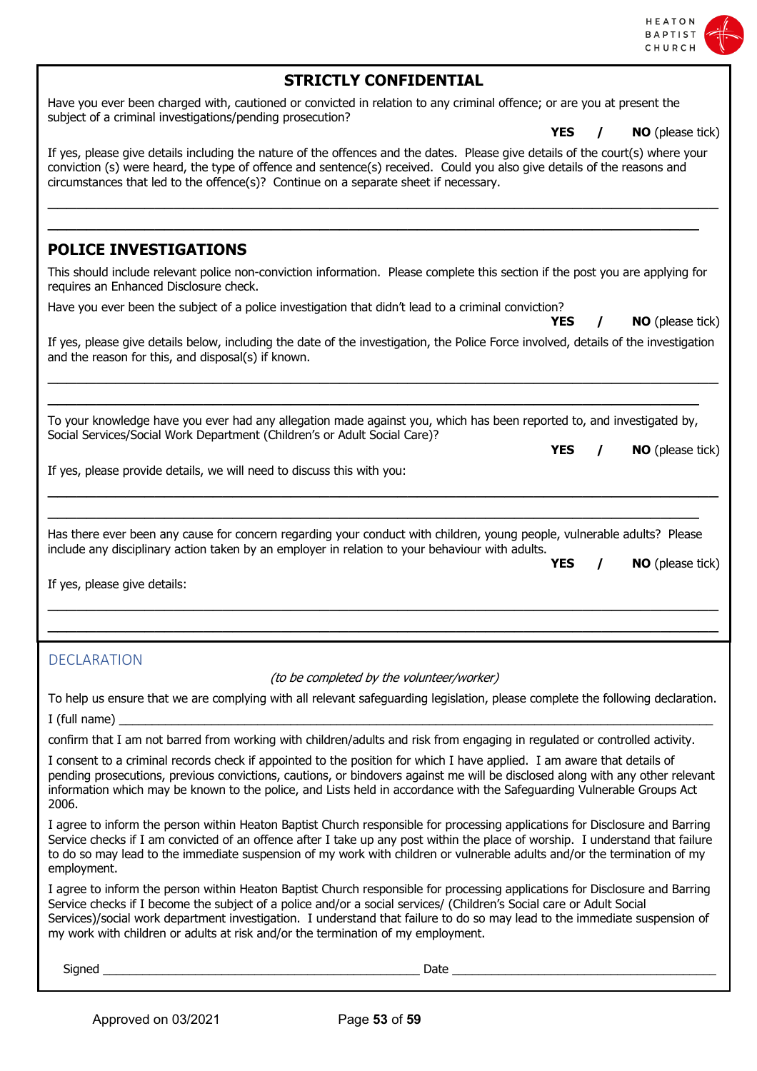## STRICTLY CONFIDENTIAL

Have you ever been charged with, cautioned or convicted in relation to any criminal offence; or are you at present the subject of a criminal investigations/pending prosecution?

**YES** / **NO** (please tick)

If yes, please give details including the nature of the offences and the dates. Please give details of the court(s) where your conviction (s) were heard, the type of offence and sentence(s) received. Could you also give details of the reasons and circumstances that led to the offence(s)? Continue on a separate sheet if necessary.

\_\_\_\_\_\_\_\_\_\_\_\_\_\_\_\_\_\_\_\_\_\_\_\_\_\_\_\_\_\_\_\_\_\_\_\_\_\_\_\_\_\_\_\_\_\_\_\_\_\_\_\_\_\_\_\_\_\_\_\_\_\_\_\_\_\_\_\_\_\_\_\_\_\_\_\_\_\_

\_\_\_\_\_\_\_\_\_\_\_\_\_\_\_\_\_\_\_\_\_\_\_\_\_\_\_\_\_\_\_\_\_\_\_\_\_\_\_\_\_\_\_\_\_\_\_\_\_\_\_\_\_\_\_\_\_\_\_\_\_\_\_\_\_\_\_\_\_\_\_\_\_\_\_\_\_\_

## POLICE INVESTIGATIONS

This should include relevant police non-conviction information. Please complete this section if the post you are applying for requires an Enhanced Disclosure check.

Have you ever been the subject of a police investigation that didn't lead to a criminal conviction?

**YES** / **NO** (please tick)

If yes, please give details below, including the date of the investigation, the Police Force involved, details of the investigation and the reason for this, and disposal(s) if known.

\_\_\_\_\_\_\_\_\_\_\_\_\_\_\_\_\_\_\_\_\_\_\_\_\_\_\_\_\_\_\_\_\_\_\_\_\_\_\_\_\_\_\_\_\_\_\_\_\_\_\_\_\_\_\_\_\_\_\_\_\_\_\_\_\_\_\_\_\_\_\_\_\_\_\_\_\_\_

\_\_\_\_\_\_\_\_\_\_\_\_\_\_\_\_\_\_\_\_\_\_\_\_\_\_\_\_\_\_\_\_\_\_\_\_\_\_\_\_\_\_\_\_\_\_\_\_\_\_\_\_\_\_\_\_\_\_\_\_\_\_\_\_\_\_\_\_\_\_\_\_\_\_\_\_\_\_

To your knowledge have you ever had any allegation made against you, which has been reported to, and investigated by, Social Services/Social Work Department (Children's or Adult Social Care)?

**YES** / **NO** (please tick)

If yes, please provide details, we will need to discuss this with you:

\_\_\_\_\_\_\_\_\_\_\_\_\_\_\_\_\_\_\_\_\_\_\_\_\_\_\_\_\_\_\_\_\_\_\_\_\_\_\_\_\_\_\_\_\_\_\_\_\_\_\_\_\_\_\_\_\_\_\_\_\_\_\_\_\_\_\_\_\_\_\_\_\_\_\_\_\_\_

\_\_\_\_\_\_\_\_\_\_\_\_\_\_\_\_\_\_\_\_\_\_\_\_\_\_\_\_\_\_\_\_\_\_\_\_\_\_\_\_\_\_\_\_\_\_\_\_\_\_\_\_\_\_\_\_\_\_\_\_\_\_\_\_\_\_\_\_\_\_\_\_\_\_\_\_\_\_

Has there ever been any cause for concern regarding your conduct with children, young people, vulnerable adults? Please include any disciplinary action taken by an employer in relation to your behaviour with adults.

**YES** / **NO** (please tick)

If yes, please give details:

\_\_\_\_\_\_\_\_\_\_\_\_\_\_\_\_\_\_\_\_\_\_\_\_\_\_\_\_\_\_\_\_\_\_\_\_\_\_\_\_\_\_\_\_\_\_\_\_\_\_\_\_\_\_\_\_\_\_\_\_\_\_\_\_\_\_\_\_\_\_\_\_\_\_\_\_\_\_

\_\_\_\_\_\_\_\_\_\_\_\_\_\_\_\_\_\_\_\_\_\_\_\_\_\_\_\_\_\_\_\_\_\_\_\_\_\_\_\_\_\_\_\_\_\_\_\_\_\_\_\_\_\_\_\_\_\_\_\_\_\_\_\_\_\_\_\_\_\_\_\_\_\_\_\_\_\_

## DECLARATION

*(to be completed by the volunteer/worker)*

To help us ensure that we are complying with all relevant safeguarding legislation, please complete the following declaration.

I (full name) \_\_\_\_\_\_\_\_\_\_\_\_\_\_\_\_\_\_\_\_\_\_\_\_\_\_\_\_\_\_\_\_\_\_\_\_\_\_\_\_\_\_\_\_\_\_\_\_\_\_\_\_\_\_\_\_\_\_\_\_\_\_\_\_\_\_\_\_\_\_\_

confirm that I am not barred from working with children/adults and risk from engaging in regulated or controlled activity.

I consent to a criminal records check if appointed to the position for which I have applied. I am aware that details of pending prosecutions, previous convictions, cautions, or bindovers against me will be disclosed along with any other relevant information which may be known to the police, and Lists held in accordance with the Safeguarding Vulnerable Groups Act 2006.

I agree to inform the person within Heaton Baptist Church responsible for processing applications for Disclosure and Barring Service checks if I am convicted of an offence after I take up any post within the place of worship. I understand that failure to do so may lead to the immediate suspension of my work with children or vulnerable adults and/or the termination of my employment.

I agree to inform the person within Heaton Baptist Church responsible for processing applications for Disclosure and Barring Service checks if I become the subject of a police and/or a social services/ (Children's Social care or Adult Social Services)/social work department investigation. I understand that failure to do so may lead to the immediate suspension of my work with children or adults at risk and/or the termination of my employment.

Signed \_\_\_\_\_\_\_\_\_\_\_\_\_\_\_\_\_\_\_\_\_\_\_\_\_\_\_\_\_\_\_\_\_\_\_\_\_\_\_\_ Date \_\_\_\_\_\_\_\_\_\_\_\_\_\_\_\_\_\_\_\_\_\_\_\_\_\_\_\_\_\_\_\_\_\_\_\_

Approved on 03/2021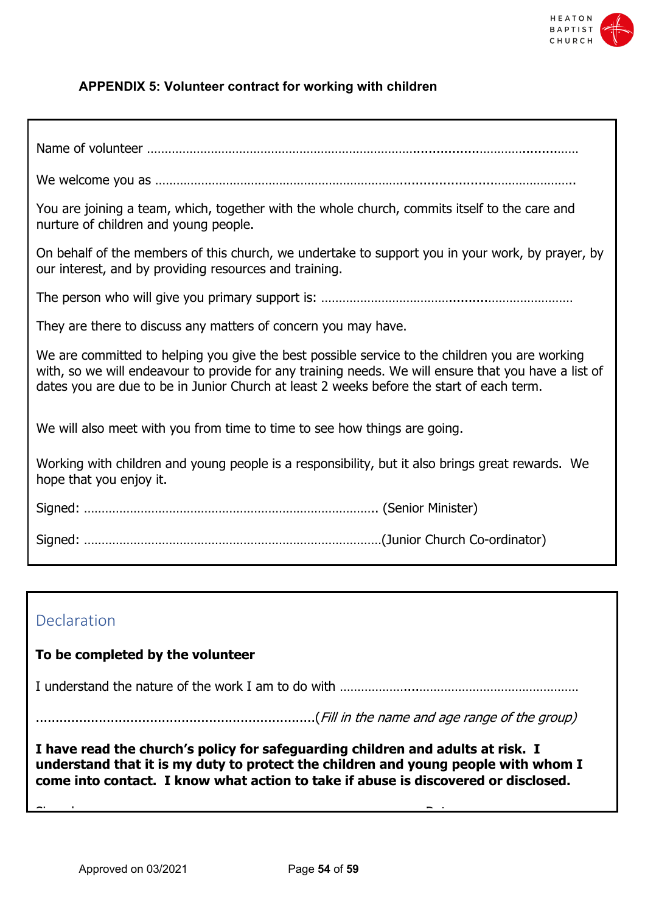**APPENDIX 5: Volunteer contract for working with children**

Name of volunteer …………………………………………………………………………………………………………

We welcome you as ……………………………………………………………………………………………………….

You are joining a team, which, together with the whole church, commits itself to the care and nurture of children and young people.

On behalf of the members of this church, we undertake to support you in your work, by prayer, by our interest, and by providing resources and training.

The person who will give you primary support is: ……………………………………………………………

They are there to discuss any matters of concern you may have.

We are committed to helping you give the best possible service to the children you are working with, so we will endeavour to provide for any training needs. We will ensure that you have a list of dates you are due to be in Junior Church at least 2 weeks before the start of each term.

We will also meet with you from time to time to see how things are going.

Working with children and young people is a responsibility, but it also brings great rewards. We hope that you enjoy it.

Signed: ……………………………………………………………………….. (Senior Minister)

Signed: …………………………………………………………………………(Junior Church Co-ordinator)

## Declaration

**To be completed by the volunteer**

I understand the nature of the work I am to do with ………………………………………………………………

……………………………………………………………….(*Fill in the name and age range of the group)*

**I have read the church's policy for safeguarding children and adults at risk. I understand that it is my duty to protect the children and young people with whom I come into contact. I know what action to take if abuse is discovered or disclosed.**

Approved on 03/2021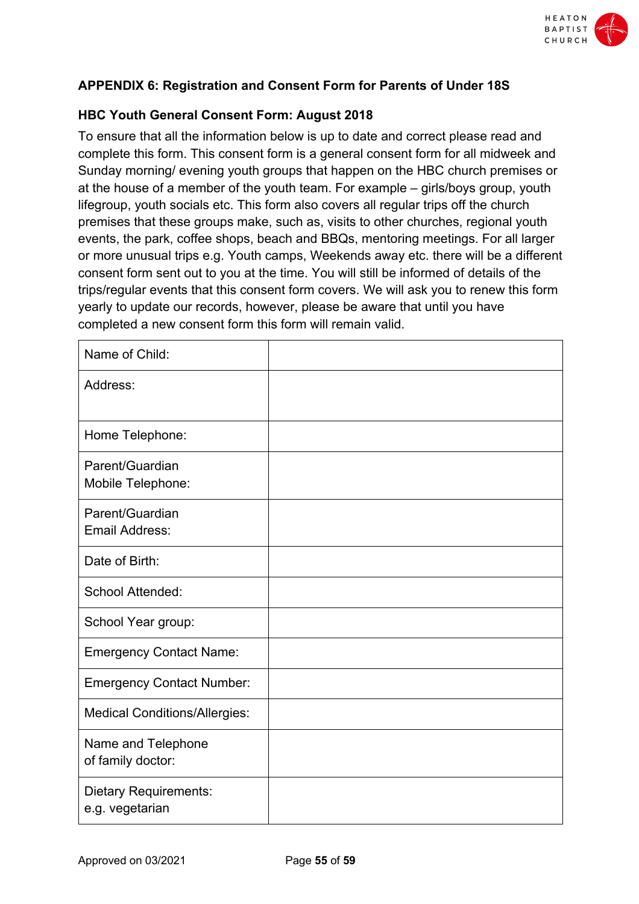## APPENDIX 6: Registration and Consent Form for Parents of Under 18S

### HBC Youth General Consent Form: August 2018

To ensure that all the information below is up to date and correct please read and complete this form. This consent form is a general consent form for all midweek and Sunday morning/ evening youth groups that happen on the HBC church premises or at the house of a member of the youth team. For example – girls/boys group, youth lifegroup, youth socials etc. This form also covers all regular trips off the church premises that these groups make, such as, visits to other churches, regional youth events, the park, coffee shops, beach and BBQs, mentoring meetings. For all larger or more unusual trips e.g. Youth camps, Weekends away etc. there will be a different consent form sent out to you at the time. You will still be informed of details of the trips/regular events that this consent form covers. We will ask you to renew this form yearly to update our records, however, please be aware that until you have completed a new consent form this form will remain valid.

| | |
|---|---|
| Name of Child: | |
| Address: | |
| Home Telephone: | |
| Parent/Guardian Mobile Telephone: | |
| Parent/Guardian Email Address: | |
| Date of Birth: | |
| School Attended: | |
| School Year group: | |
| Emergency Contact Name: | |
| Emergency Contact Number: | |
| Medical Conditions/Allergies: | |
| Name and Telephone of family doctor: | |
| Dietary Requirements: e.g. vegetarian | |

Approved on 03/2021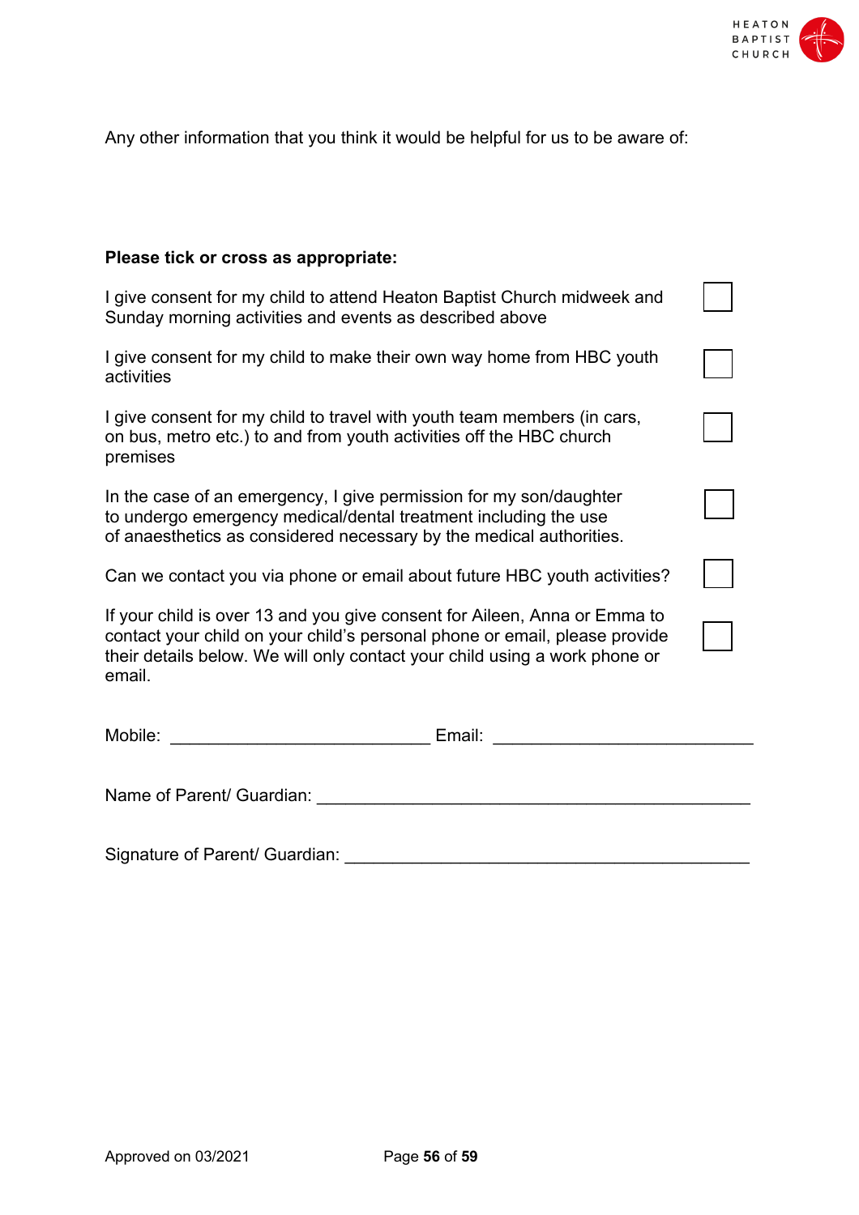Any other information that you think it would be helpful for us to be aware of:

**Please tick or cross as appropriate:**

| | |
|---|---|
| I give consent for my child to attend Heaton Baptist Church midweek and Sunday morning activities and events as described above | ☐ |
| I give consent for my child to make their own way home from HBC youth activities | ☐ |
| I give consent for my child to travel with youth team members (in cars, on bus, metro etc.) to and from youth activities off the HBC church premises | ☐ |
| In the case of an emergency, I give permission for my son/daughter to undergo emergency medical/dental treatment including the use of anaesthetics as considered necessary by the medical authorities. | ☐ |
| Can we contact you via phone or email about future HBC youth activities? | ☐ |
| If your child is over 13 and you give consent for Aileen, Anna or Emma to contact your child on your child's personal phone or email, please provide their details below. We will only contact your child using a work phone or email. | ☐ |

Mobile: ___________________________ Email: ___________________________

Name of Parent/ Guardian: _____________________________________________

Signature of Parent/ Guardian: __________________________________________

Approved on 03/2021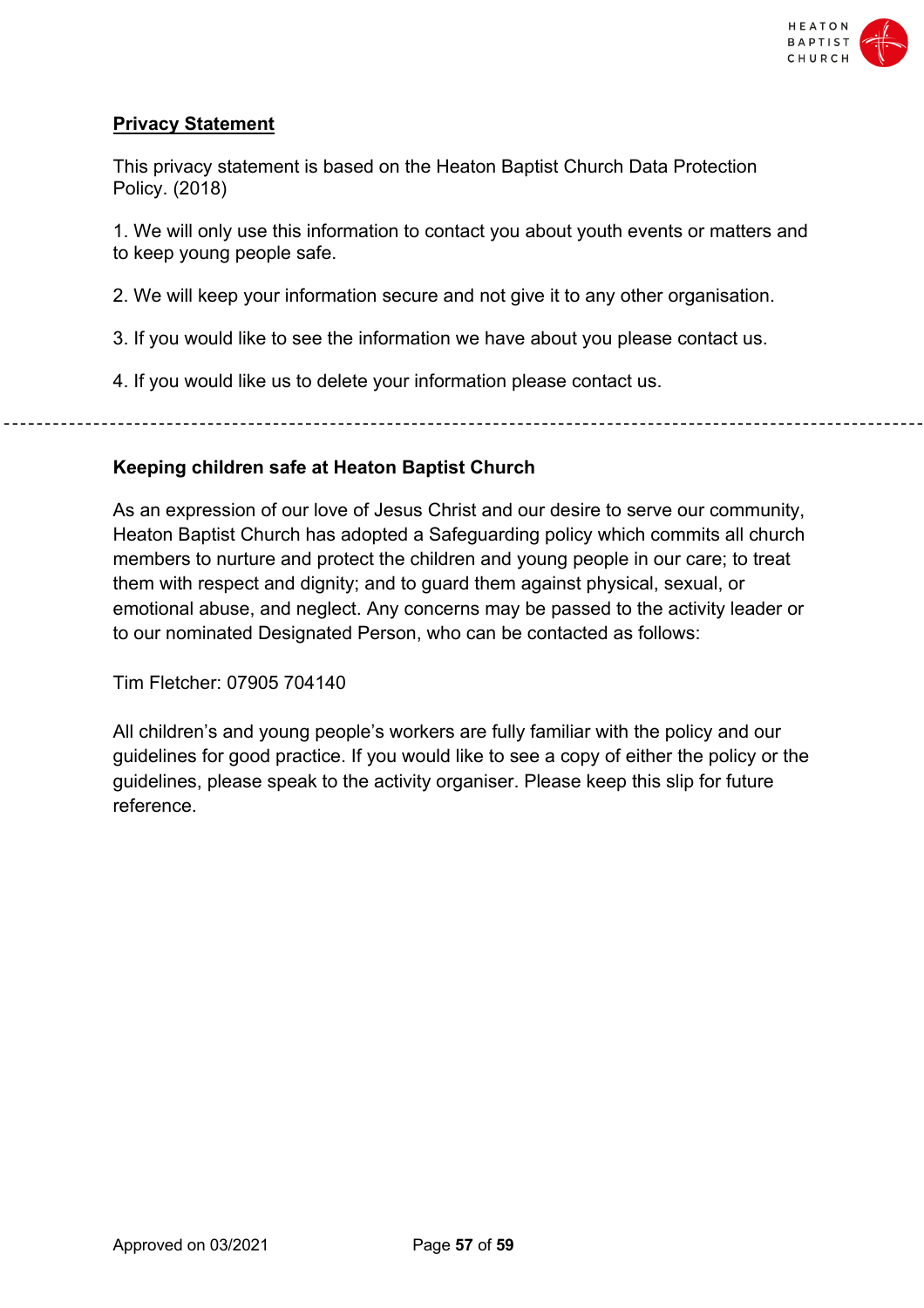**Privacy Statement**

This privacy statement is based on the Heaton Baptist Church Data Protection Policy. (2018)

1. We will only use this information to contact you about youth events or matters and to keep young people safe.

2. We will keep your information secure and not give it to any other organisation.

3. If you would like to see the information we have about you please contact us.

4. If you would like us to delete your information please contact us.

---

**Keeping children safe at Heaton Baptist Church**

As an expression of our love of Jesus Christ and our desire to serve our community, Heaton Baptist Church has adopted a Safeguarding policy which commits all church members to nurture and protect the children and young people in our care; to treat them with respect and dignity; and to guard them against physical, sexual, or emotional abuse, and neglect. Any concerns may be passed to the activity leader or to our nominated Designated Person, who can be contacted as follows:

Tim Fletcher: 07905 704140

All children's and young people's workers are fully familiar with the policy and our guidelines for good practice. If you would like to see a copy of either the policy or the guidelines, please speak to the activity organiser. Please keep this slip for future reference.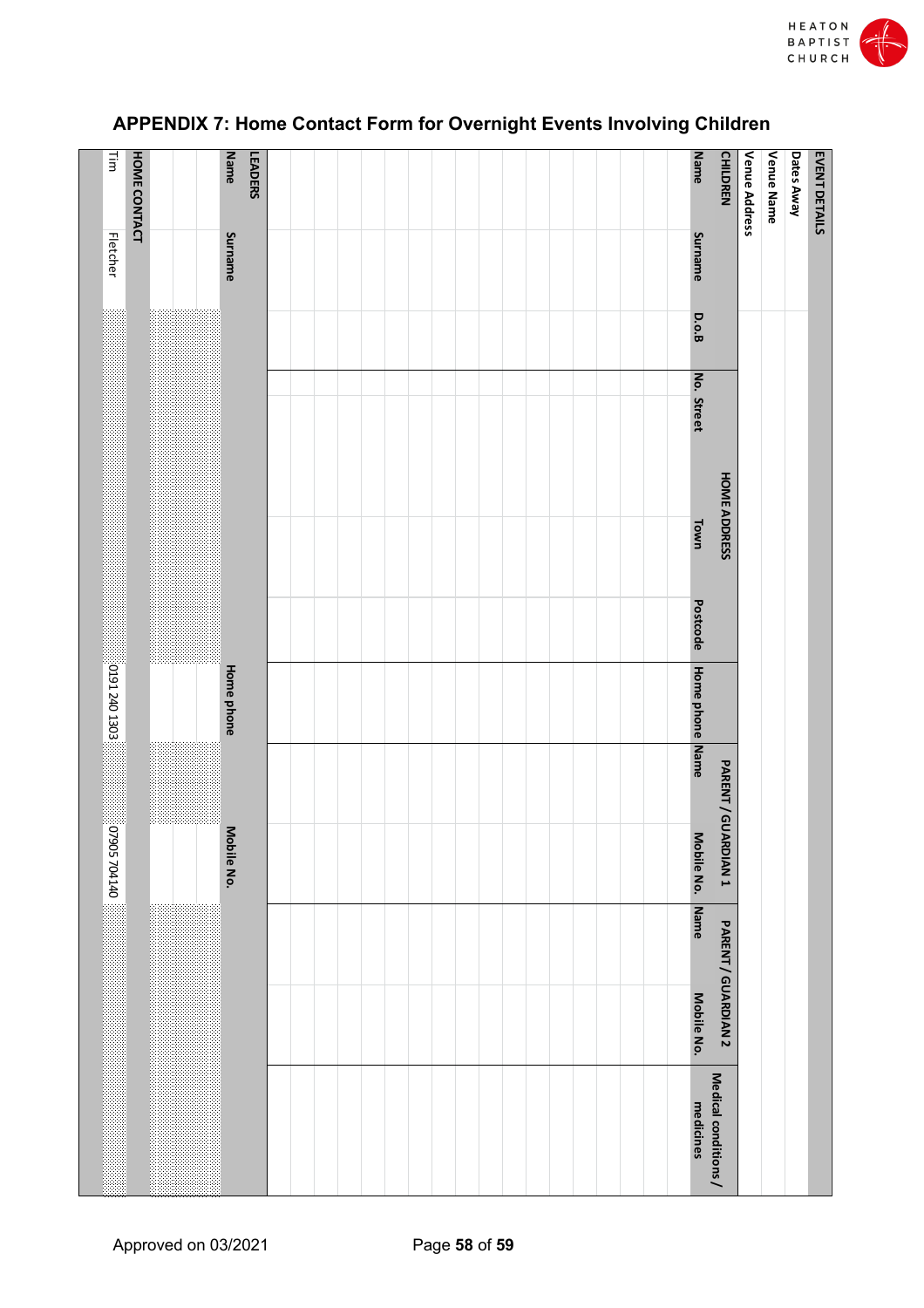## APPENDIX 7: Home Contact Form for Overnight Events Involving Children

| EVENT DETAILS | | | | | | | | | | | |
|---|---|---|---|---|---|---|---|---|---|---|---|
| Dates Away | | | | | | | | | | | |
| Venue Name | | | | | | | | | | | |
| Venue Address | | | | | | | | | | | |
| **CHILDREN** | | | **HOME ADDRESS** | | | | **PARENT / GUARDIAN 1** | | **PARENT / GUARDIAN 2** | | **Medical conditions / medicines** |
| **Name** | **Surname** | **D.o.B** | **No. Street** | **Town** | **Postcode** | **Home phone** | **Name** | **Mobile No.** | **Name** | **Mobile No.** | |
| | | | | | | | | | | | |
| | | | | | | | | | | | |
| | | | | | | | | | | | |
| | | | | | | | | | | | |
| | | | | | | | | | | | |
| | | | | | | | | | | | |
| | | | | | | | | | | | |
| | | | | | | | | | | | |
| | | | | | | | | | | | |
| | | | | | | | | | | | |
| | | | | | | | | | | | |
| | | | | | | | | | | | |
| | | | | | | | | | | | |
| | | | | | | | | | | | |
| | | | | | | | | | | | |
| | | | | | | | | | | | |
| | | | | | | | | | | | |
| | | | | | | | | | | | |
| **LEADERS** | | | | | | | | | | | |
| **Name** | **Surname** | | | | | **Home phone** | | **Mobile No.** | | | |
| | | | | | | | | | | | |
| | | | | | | | | | | | |
| **HOME CONTACT** | | | | | | | | | | | |
| Tim | Fletcher | | | | | 0191 240 1303 | | 07905 704140 | | | |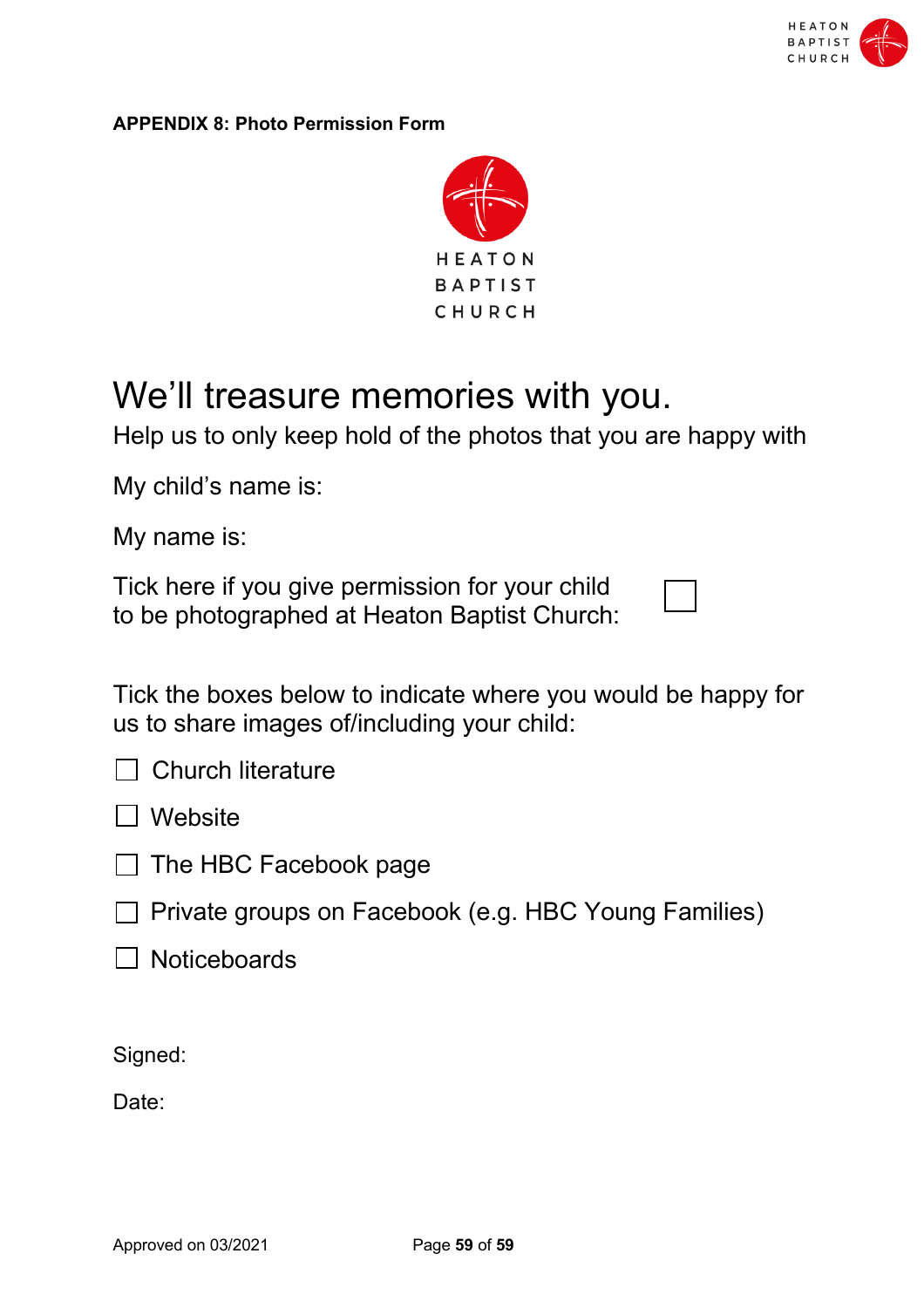**APPENDIX 8: Photo Permission Form**

HEATON
BAPTIST
CHURCH

# We'll treasure memories with you.

Help us to only keep hold of the photos that you are happy with

My child's name is:

My name is:

Tick here if you give permission for your child to be photographed at Heaton Baptist Church: ☐

Tick the boxes below to indicate where you would be happy for us to share images of/including your child:

- ☐ Church literature
- ☐ Website
- ☐ The HBC Facebook page
- ☐ Private groups on Facebook (e.g. HBC Young Families)
- ☐ Noticeboards

Signed:

Date:

Approved on 03/2021